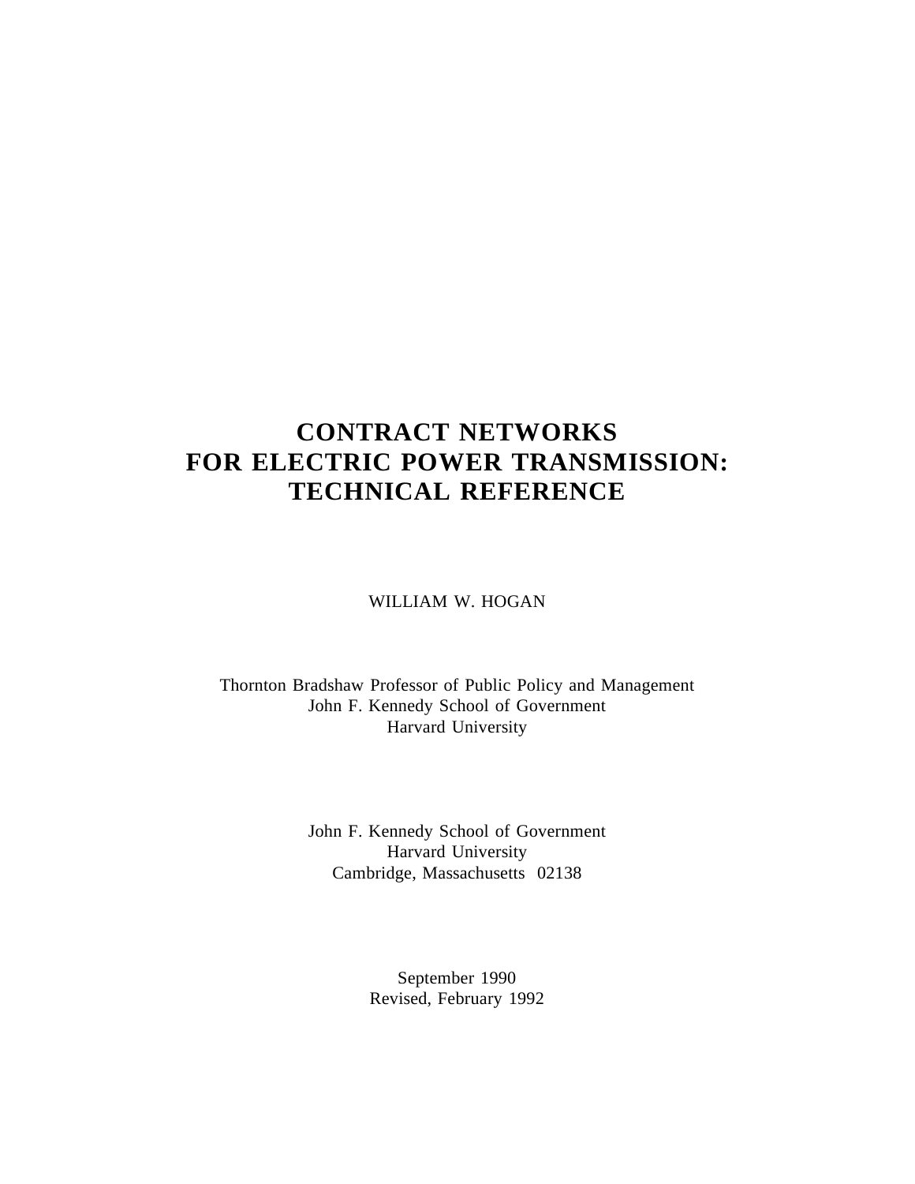# CONTRACT NETWORKS FOR ELECTRIC POWER TRANSMISSION: TECHNICAL REFERENCE

WILLIAM W. HOGAN

Thornton Bradshaw Professor of Public Policy and Management
John F. Kennedy School of Government
Harvard University

John F. Kennedy School of Government
Harvard University
Cambridge, Massachusetts 02138

September 1990
Revised, February 1992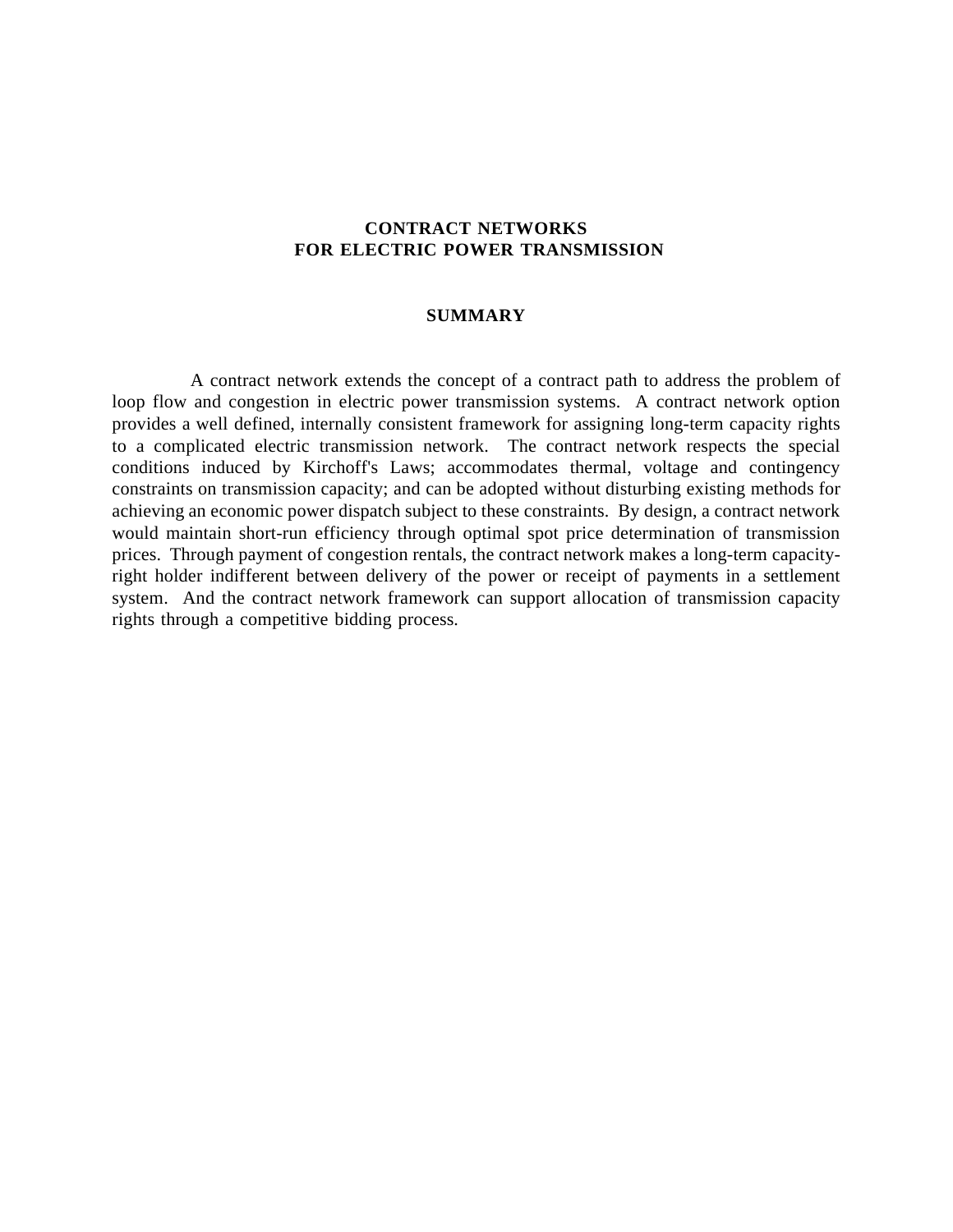# CONTRACT NETWORKS FOR ELECTRIC POWER TRANSMISSION

## SUMMARY

A contract network extends the concept of a contract path to address the problem of loop flow and congestion in electric power transmission systems. A contract network option provides a well defined, internally consistent framework for assigning long-term capacity rights to a complicated electric transmission network. The contract network respects the special conditions induced by Kirchoff's Laws; accommodates thermal, voltage and contingency constraints on transmission capacity; and can be adopted without disturbing existing methods for achieving an economic power dispatch subject to these constraints. By design, a contract network would maintain short-run efficiency through optimal spot price determination of transmission prices. Through payment of congestion rentals, the contract network makes a long-term capacity-right holder indifferent between delivery of the power or receipt of payments in a settlement system. And the contract network framework can support allocation of transmission capacity rights through a competitive bidding process.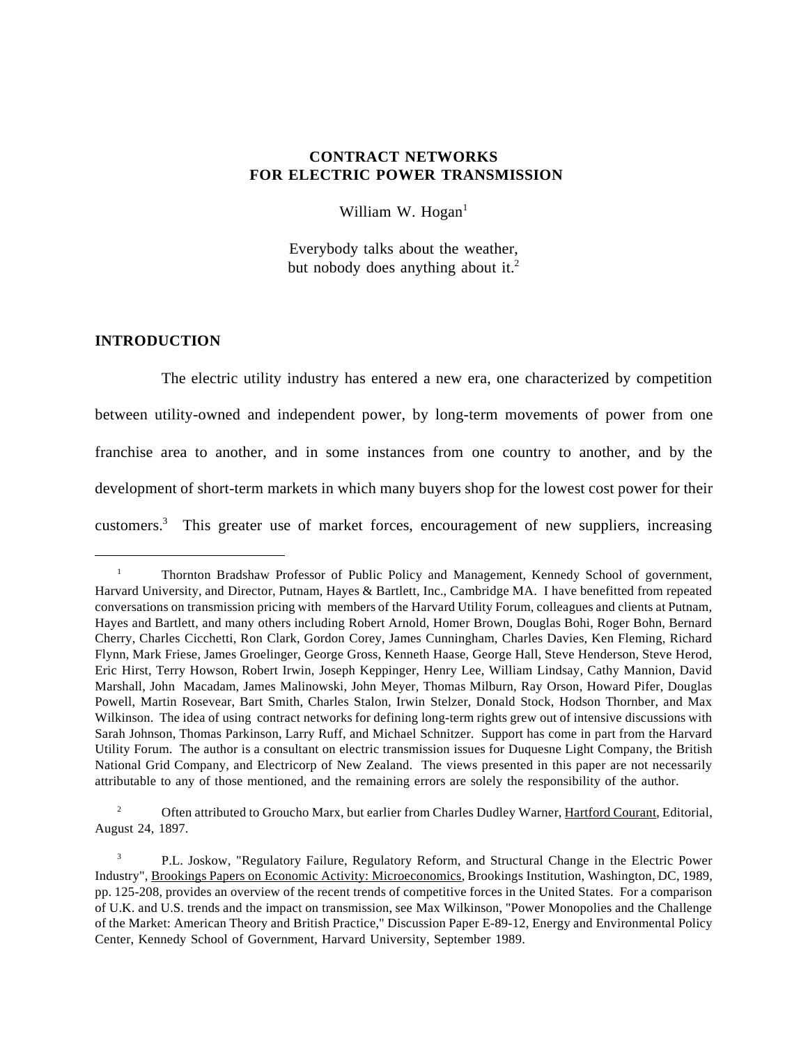# CONTRACT NETWORKS FOR ELECTRIC POWER TRANSMISSION

William W. Hogan[1]

Everybody talks about the weather,
but nobody does anything about it.[2]

## INTRODUCTION

The electric utility industry has entered a new era, one characterized by competition between utility-owned and independent power, by long-term movements of power from one franchise area to another, and in some instances from one country to another, and by the development of short-term markets in which many buyers shop for the lowest cost power for their customers.[3] This greater use of market forces, encouragement of new suppliers, increasing

---

[1] Thornton Bradshaw Professor of Public Policy and Management, Kennedy School of government, Harvard University, and Director, Putnam, Hayes & Bartlett, Inc., Cambridge MA. I have benefitted from repeated conversations on transmission pricing with members of the Harvard Utility Forum, colleagues and clients at Putnam, Hayes and Bartlett, and many others including Robert Arnold, Homer Brown, Douglas Bohi, Roger Bohn, Bernard Cherry, Charles Cicchetti, Ron Clark, Gordon Corey, James Cunningham, Charles Davies, Ken Fleming, Richard Flynn, Mark Friese, James Groelinger, George Gross, Kenneth Haase, George Hall, Steve Henderson, Steve Herod, Eric Hirst, Terry Howson, Robert Irwin, Joseph Keppinger, Henry Lee, William Lindsay, Cathy Mannion, David Marshall, John Macadam, James Malinowski, John Meyer, Thomas Milburn, Ray Orson, Howard Pifer, Douglas Powell, Martin Rosevear, Bart Smith, Charles Stalon, Irwin Stelzer, Donald Stock, Hodson Thornber, and Max Wilkinson. The idea of using contract networks for defining long-term rights grew out of intensive discussions with Sarah Johnson, Thomas Parkinson, Larry Ruff, and Michael Schnitzer. Support has come in part from the Harvard Utility Forum. The author is a consultant on electric transmission issues for Duquesne Light Company, the British National Grid Company, and Electricorp of New Zealand. The views presented in this paper are not necessarily attributable to any of those mentioned, and the remaining errors are solely the responsibility of the author.

[2] Often attributed to Groucho Marx, but earlier from Charles Dudley Warner, Hartford Courant, Editorial, August 24, 1897.

[3] P.L. Joskow, "Regulatory Failure, Regulatory Reform, and Structural Change in the Electric Power Industry", Brookings Papers on Economic Activity: Microeconomics, Brookings Institution, Washington, DC, 1989, pp. 125-208, provides an overview of the recent trends of competitive forces in the United States. For a comparison of U.K. and U.S. trends and the impact on transmission, see Max Wilkinson, "Power Monopolies and the Challenge of the Market: American Theory and British Practice," Discussion Paper E-89-12, Energy and Environmental Policy Center, Kennedy School of Government, Harvard University, September 1989.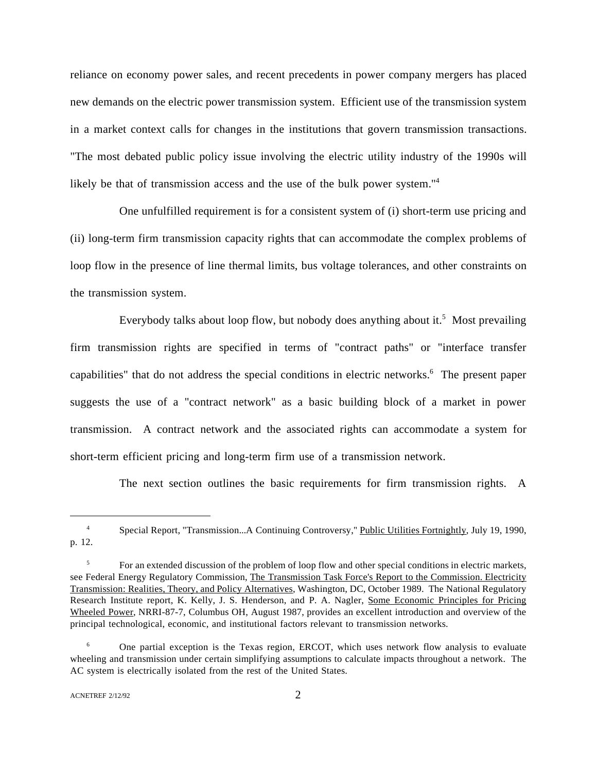reliance on economy power sales, and recent precedents in power company mergers has placed new demands on the electric power transmission system. Efficient use of the transmission system in a market context calls for changes in the institutions that govern transmission transactions. "The most debated public policy issue involving the electric utility industry of the 1990s will likely be that of transmission access and the use of the bulk power system."[4]

One unfulfilled requirement is for a consistent system of (i) short-term use pricing and (ii) long-term firm transmission capacity rights that can accommodate the complex problems of loop flow in the presence of line thermal limits, bus voltage tolerances, and other constraints on the transmission system.

Everybody talks about loop flow, but nobody does anything about it.[5] Most prevailing firm transmission rights are specified in terms of "contract paths" or "interface transfer capabilities" that do not address the special conditions in electric networks.[6] The present paper suggests the use of a "contract network" as a basic building block of a market in power transmission. A contract network and the associated rights can accommodate a system for short-term efficient pricing and long-term firm use of a transmission network.

The next section outlines the basic requirements for firm transmission rights. A

---

[4] Special Report, "Transmission...A Continuing Controversy," Public Utilities Fortnightly, July 19, 1990, p. 12.

[5] For an extended discussion of the problem of loop flow and other special conditions in electric markets, see Federal Energy Regulatory Commission, The Transmission Task Force's Report to the Commission. Electricity Transmission: Realities, Theory, and Policy Alternatives, Washington, DC, October 1989. The National Regulatory Research Institute report, K. Kelly, J. S. Henderson, and P. A. Nagler, Some Economic Principles for Pricing Wheeled Power, NRRI-87-7, Columbus OH, August 1987, provides an excellent introduction and overview of the principal technological, economic, and institutional factors relevant to transmission networks.

[6] One partial exception is the Texas region, ERCOT, which uses network flow analysis to evaluate wheeling and transmission under certain simplifying assumptions to calculate impacts throughout a network. The AC system is electrically isolated from the rest of the United States.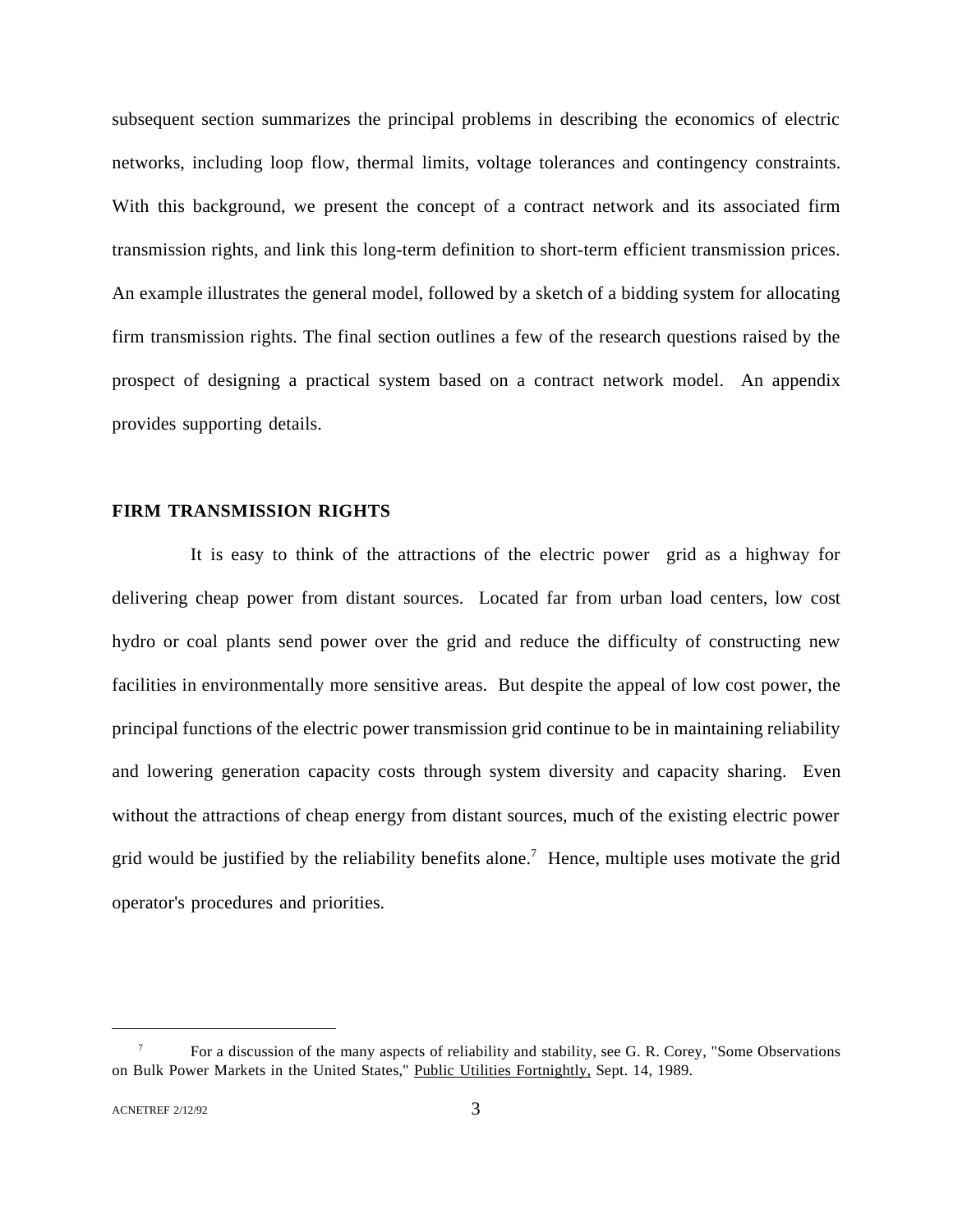subsequent section summarizes the principal problems in describing the economics of electric networks, including loop flow, thermal limits, voltage tolerances and contingency constraints. With this background, we present the concept of a contract network and its associated firm transmission rights, and link this long-term definition to short-term efficient transmission prices. An example illustrates the general model, followed by a sketch of a bidding system for allocating firm transmission rights. The final section outlines a few of the research questions raised by the prospect of designing a practical system based on a contract network model. An appendix provides supporting details.

## FIRM TRANSMISSION RIGHTS

It is easy to think of the attractions of the electric power grid as a highway for delivering cheap power from distant sources. Located far from urban load centers, low cost hydro or coal plants send power over the grid and reduce the difficulty of constructing new facilities in environmentally more sensitive areas. But despite the appeal of low cost power, the principal functions of the electric power transmission grid continue to be in maintaining reliability and lowering generation capacity costs through system diversity and capacity sharing. Even without the attractions of cheap energy from distant sources, much of the existing electric power grid would be justified by the reliability benefits alone.[7] Hence, multiple uses motivate the grid operator's procedures and priorities.

---

[7] For a discussion of the many aspects of reliability and stability, see G. R. Corey, "Some Observations on Bulk Power Markets in the United States," Public Utilities Fortnightly, Sept. 14, 1989.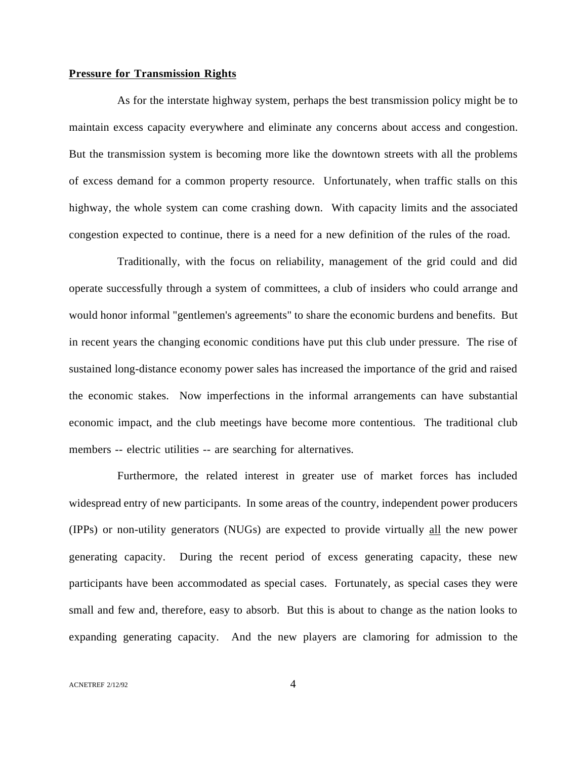**Pressure for Transmission Rights**

As for the interstate highway system, perhaps the best transmission policy might be to maintain excess capacity everywhere and eliminate any concerns about access and congestion. But the transmission system is becoming more like the downtown streets with all the problems of excess demand for a common property resource. Unfortunately, when traffic stalls on this highway, the whole system can come crashing down. With capacity limits and the associated congestion expected to continue, there is a need for a new definition of the rules of the road.

Traditionally, with the focus on reliability, management of the grid could and did operate successfully through a system of committees, a club of insiders who could arrange and would honor informal "gentlemen's agreements" to share the economic burdens and benefits. But in recent years the changing economic conditions have put this club under pressure. The rise of sustained long-distance economy power sales has increased the importance of the grid and raised the economic stakes. Now imperfections in the informal arrangements can have substantial economic impact, and the club meetings have become more contentious. The traditional club members -- electric utilities -- are searching for alternatives.

Furthermore, the related interest in greater use of market forces has included widespread entry of new participants. In some areas of the country, independent power producers (IPPs) or non-utility generators (NUGs) are expected to provide virtually all the new power generating capacity. During the recent period of excess generating capacity, these new participants have been accommodated as special cases. Fortunately, as special cases they were small and few and, therefore, easy to absorb. But this is about to change as the nation looks to expanding generating capacity. And the new players are clamoring for admission to the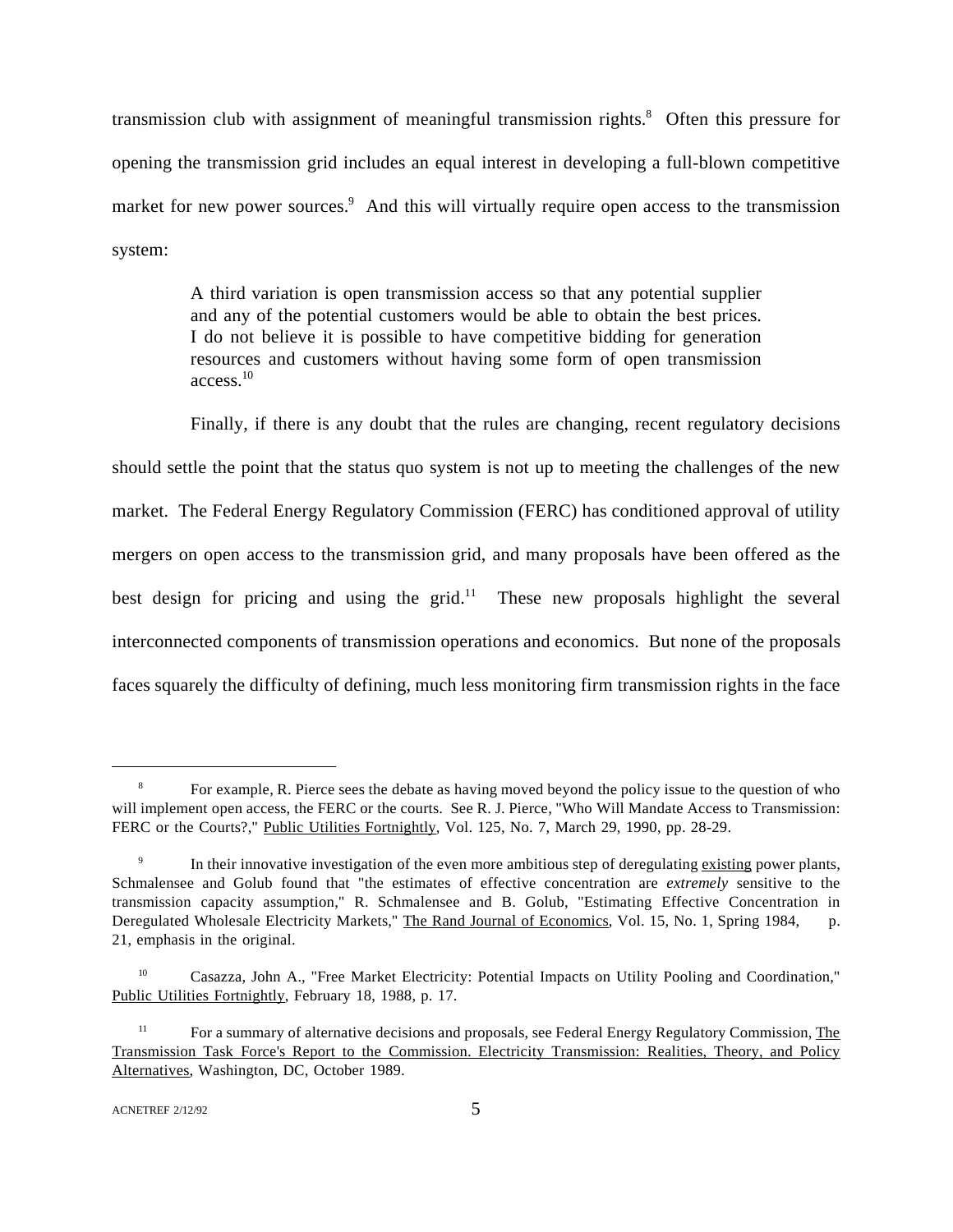transmission club with assignment of meaningful transmission rights.[8] Often this pressure for opening the transmission grid includes an equal interest in developing a full-blown competitive market for new power sources.[9] And this will virtually require open access to the transmission system:

> A third variation is open transmission access so that any potential supplier and any of the potential customers would be able to obtain the best prices. I do not believe it is possible to have competitive bidding for generation resources and customers without having some form of open transmission access.[10]

Finally, if there is any doubt that the rules are changing, recent regulatory decisions should settle the point that the status quo system is not up to meeting the challenges of the new market. The Federal Energy Regulatory Commission (FERC) has conditioned approval of utility mergers on open access to the transmission grid, and many proposals have been offered as the best design for pricing and using the grid.[11] These new proposals highlight the several interconnected components of transmission operations and economics. But none of the proposals faces squarely the difficulty of defining, much less monitoring firm transmission rights in the face

---

[8] For example, R. Pierce sees the debate as having moved beyond the policy issue to the question of who will implement open access, the FERC or the courts. See R. J. Pierce, "Who Will Mandate Access to Transmission: FERC or the Courts?," Public Utilities Fortnightly, Vol. 125, No. 7, March 29, 1990, pp. 28-29.

[9] In their innovative investigation of the even more ambitious step of deregulating existing power plants, Schmalensee and Golub found that "the estimates of effective concentration are *extremely* sensitive to the transmission capacity assumption," R. Schmalensee and B. Golub, "Estimating Effective Concentration in Deregulated Wholesale Electricity Markets," The Rand Journal of Economics, Vol. 15, No. 1, Spring 1984, p. 21, emphasis in the original.

[10] Casazza, John A., "Free Market Electricity: Potential Impacts on Utility Pooling and Coordination," Public Utilities Fortnightly, February 18, 1988, p. 17.

[11] For a summary of alternative decisions and proposals, see Federal Energy Regulatory Commission, The Transmission Task Force's Report to the Commission. Electricity Transmission: Realities, Theory, and Policy Alternatives, Washington, DC, October 1989.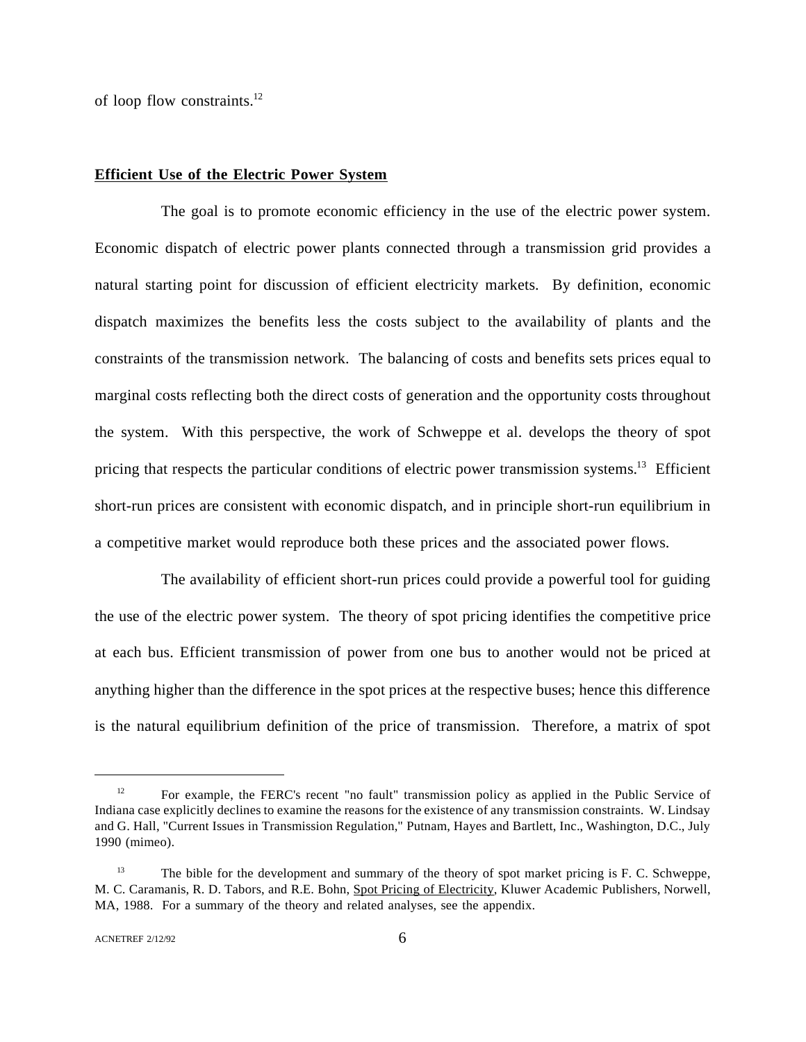of loop flow constraints.[12]

**Efficient Use of the Electric Power System**

The goal is to promote economic efficiency in the use of the electric power system. Economic dispatch of electric power plants connected through a transmission grid provides a natural starting point for discussion of efficient electricity markets. By definition, economic dispatch maximizes the benefits less the costs subject to the availability of plants and the constraints of the transmission network. The balancing of costs and benefits sets prices equal to marginal costs reflecting both the direct costs of generation and the opportunity costs throughout the system. With this perspective, the work of Schweppe et al. develops the theory of spot pricing that respects the particular conditions of electric power transmission systems.[13] Efficient short-run prices are consistent with economic dispatch, and in principle short-run equilibrium in a competitive market would reproduce both these prices and the associated power flows.

The availability of efficient short-run prices could provide a powerful tool for guiding the use of the electric power system. The theory of spot pricing identifies the competitive price at each bus. Efficient transmission of power from one bus to another would not be priced at anything higher than the difference in the spot prices at the respective buses; hence this difference is the natural equilibrium definition of the price of transmission. Therefore, a matrix of spot

---

[12] For example, the FERC's recent "no fault" transmission policy as applied in the Public Service of Indiana case explicitly declines to examine the reasons for the existence of any transmission constraints. W. Lindsay and G. Hall, "Current Issues in Transmission Regulation," Putnam, Hayes and Bartlett, Inc., Washington, D.C., July 1990 (mimeo).

[13] The bible for the development and summary of the theory of spot market pricing is F. C. Schweppe, M. C. Caramanis, R. D. Tabors, and R.E. Bohn, Spot Pricing of Electricity, Kluwer Academic Publishers, Norwell, MA, 1988. For a summary of the theory and related analyses, see the appendix.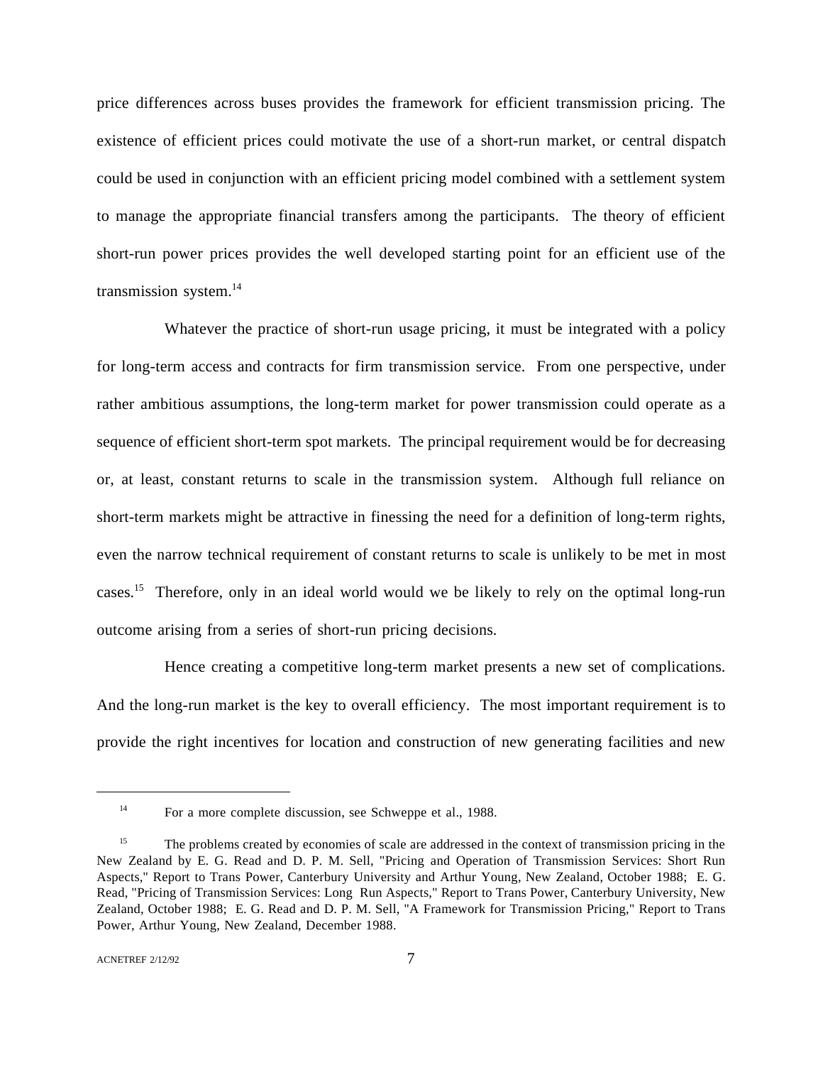price differences across buses provides the framework for efficient transmission pricing. The existence of efficient prices could motivate the use of a short-run market, or central dispatch could be used in conjunction with an efficient pricing model combined with a settlement system to manage the appropriate financial transfers among the participants. The theory of efficient short-run power prices provides the well developed starting point for an efficient use of the transmission system.[14]

Whatever the practice of short-run usage pricing, it must be integrated with a policy for long-term access and contracts for firm transmission service. From one perspective, under rather ambitious assumptions, the long-term market for power transmission could operate as a sequence of efficient short-term spot markets. The principal requirement would be for decreasing or, at least, constant returns to scale in the transmission system. Although full reliance on short-term markets might be attractive in finessing the need for a definition of long-term rights, even the narrow technical requirement of constant returns to scale is unlikely to be met in most cases.[15] Therefore, only in an ideal world would we be likely to rely on the optimal long-run outcome arising from a series of short-run pricing decisions.

Hence creating a competitive long-term market presents a new set of complications. And the long-run market is the key to overall efficiency. The most important requirement is to provide the right incentives for location and construction of new generating facilities and new

---

[14] For a more complete discussion, see Schweppe et al., 1988.

[15] The problems created by economies of scale are addressed in the context of transmission pricing in the New Zealand by E. G. Read and D. P. M. Sell, "Pricing and Operation of Transmission Services: Short Run Aspects," Report to Trans Power, Canterbury University and Arthur Young, New Zealand, October 1988; E. G. Read, "Pricing of Transmission Services: Long Run Aspects," Report to Trans Power, Canterbury University, New Zealand, October 1988; E. G. Read and D. P. M. Sell, "A Framework for Transmission Pricing," Report to Trans Power, Arthur Young, New Zealand, December 1988.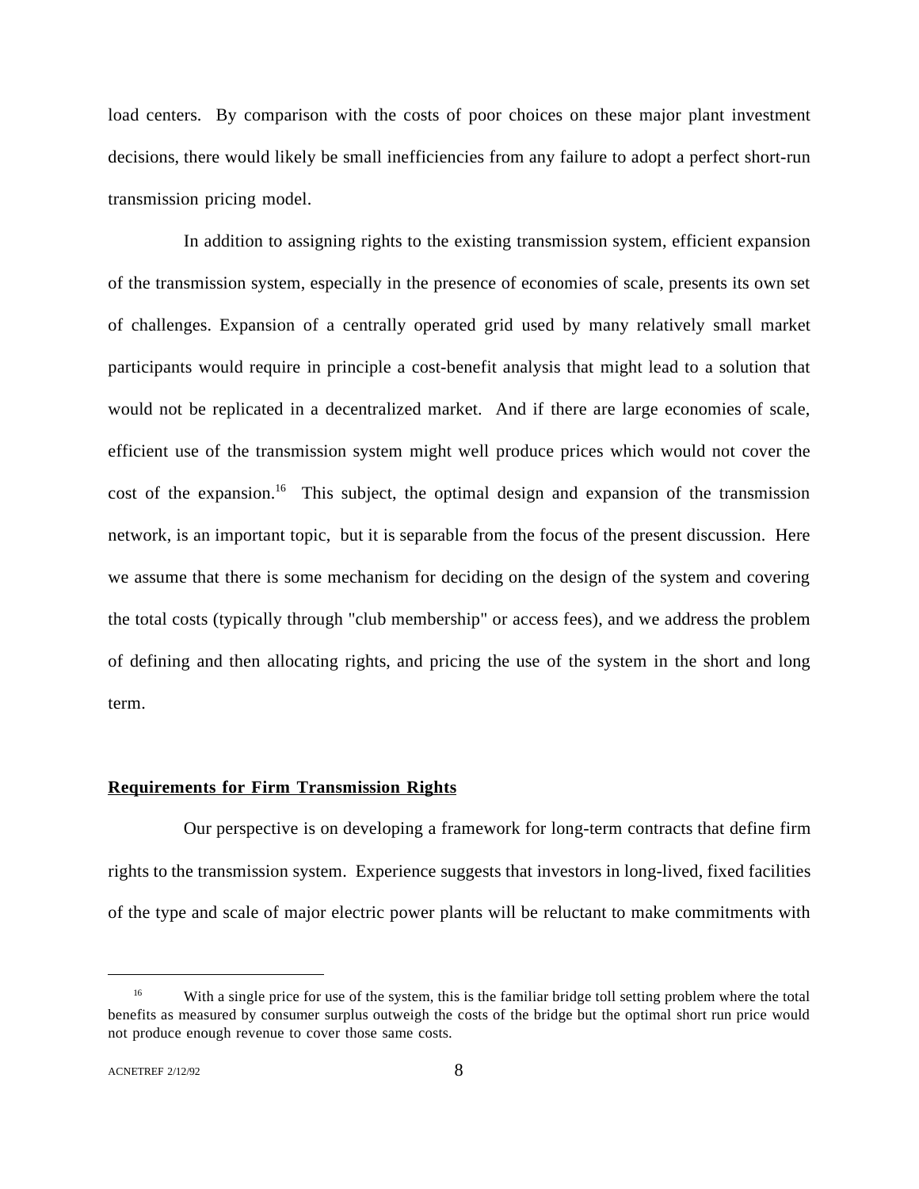load centers. By comparison with the costs of poor choices on these major plant investment decisions, there would likely be small inefficiencies from any failure to adopt a perfect short-run transmission pricing model.

In addition to assigning rights to the existing transmission system, efficient expansion of the transmission system, especially in the presence of economies of scale, presents its own set of challenges. Expansion of a centrally operated grid used by many relatively small market participants would require in principle a cost-benefit analysis that might lead to a solution that would not be replicated in a decentralized market. And if there are large economies of scale, efficient use of the transmission system might well produce prices which would not cover the cost of the expansion.[16] This subject, the optimal design and expansion of the transmission network, is an important topic, but it is separable from the focus of the present discussion. Here we assume that there is some mechanism for deciding on the design of the system and covering the total costs (typically through "club membership" or access fees), and we address the problem of defining and then allocating rights, and pricing the use of the system in the short and long term.

**Requirements for Firm Transmission Rights**

Our perspective is on developing a framework for long-term contracts that define firm rights to the transmission system. Experience suggests that investors in long-lived, fixed facilities of the type and scale of major electric power plants will be reluctant to make commitments with

---

[16] With a single price for use of the system, this is the familiar bridge toll setting problem where the total benefits as measured by consumer surplus outweigh the costs of the bridge but the optimal short run price would not produce enough revenue to cover those same costs.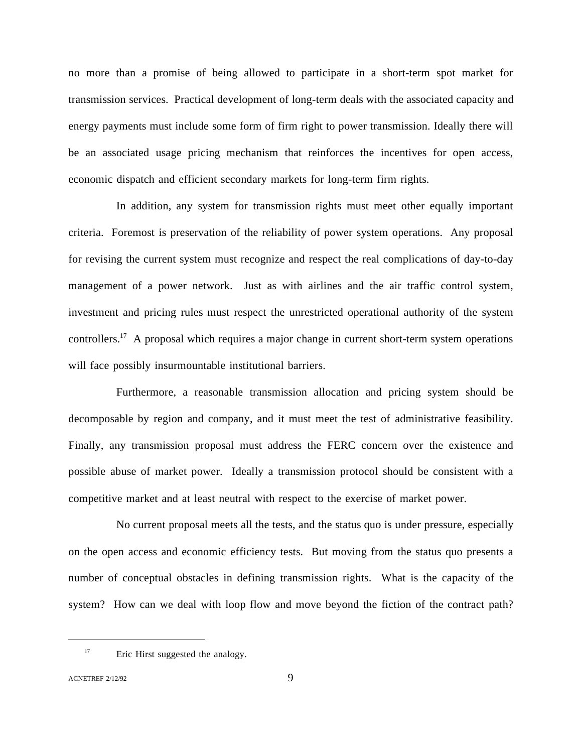no more than a promise of being allowed to participate in a short-term spot market for transmission services. Practical development of long-term deals with the associated capacity and energy payments must include some form of firm right to power transmission. Ideally there will be an associated usage pricing mechanism that reinforces the incentives for open access, economic dispatch and efficient secondary markets for long-term firm rights.

In addition, any system for transmission rights must meet other equally important criteria. Foremost is preservation of the reliability of power system operations. Any proposal for revising the current system must recognize and respect the real complications of day-to-day management of a power network. Just as with airlines and the air traffic control system, investment and pricing rules must respect the unrestricted operational authority of the system controllers.[17] A proposal which requires a major change in current short-term system operations will face possibly insurmountable institutional barriers.

Furthermore, a reasonable transmission allocation and pricing system should be decomposable by region and company, and it must meet the test of administrative feasibility. Finally, any transmission proposal must address the FERC concern over the existence and possible abuse of market power. Ideally a transmission protocol should be consistent with a competitive market and at least neutral with respect to the exercise of market power.

No current proposal meets all the tests, and the status quo is under pressure, especially on the open access and economic efficiency tests. But moving from the status quo presents a number of conceptual obstacles in defining transmission rights. What is the capacity of the system? How can we deal with loop flow and move beyond the fiction of the contract path?

---

[17] Eric Hirst suggested the analogy.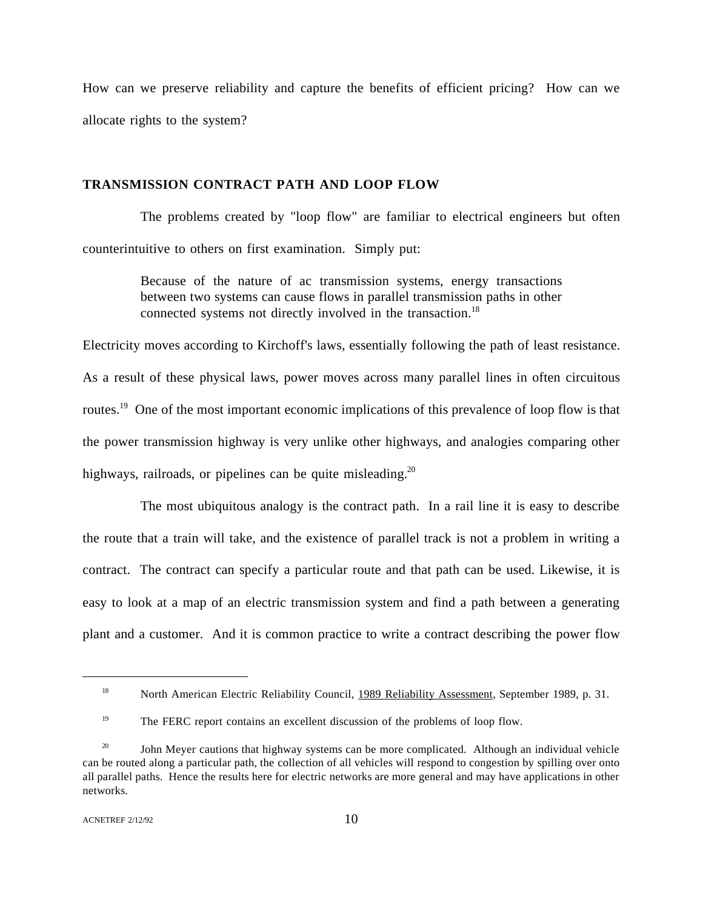How can we preserve reliability and capture the benefits of efficient pricing? How can we allocate rights to the system?

## TRANSMISSION CONTRACT PATH AND LOOP FLOW

The problems created by "loop flow" are familiar to electrical engineers but often counterintuitive to others on first examination. Simply put:

> Because of the nature of ac transmission systems, energy transactions between two systems can cause flows in parallel transmission paths in other connected systems not directly involved in the transaction.[18]

Electricity moves according to Kirchoff's laws, essentially following the path of least resistance. As a result of these physical laws, power moves across many parallel lines in often circuitous routes.[19] One of the most important economic implications of this prevalence of loop flow is that the power transmission highway is very unlike other highways, and analogies comparing other highways, railroads, or pipelines can be quite misleading.[20]

The most ubiquitous analogy is the contract path. In a rail line it is easy to describe the route that a train will take, and the existence of parallel track is not a problem in writing a contract. The contract can specify a particular route and that path can be used. Likewise, it is easy to look at a map of an electric transmission system and find a path between a generating plant and a customer. And it is common practice to write a contract describing the power flow

---

[18] North American Electric Reliability Council, 1989 Reliability Assessment, September 1989, p. 31.

[19] The FERC report contains an excellent discussion of the problems of loop flow.

[20] John Meyer cautions that highway systems can be more complicated. Although an individual vehicle can be routed along a particular path, the collection of all vehicles will respond to congestion by spilling over onto all parallel paths. Hence the results here for electric networks are more general and may have applications in other networks.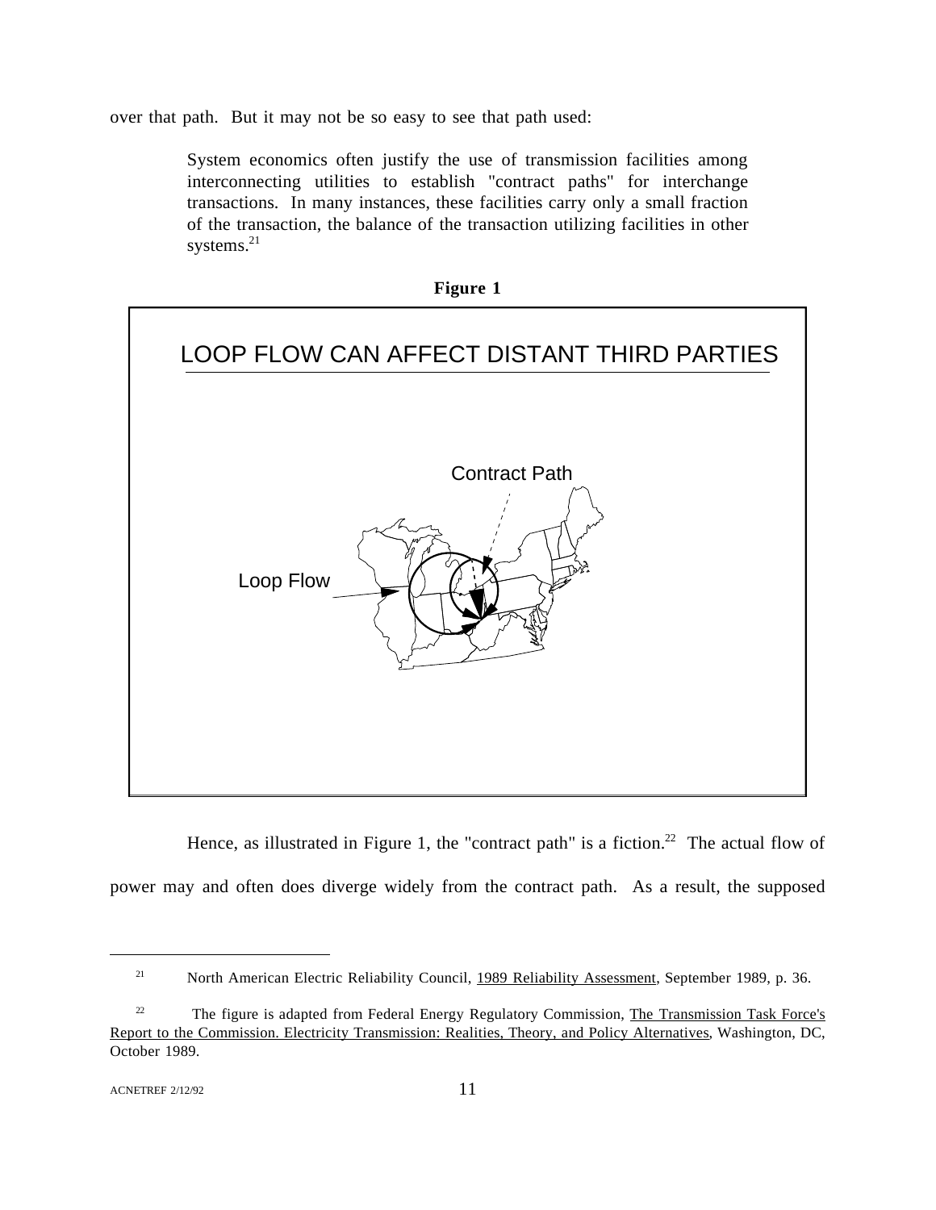over that path. But it may not be so easy to see that path used:

> System economics often justify the use of transmission facilities among interconnecting utilities to establish "contract paths" for interchange transactions. In many instances, these facilities carry only a small fraction of the transaction, the balance of the transaction utilizing facilities in other systems.[21]

**Figure 1**

LOOP FLOW CAN AFFECT DISTANT THIRD PARTIES

Contract Path

Loop Flow

Hence, as illustrated in Figure 1, the "contract path" is a fiction.[22] The actual flow of power may and often does diverge widely from the contract path. As a result, the supposed

---

[21] North American Electric Reliability Council, 1989 Reliability Assessment, September 1989, p. 36.

[22] The figure is adapted from Federal Energy Regulatory Commission, The Transmission Task Force's Report to the Commission. Electricity Transmission: Realities, Theory, and Policy Alternatives, Washington, DC, October 1989.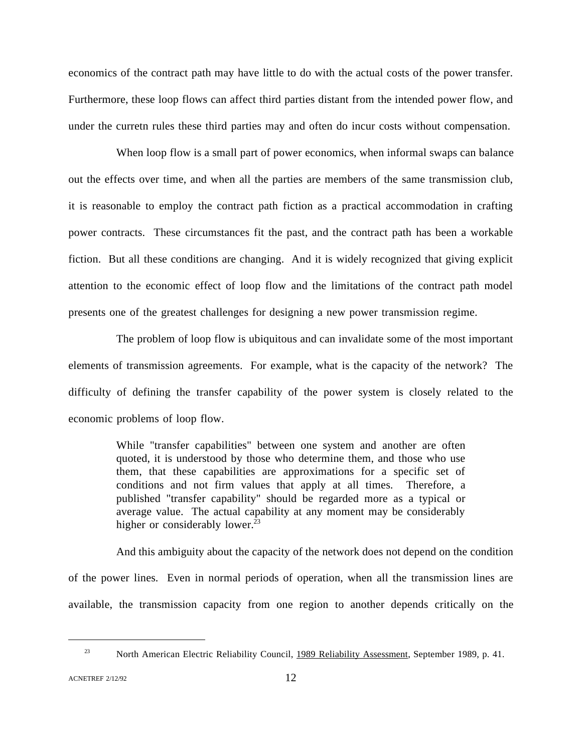economics of the contract path may have little to do with the actual costs of the power transfer. Furthermore, these loop flows can affect third parties distant from the intended power flow, and under the curretn rules these third parties may and often do incur costs without compensation.

When loop flow is a small part of power economics, when informal swaps can balance out the effects over time, and when all the parties are members of the same transmission club, it is reasonable to employ the contract path fiction as a practical accommodation in crafting power contracts. These circumstances fit the past, and the contract path has been a workable fiction. But all these conditions are changing. And it is widely recognized that giving explicit attention to the economic effect of loop flow and the limitations of the contract path model presents one of the greatest challenges for designing a new power transmission regime.

The problem of loop flow is ubiquitous and can invalidate some of the most important elements of transmission agreements. For example, what is the capacity of the network? The difficulty of defining the transfer capability of the power system is closely related to the economic problems of loop flow.

> While "transfer capabilities" between one system and another are often quoted, it is understood by those who determine them, and those who use them, that these capabilities are approximations for a specific set of conditions and not firm values that apply at all times. Therefore, a published "transfer capability" should be regarded more as a typical or average value. The actual capability at any moment may be considerably higher or considerably lower.[23]

And this ambiguity about the capacity of the network does not depend on the condition of the power lines. Even in normal periods of operation, when all the transmission lines are available, the transmission capacity from one region to another depends critically on the

---

[23] North American Electric Reliability Council, 1989 Reliability Assessment, September 1989, p. 41.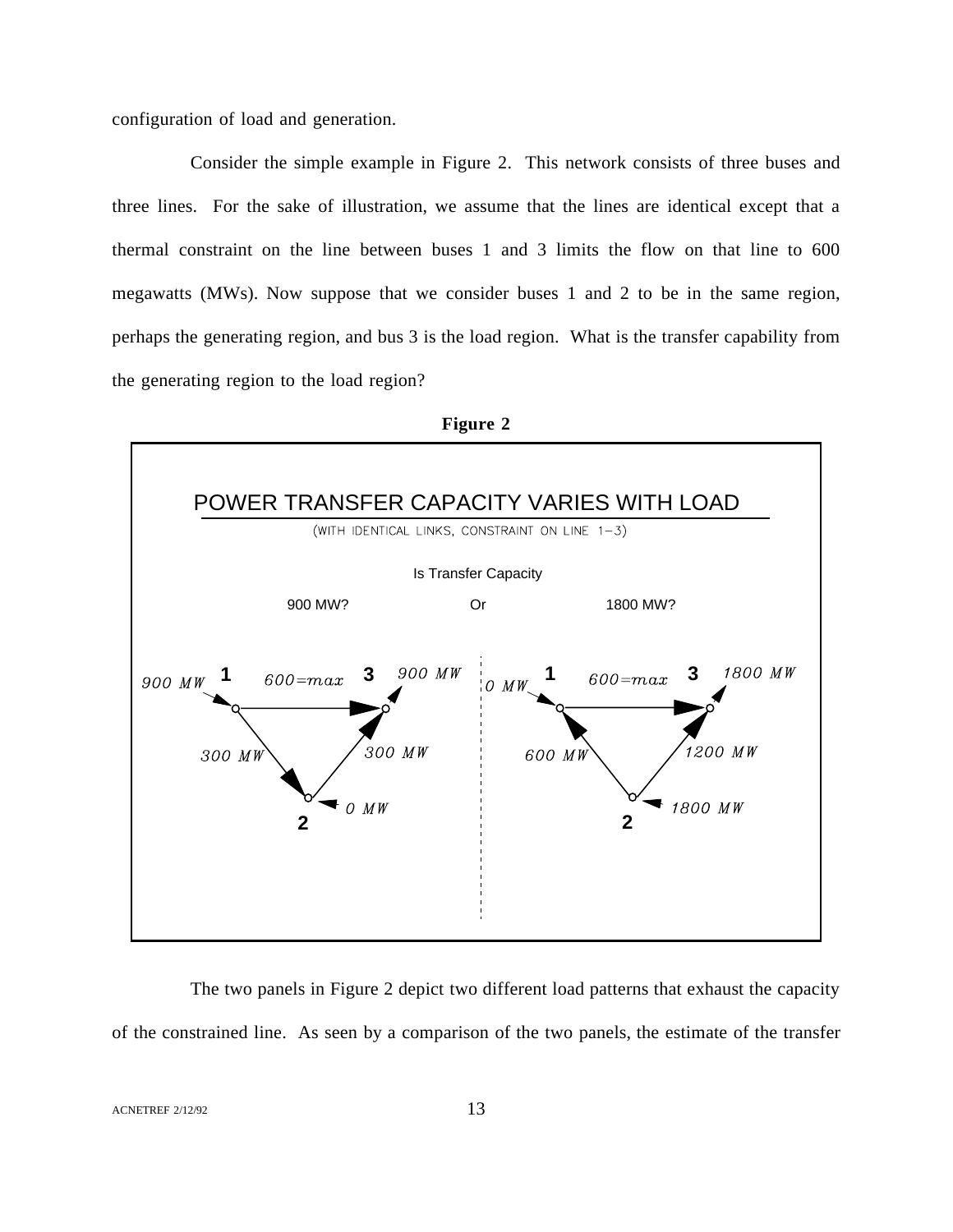configuration of load and generation.

Consider the simple example in Figure 2. This network consists of three buses and three lines. For the sake of illustration, we assume that the lines are identical except that a thermal constraint on the line between buses 1 and 3 limits the flow on that line to 600 megawatts (MWs). Now suppose that we consider buses 1 and 2 to be in the same region, perhaps the generating region, and bus 3 is the load region. What is the transfer capability from the generating region to the load region?

**Figure 2**

POWER TRANSFER CAPACITY VARIES WITH LOAD

(WITH IDENTICAL LINKS, CONSTRAINT ON LINE 1−3)

Is Transfer Capacity

900 MW? Or 1800 MW?

The two panels in Figure 2 depict two different load patterns that exhaust the capacity of the constrained line. As seen by a comparison of the two panels, the estimate of the transfer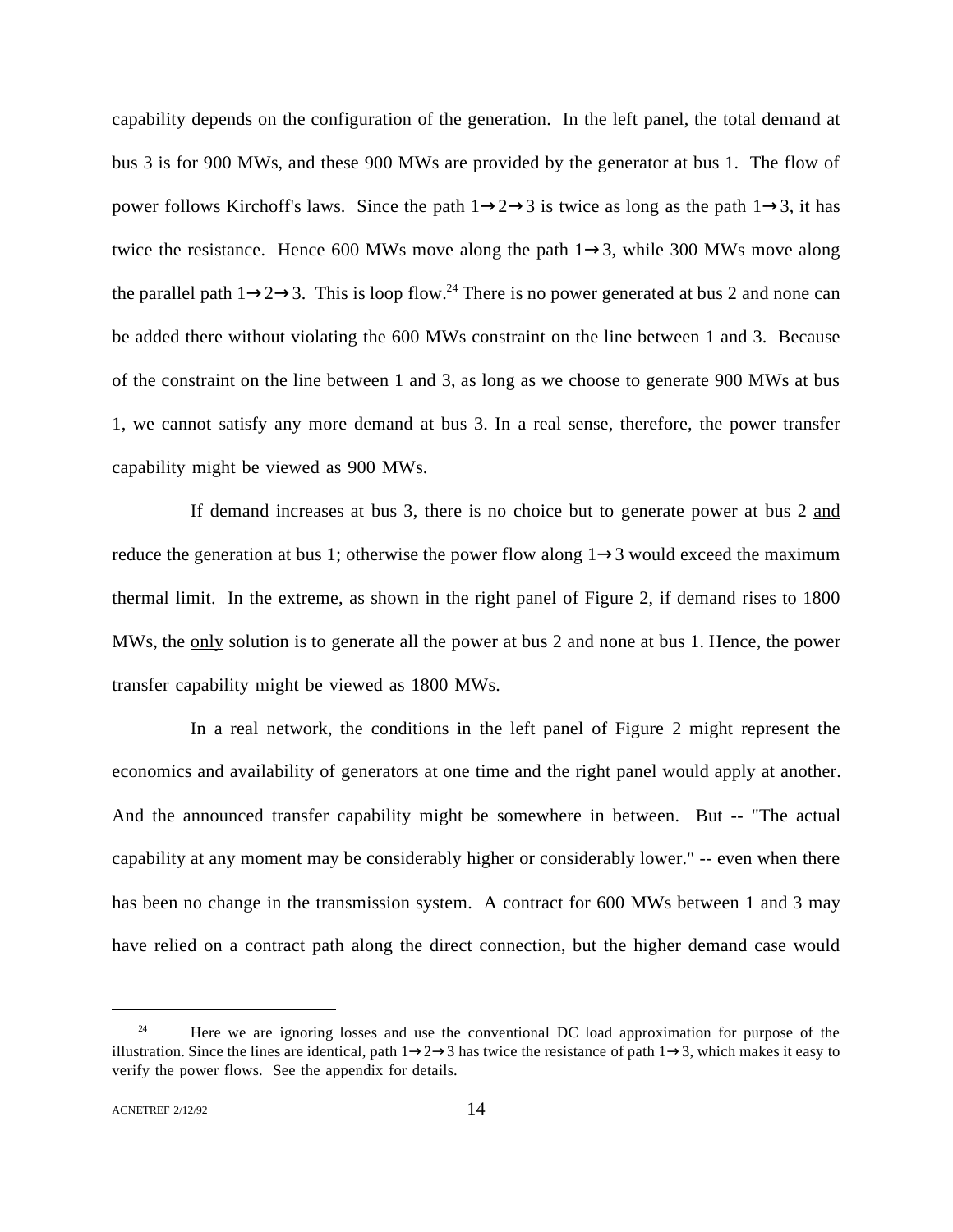capability depends on the configuration of the generation. In the left panel, the total demand at bus 3 is for 900 MWs, and these 900 MWs are provided by the generator at bus 1. The flow of power follows Kirchoff's laws. Since the path 1→2→3 is twice as long as the path 1→3, it has twice the resistance. Hence 600 MWs move along the path 1→3, while 300 MWs move along the parallel path 1→2→3. This is loop flow.[24] There is no power generated at bus 2 and none can be added there without violating the 600 MWs constraint on the line between 1 and 3. Because of the constraint on the line between 1 and 3, as long as we choose to generate 900 MWs at bus 1, we cannot satisfy any more demand at bus 3. In a real sense, therefore, the power transfer capability might be viewed as 900 MWs.

If demand increases at bus 3, there is no choice but to generate power at bus 2 <u>and</u> reduce the generation at bus 1; otherwise the power flow along 1→3 would exceed the maximum thermal limit. In the extreme, as shown in the right panel of Figure 2, if demand rises to 1800 MWs, the <u>only</u> solution is to generate all the power at bus 2 and none at bus 1. Hence, the power transfer capability might be viewed as 1800 MWs.

In a real network, the conditions in the left panel of Figure 2 might represent the economics and availability of generators at one time and the right panel would apply at another. And the announced transfer capability might be somewhere in between. But -- "The actual capability at any moment may be considerably higher or considerably lower." -- even when there has been no change in the transmission system. A contract for 600 MWs between 1 and 3 may have relied on a contract path along the direct connection, but the higher demand case would

---

[24] Here we are ignoring losses and use the conventional DC load approximation for purpose of the illustration. Since the lines are identical, path 1→2→3 has twice the resistance of path 1→3, which makes it easy to verify the power flows. See the appendix for details.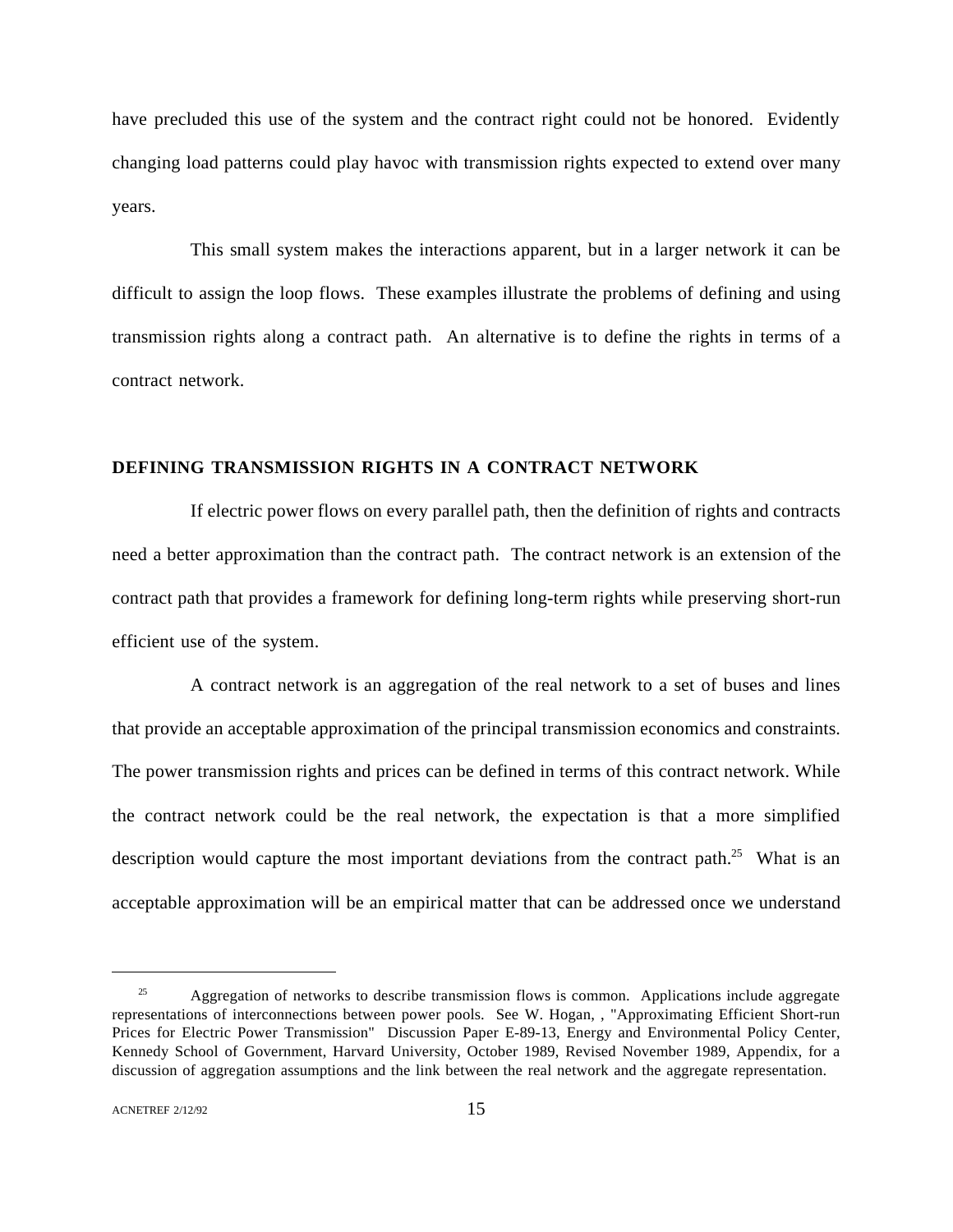have precluded this use of the system and the contract right could not be honored. Evidently changing load patterns could play havoc with transmission rights expected to extend over many years.

This small system makes the interactions apparent, but in a larger network it can be difficult to assign the loop flows. These examples illustrate the problems of defining and using transmission rights along a contract path. An alternative is to define the rights in terms of a contract network.

## DEFINING TRANSMISSION RIGHTS IN A CONTRACT NETWORK

If electric power flows on every parallel path, then the definition of rights and contracts need a better approximation than the contract path. The contract network is an extension of the contract path that provides a framework for defining long-term rights while preserving short-run efficient use of the system.

A contract network is an aggregation of the real network to a set of buses and lines that provide an acceptable approximation of the principal transmission economics and constraints. The power transmission rights and prices can be defined in terms of this contract network. While the contract network could be the real network, the expectation is that a more simplified description would capture the most important deviations from the contract path.[25] What is an acceptable approximation will be an empirical matter that can be addressed once we understand

---

[25] Aggregation of networks to describe transmission flows is common. Applications include aggregate representations of interconnections between power pools. See W. Hogan, , "Approximating Efficient Short-run Prices for Electric Power Transmission" Discussion Paper E-89-13, Energy and Environmental Policy Center, Kennedy School of Government, Harvard University, October 1989, Revised November 1989, Appendix, for a discussion of aggregation assumptions and the link between the real network and the aggregate representation.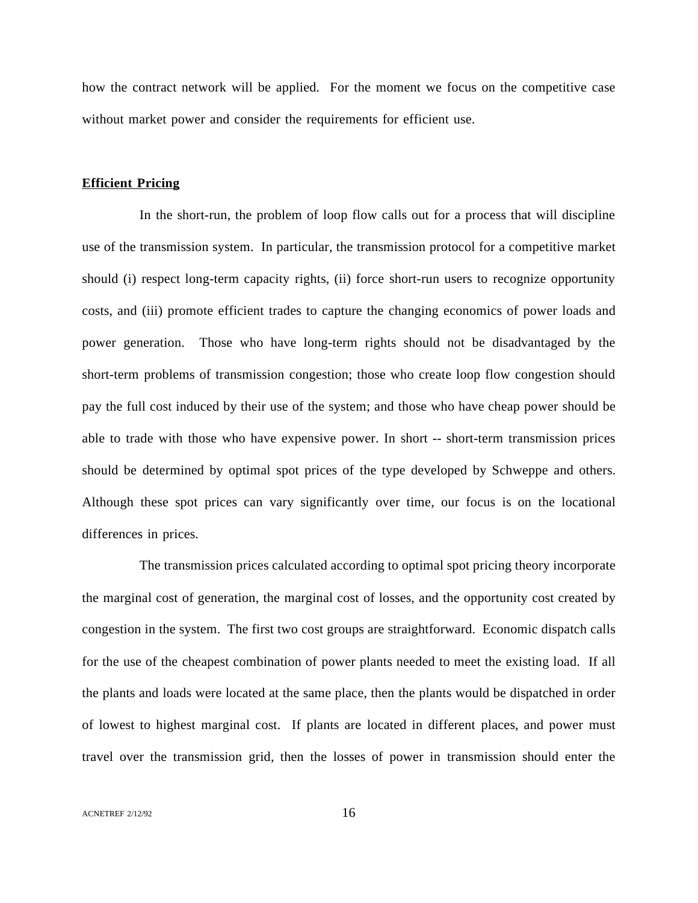how the contract network will be applied. For the moment we focus on the competitive case without market power and consider the requirements for efficient use.

**Efficient Pricing**

In the short-run, the problem of loop flow calls out for a process that will discipline use of the transmission system. In particular, the transmission protocol for a competitive market should (i) respect long-term capacity rights, (ii) force short-run users to recognize opportunity costs, and (iii) promote efficient trades to capture the changing economics of power loads and power generation. Those who have long-term rights should not be disadvantaged by the short-term problems of transmission congestion; those who create loop flow congestion should pay the full cost induced by their use of the system; and those who have cheap power should be able to trade with those who have expensive power. In short -- short-term transmission prices should be determined by optimal spot prices of the type developed by Schweppe and others. Although these spot prices can vary significantly over time, our focus is on the locational differences in prices.

The transmission prices calculated according to optimal spot pricing theory incorporate the marginal cost of generation, the marginal cost of losses, and the opportunity cost created by congestion in the system. The first two cost groups are straightforward. Economic dispatch calls for the use of the cheapest combination of power plants needed to meet the existing load. If all the plants and loads were located at the same place, then the plants would be dispatched in order of lowest to highest marginal cost. If plants are located in different places, and power must travel over the transmission grid, then the losses of power in transmission should enter the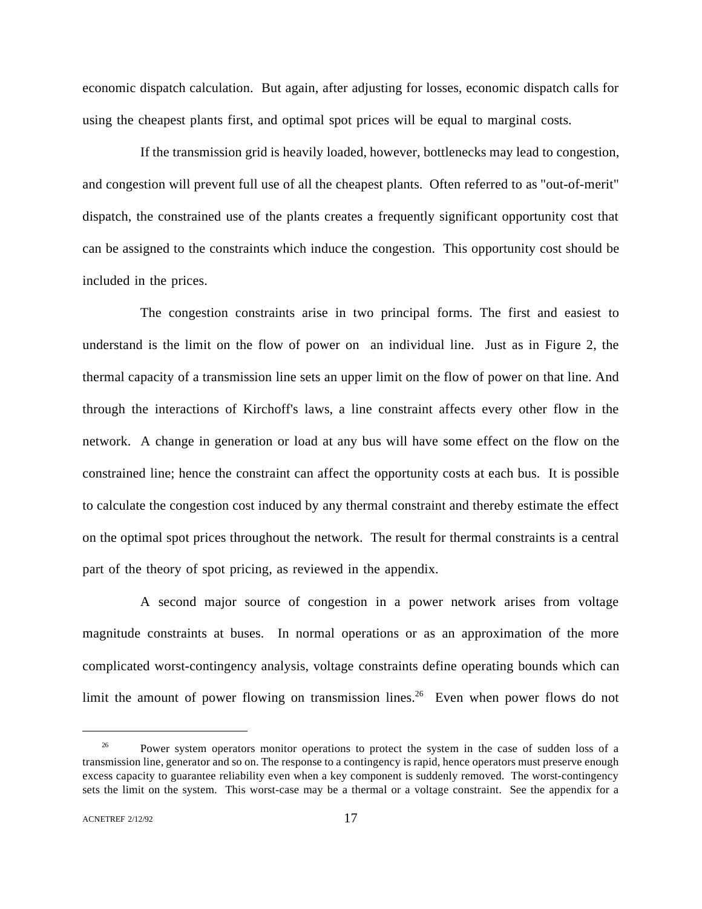economic dispatch calculation. But again, after adjusting for losses, economic dispatch calls for using the cheapest plants first, and optimal spot prices will be equal to marginal costs.

If the transmission grid is heavily loaded, however, bottlenecks may lead to congestion, and congestion will prevent full use of all the cheapest plants. Often referred to as "out-of-merit" dispatch, the constrained use of the plants creates a frequently significant opportunity cost that can be assigned to the constraints which induce the congestion. This opportunity cost should be included in the prices.

The congestion constraints arise in two principal forms. The first and easiest to understand is the limit on the flow of power on an individual line. Just as in Figure 2, the thermal capacity of a transmission line sets an upper limit on the flow of power on that line. And through the interactions of Kirchoff's laws, a line constraint affects every other flow in the network. A change in generation or load at any bus will have some effect on the flow on the constrained line; hence the constraint can affect the opportunity costs at each bus. It is possible to calculate the congestion cost induced by any thermal constraint and thereby estimate the effect on the optimal spot prices throughout the network. The result for thermal constraints is a central part of the theory of spot pricing, as reviewed in the appendix.

A second major source of congestion in a power network arises from voltage magnitude constraints at buses. In normal operations or as an approximation of the more complicated worst-contingency analysis, voltage constraints define operating bounds which can limit the amount of power flowing on transmission lines.[26] Even when power flows do not

[26] Power system operators monitor operations to protect the system in the case of sudden loss of a transmission line, generator and so on. The response to a contingency is rapid, hence operators must preserve enough excess capacity to guarantee reliability even when a key component is suddenly removed. The worst-contingency sets the limit on the system. This worst-case may be a thermal or a voltage constraint. See the appendix for a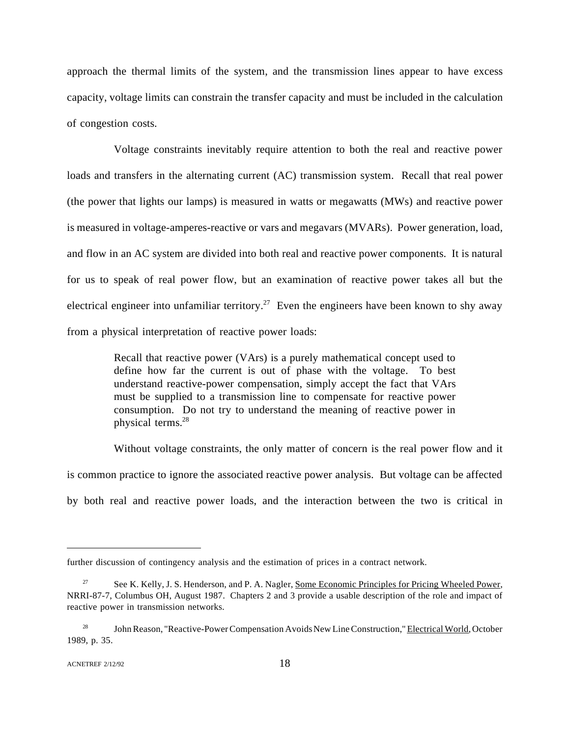approach the thermal limits of the system, and the transmission lines appear to have excess capacity, voltage limits can constrain the transfer capacity and must be included in the calculation of congestion costs.

Voltage constraints inevitably require attention to both the real and reactive power loads and transfers in the alternating current (AC) transmission system. Recall that real power (the power that lights our lamps) is measured in watts or megawatts (MWs) and reactive power is measured in voltage-amperes-reactive or vars and megavars (MVARs). Power generation, load, and flow in an AC system are divided into both real and reactive power components. It is natural for us to speak of real power flow, but an examination of reactive power takes all but the electrical engineer into unfamiliar territory.[27] Even the engineers have been known to shy away from a physical interpretation of reactive power loads:

> Recall that reactive power (VArs) is a purely mathematical concept used to define how far the current is out of phase with the voltage. To best understand reactive-power compensation, simply accept the fact that VArs must be supplied to a transmission line to compensate for reactive power consumption. Do not try to understand the meaning of reactive power in physical terms.[28]

Without voltage constraints, the only matter of concern is the real power flow and it is common practice to ignore the associated reactive power analysis. But voltage can be affected by both real and reactive power loads, and the interaction between the two is critical in

---

further discussion of contingency analysis and the estimation of prices in a contract network.

[27] See K. Kelly, J. S. Henderson, and P. A. Nagler, Some Economic Principles for Pricing Wheeled Power, NRRI-87-7, Columbus OH, August 1987. Chapters 2 and 3 provide a usable description of the role and impact of reactive power in transmission networks.

[28] John Reason, "Reactive-Power Compensation Avoids New Line Construction," Electrical World, October 1989, p. 35.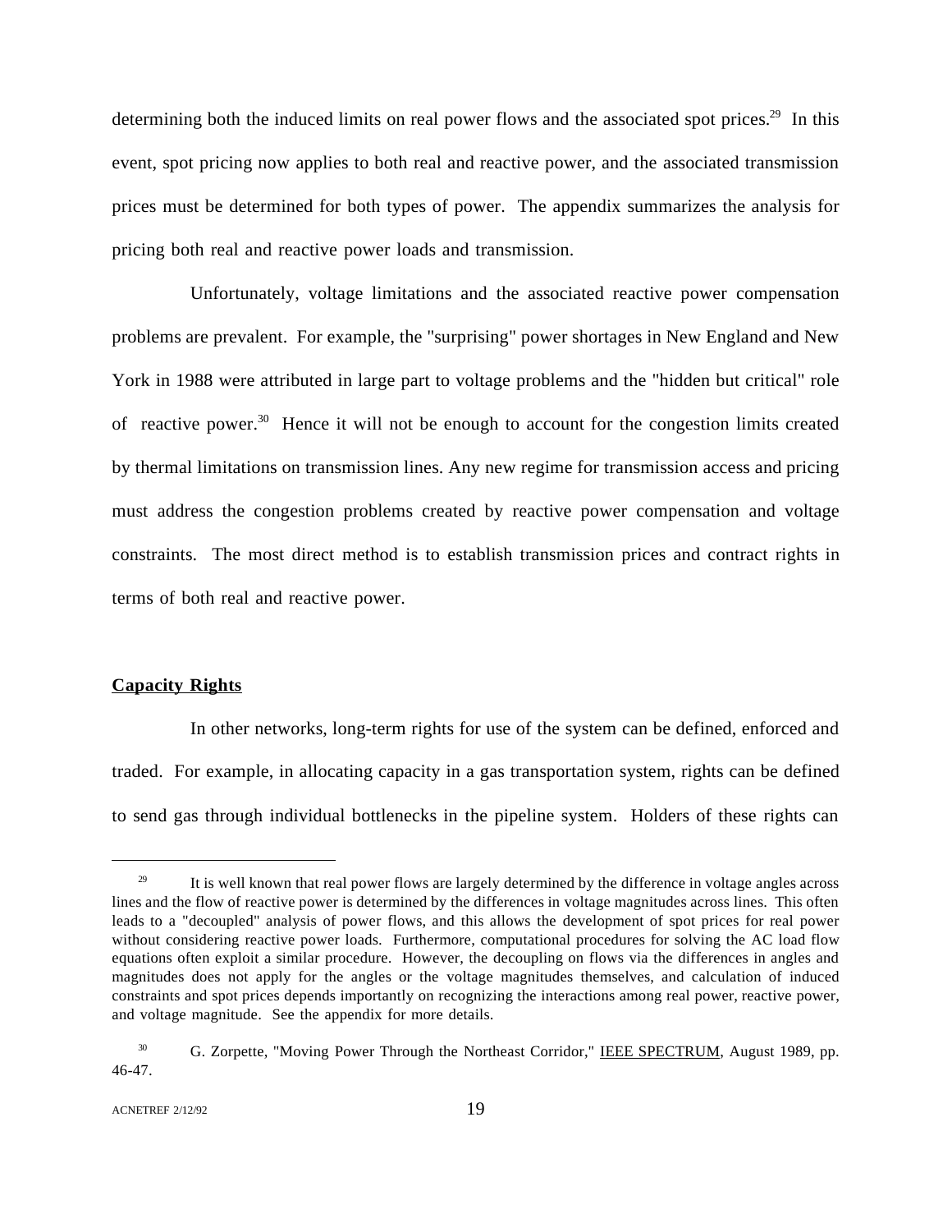determining both the induced limits on real power flows and the associated spot prices.[29] In this event, spot pricing now applies to both real and reactive power, and the associated transmission prices must be determined for both types of power. The appendix summarizes the analysis for pricing both real and reactive power loads and transmission.

Unfortunately, voltage limitations and the associated reactive power compensation problems are prevalent. For example, the "surprising" power shortages in New England and New York in 1988 were attributed in large part to voltage problems and the "hidden but critical" role of reactive power.[30] Hence it will not be enough to account for the congestion limits created by thermal limitations on transmission lines. Any new regime for transmission access and pricing must address the congestion problems created by reactive power compensation and voltage constraints. The most direct method is to establish transmission prices and contract rights in terms of both real and reactive power.

**Capacity Rights**

In other networks, long-term rights for use of the system can be defined, enforced and traded. For example, in allocating capacity in a gas transportation system, rights can be defined to send gas through individual bottlenecks in the pipeline system. Holders of these rights can

---

[29] It is well known that real power flows are largely determined by the difference in voltage angles across lines and the flow of reactive power is determined by the differences in voltage magnitudes across lines. This often leads to a "decoupled" analysis of power flows, and this allows the development of spot prices for real power without considering reactive power loads. Furthermore, computational procedures for solving the AC load flow equations often exploit a similar procedure. However, the decoupling on flows via the differences in angles and magnitudes does not apply for the angles or the voltage magnitudes themselves, and calculation of induced constraints and spot prices depends importantly on recognizing the interactions among real power, reactive power, and voltage magnitude. See the appendix for more details.

[30] G. Zorpette, "Moving Power Through the Northeast Corridor," IEEE SPECTRUM, August 1989, pp. 46-47.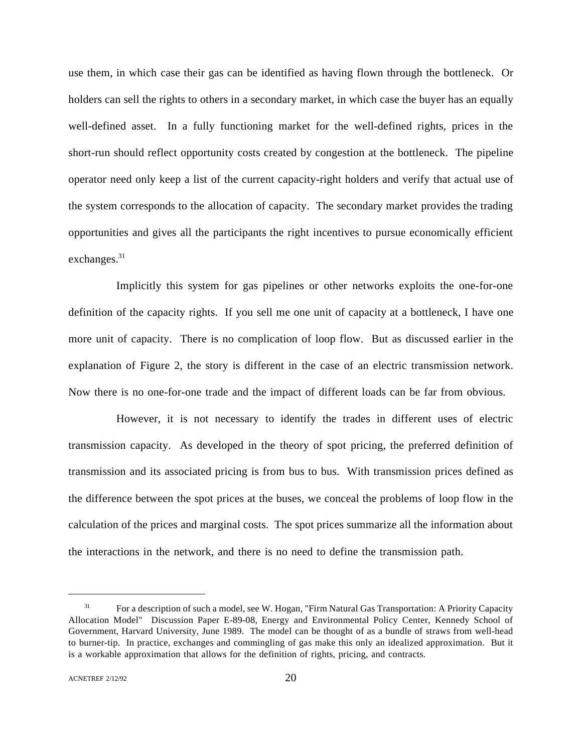use them, in which case their gas can be identified as having flown through the bottleneck. Or holders can sell the rights to others in a secondary market, in which case the buyer has an equally well-defined asset. In a fully functioning market for the well-defined rights, prices in the short-run should reflect opportunity costs created by congestion at the bottleneck. The pipeline operator need only keep a list of the current capacity-right holders and verify that actual use of the system corresponds to the allocation of capacity. The secondary market provides the trading opportunities and gives all the participants the right incentives to pursue economically efficient exchanges.[31]

Implicitly this system for gas pipelines or other networks exploits the one-for-one definition of the capacity rights. If you sell me one unit of capacity at a bottleneck, I have one more unit of capacity. There is no complication of loop flow. But as discussed earlier in the explanation of Figure 2, the story is different in the case of an electric transmission network. Now there is no one-for-one trade and the impact of different loads can be far from obvious.

However, it is not necessary to identify the trades in different uses of electric transmission capacity. As developed in the theory of spot pricing, the preferred definition of transmission and its associated pricing is from bus to bus. With transmission prices defined as the difference between the spot prices at the buses, we conceal the problems of loop flow in the calculation of the prices and marginal costs. The spot prices summarize all the information about the interactions in the network, and there is no need to define the transmission path.

---

[31] For a description of such a model, see W. Hogan, "Firm Natural Gas Transportation: A Priority Capacity Allocation Model" Discussion Paper E-89-08, Energy and Environmental Policy Center, Kennedy School of Government, Harvard University, June 1989. The model can be thought of as a bundle of straws from well-head to burner-tip. In practice, exchanges and commingling of gas make this only an idealized approximation. But it is a workable approximation that allows for the definition of rights, pricing, and contracts.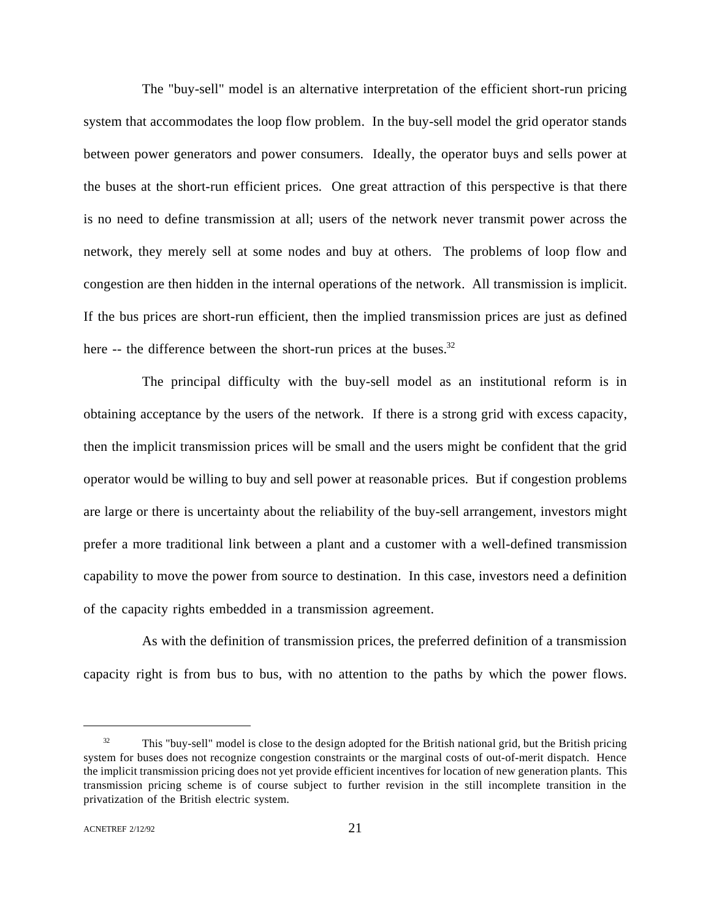The "buy-sell" model is an alternative interpretation of the efficient short-run pricing system that accommodates the loop flow problem. In the buy-sell model the grid operator stands between power generators and power consumers. Ideally, the operator buys and sells power at the buses at the short-run efficient prices. One great attraction of this perspective is that there is no need to define transmission at all; users of the network never transmit power across the network, they merely sell at some nodes and buy at others. The problems of loop flow and congestion are then hidden in the internal operations of the network. All transmission is implicit. If the bus prices are short-run efficient, then the implied transmission prices are just as defined here -- the difference between the short-run prices at the buses.[32]

The principal difficulty with the buy-sell model as an institutional reform is in obtaining acceptance by the users of the network. If there is a strong grid with excess capacity, then the implicit transmission prices will be small and the users might be confident that the grid operator would be willing to buy and sell power at reasonable prices. But if congestion problems are large or there is uncertainty about the reliability of the buy-sell arrangement, investors might prefer a more traditional link between a plant and a customer with a well-defined transmission capability to move the power from source to destination. In this case, investors need a definition of the capacity rights embedded in a transmission agreement.

As with the definition of transmission prices, the preferred definition of a transmission capacity right is from bus to bus, with no attention to the paths by which the power flows.

---

[32] This "buy-sell" model is close to the design adopted for the British national grid, but the British pricing system for buses does not recognize congestion constraints or the marginal costs of out-of-merit dispatch. Hence the implicit transmission pricing does not yet provide efficient incentives for location of new generation plants. This transmission pricing scheme is of course subject to further revision in the still incomplete transition in the privatization of the British electric system.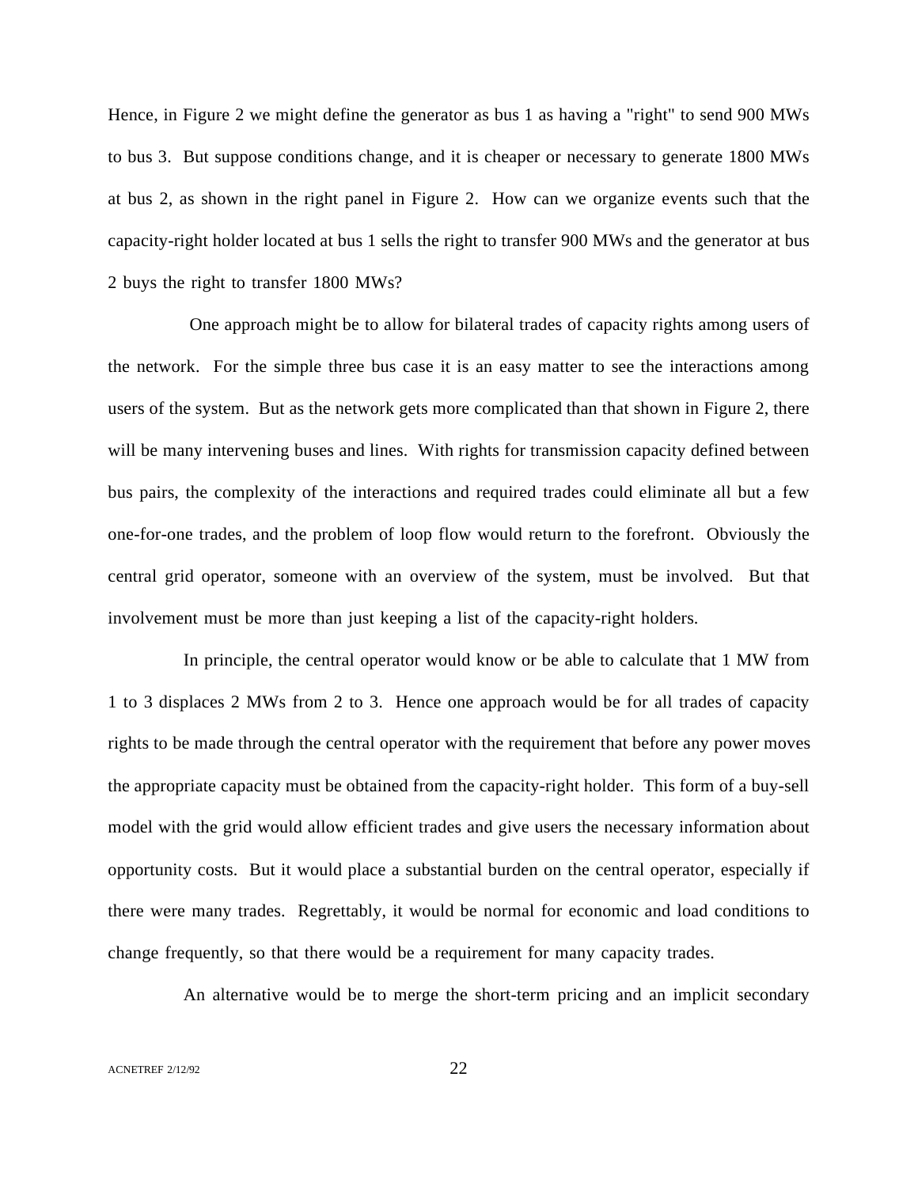Hence, in Figure 2 we might define the generator as bus 1 as having a "right" to send 900 MWs to bus 3. But suppose conditions change, and it is cheaper or necessary to generate 1800 MWs at bus 2, as shown in the right panel in Figure 2. How can we organize events such that the capacity-right holder located at bus 1 sells the right to transfer 900 MWs and the generator at bus 2 buys the right to transfer 1800 MWs?

One approach might be to allow for bilateral trades of capacity rights among users of the network. For the simple three bus case it is an easy matter to see the interactions among users of the system. But as the network gets more complicated than that shown in Figure 2, there will be many intervening buses and lines. With rights for transmission capacity defined between bus pairs, the complexity of the interactions and required trades could eliminate all but a few one-for-one trades, and the problem of loop flow would return to the forefront. Obviously the central grid operator, someone with an overview of the system, must be involved. But that involvement must be more than just keeping a list of the capacity-right holders.

In principle, the central operator would know or be able to calculate that 1 MW from 1 to 3 displaces 2 MWs from 2 to 3. Hence one approach would be for all trades of capacity rights to be made through the central operator with the requirement that before any power moves the appropriate capacity must be obtained from the capacity-right holder. This form of a buy-sell model with the grid would allow efficient trades and give users the necessary information about opportunity costs. But it would place a substantial burden on the central operator, especially if there were many trades. Regrettably, it would be normal for economic and load conditions to change frequently, so that there would be a requirement for many capacity trades.

An alternative would be to merge the short-term pricing and an implicit secondary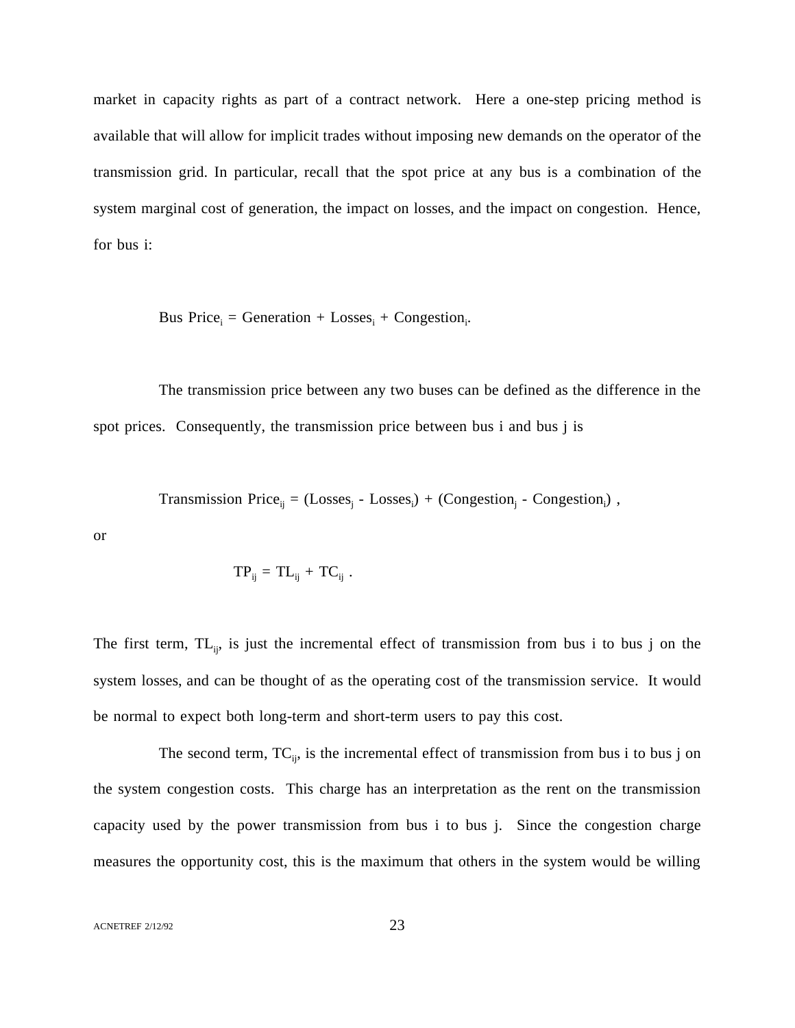market in capacity rights as part of a contract network. Here a one-step pricing method is available that will allow for implicit trades without imposing new demands on the operator of the transmission grid. In particular, recall that the spot price at any bus is a combination of the system marginal cost of generation, the impact on losses, and the impact on congestion. Hence, for bus i:

$$\text{Bus Price}_i = \text{Generation} + \text{Losses}_i + \text{Congestion}_i.$$

The transmission price between any two buses can be defined as the difference in the spot prices. Consequently, the transmission price between bus i and bus j is

$$\text{Transmission Price}_{ij} = (\text{Losses}_j - \text{Losses}_i) + (\text{Congestion}_j - \text{Congestion}_i) \ ,$$

or

$$TP_{ij} = TL_{ij} + TC_{ij} \ .$$

The first term, $TL_{ij}$, is just the incremental effect of transmission from bus i to bus j on the system losses, and can be thought of as the operating cost of the transmission service. It would be normal to expect both long-term and short-term users to pay this cost.

The second term, $TC_{ij}$, is the incremental effect of transmission from bus i to bus j on the system congestion costs. This charge has an interpretation as the rent on the transmission capacity used by the power transmission from bus i to bus j. Since the congestion charge measures the opportunity cost, this is the maximum that others in the system would be willing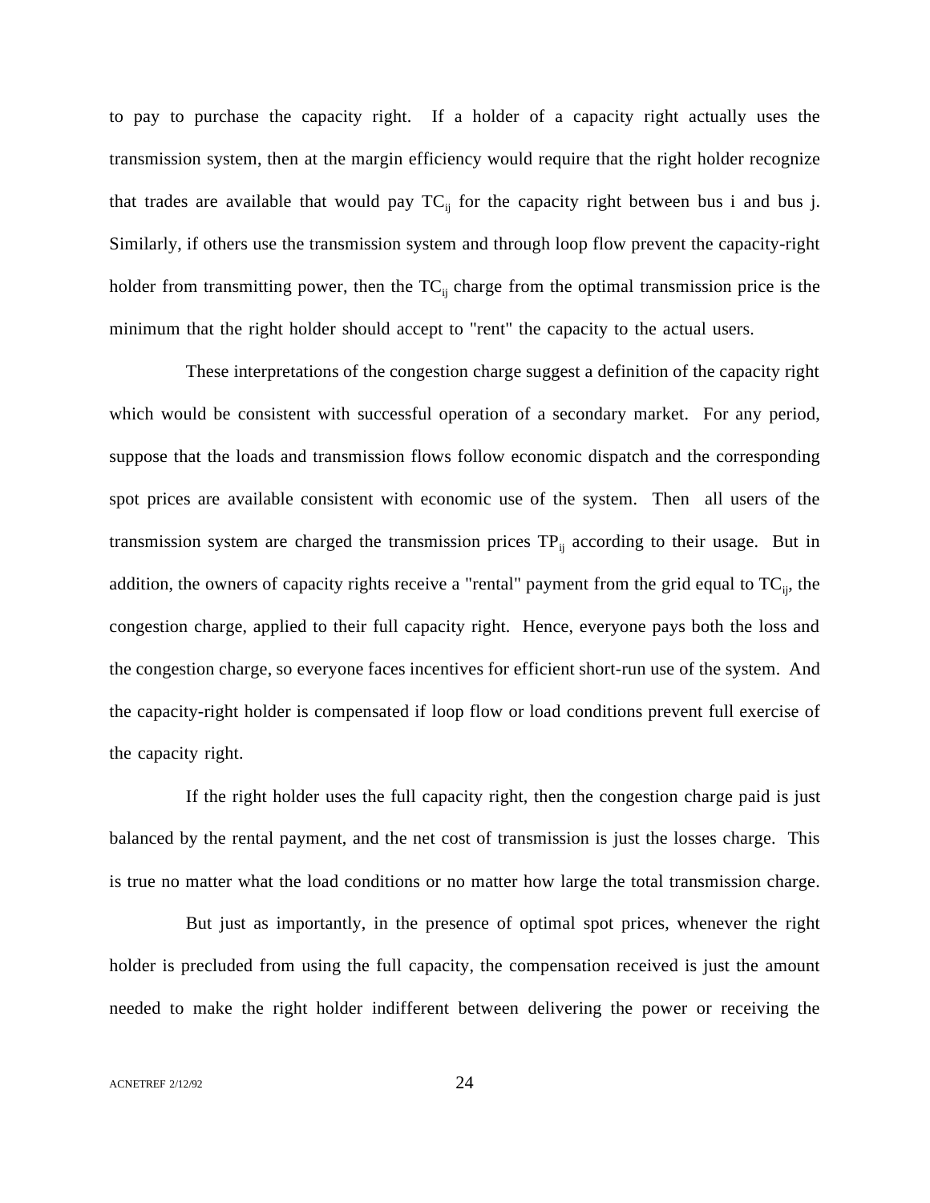to pay to purchase the capacity right. If a holder of a capacity right actually uses the transmission system, then at the margin efficiency would require that the right holder recognize that trades are available that would pay $TC_{ij}$ for the capacity right between bus i and bus j. Similarly, if others use the transmission system and through loop flow prevent the capacity-right holder from transmitting power, then the $TC_{ij}$ charge from the optimal transmission price is the minimum that the right holder should accept to "rent" the capacity to the actual users.

These interpretations of the congestion charge suggest a definition of the capacity right which would be consistent with successful operation of a secondary market. For any period, suppose that the loads and transmission flows follow economic dispatch and the corresponding spot prices are available consistent with economic use of the system. Then all users of the transmission system are charged the transmission prices $TP_{ij}$ according to their usage. But in addition, the owners of capacity rights receive a "rental" payment from the grid equal to $TC_{ij}$, the congestion charge, applied to their full capacity right. Hence, everyone pays both the loss and the congestion charge, so everyone faces incentives for efficient short-run use of the system. And the capacity-right holder is compensated if loop flow or load conditions prevent full exercise of the capacity right.

If the right holder uses the full capacity right, then the congestion charge paid is just balanced by the rental payment, and the net cost of transmission is just the losses charge. This is true no matter what the load conditions or no matter how large the total transmission charge.

But just as importantly, in the presence of optimal spot prices, whenever the right holder is precluded from using the full capacity, the compensation received is just the amount needed to make the right holder indifferent between delivering the power or receiving the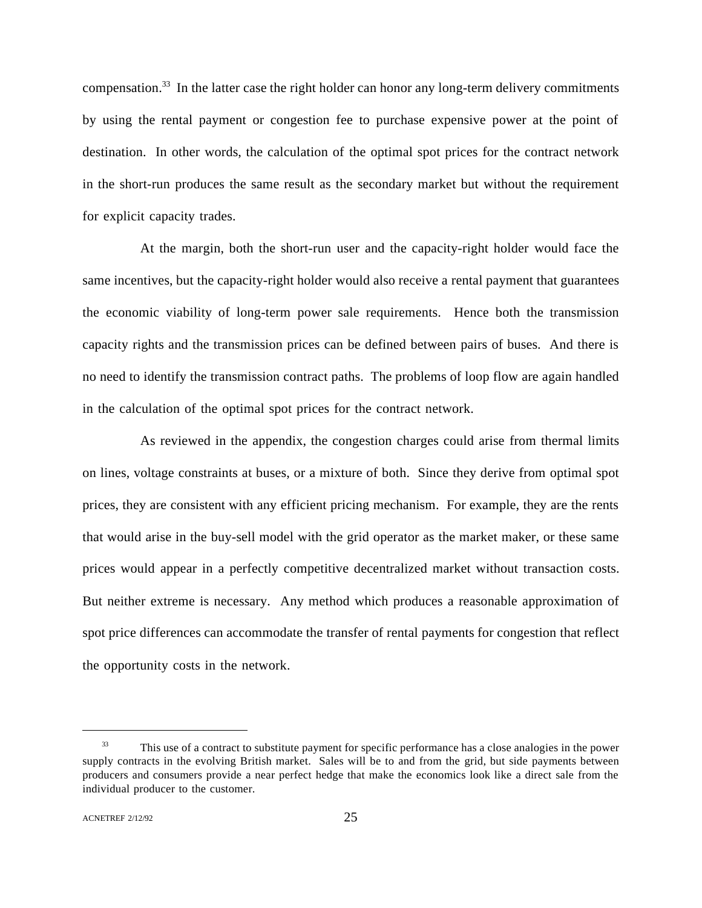compensation.[33] In the latter case the right holder can honor any long-term delivery commitments by using the rental payment or congestion fee to purchase expensive power at the point of destination. In other words, the calculation of the optimal spot prices for the contract network in the short-run produces the same result as the secondary market but without the requirement for explicit capacity trades.

At the margin, both the short-run user and the capacity-right holder would face the same incentives, but the capacity-right holder would also receive a rental payment that guarantees the economic viability of long-term power sale requirements. Hence both the transmission capacity rights and the transmission prices can be defined between pairs of buses. And there is no need to identify the transmission contract paths. The problems of loop flow are again handled in the calculation of the optimal spot prices for the contract network.

As reviewed in the appendix, the congestion charges could arise from thermal limits on lines, voltage constraints at buses, or a mixture of both. Since they derive from optimal spot prices, they are consistent with any efficient pricing mechanism. For example, they are the rents that would arise in the buy-sell model with the grid operator as the market maker, or these same prices would appear in a perfectly competitive decentralized market without transaction costs. But neither extreme is necessary. Any method which produces a reasonable approximation of spot price differences can accommodate the transfer of rental payments for congestion that reflect the opportunity costs in the network.

---

[33] This use of a contract to substitute payment for specific performance has a close analogies in the power supply contracts in the evolving British market. Sales will be to and from the grid, but side payments between producers and consumers provide a near perfect hedge that make the economics look like a direct sale from the individual producer to the customer.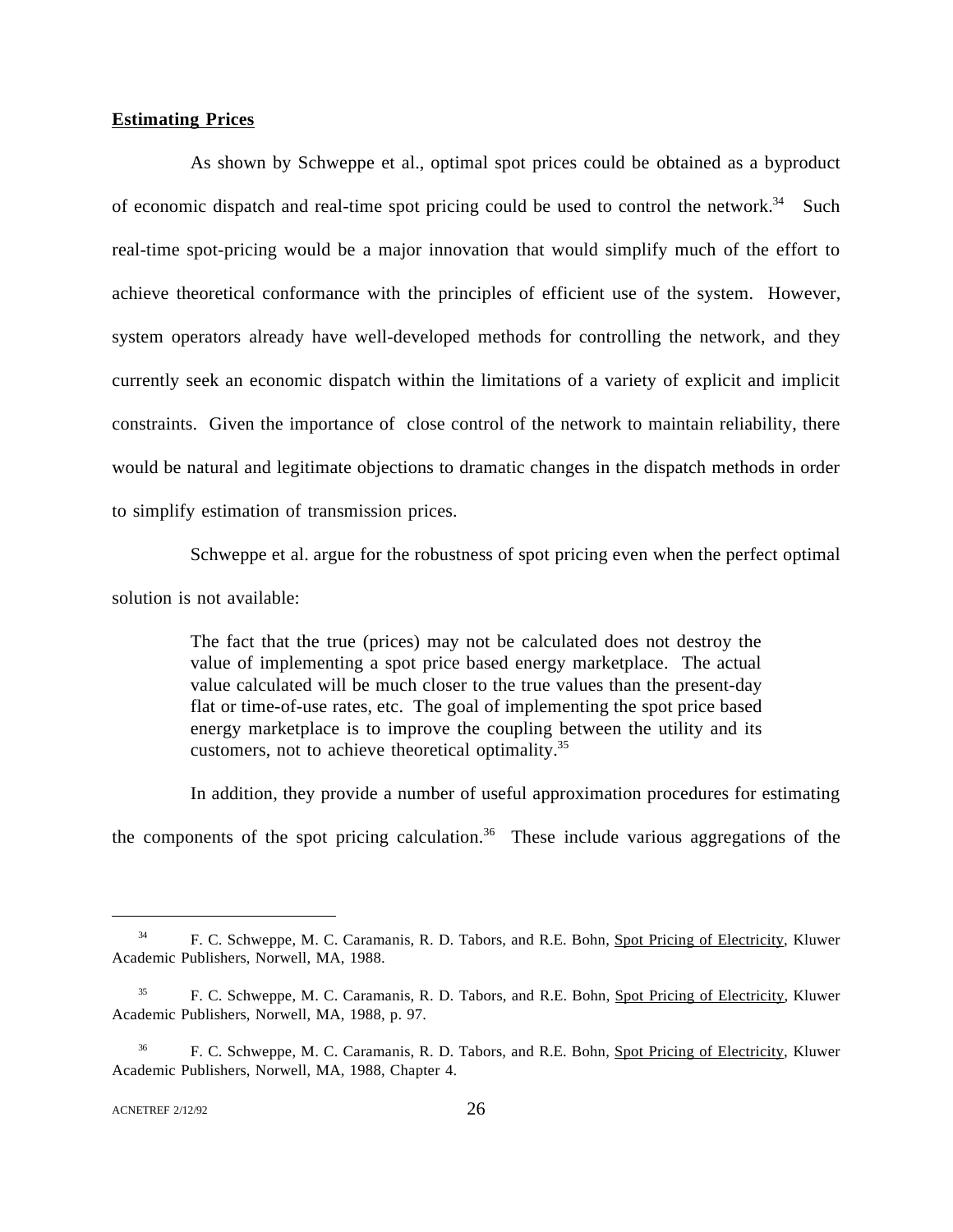**Estimating Prices**

As shown by Schweppe et al., optimal spot prices could be obtained as a byproduct of economic dispatch and real-time spot pricing could be used to control the network.[34] Such real-time spot-pricing would be a major innovation that would simplify much of the effort to achieve theoretical conformance with the principles of efficient use of the system. However, system operators already have well-developed methods for controlling the network, and they currently seek an economic dispatch within the limitations of a variety of explicit and implicit constraints. Given the importance of close control of the network to maintain reliability, there would be natural and legitimate objections to dramatic changes in the dispatch methods in order to simplify estimation of transmission prices.

Schweppe et al. argue for the robustness of spot pricing even when the perfect optimal solution is not available:

> The fact that the true (prices) may not be calculated does not destroy the value of implementing a spot price based energy marketplace. The actual value calculated will be much closer to the true values than the present-day flat or time-of-use rates, etc. The goal of implementing the spot price based energy marketplace is to improve the coupling between the utility and its customers, not to achieve theoretical optimality.[35]

In addition, they provide a number of useful approximation procedures for estimating the components of the spot pricing calculation.[36] These include various aggregations of the

---

[34] F. C. Schweppe, M. C. Caramanis, R. D. Tabors, and R.E. Bohn, Spot Pricing of Electricity, Kluwer Academic Publishers, Norwell, MA, 1988.

[35] F. C. Schweppe, M. C. Caramanis, R. D. Tabors, and R.E. Bohn, Spot Pricing of Electricity, Kluwer Academic Publishers, Norwell, MA, 1988, p. 97.

[36] F. C. Schweppe, M. C. Caramanis, R. D. Tabors, and R.E. Bohn, Spot Pricing of Electricity, Kluwer Academic Publishers, Norwell, MA, 1988, Chapter 4.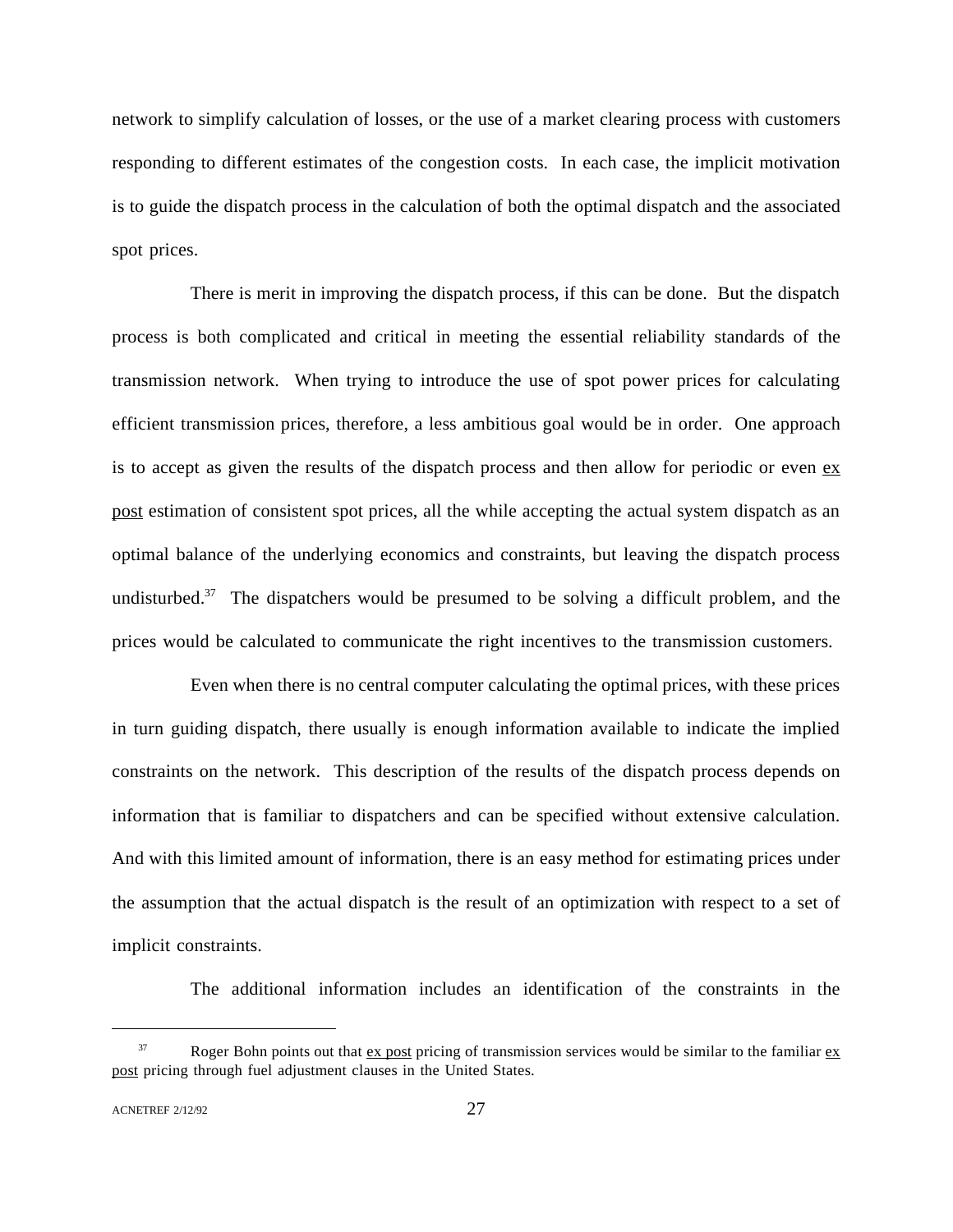network to simplify calculation of losses, or the use of a market clearing process with customers responding to different estimates of the congestion costs. In each case, the implicit motivation is to guide the dispatch process in the calculation of both the optimal dispatch and the associated spot prices.

There is merit in improving the dispatch process, if this can be done. But the dispatch process is both complicated and critical in meeting the essential reliability standards of the transmission network. When trying to introduce the use of spot power prices for calculating efficient transmission prices, therefore, a less ambitious goal would be in order. One approach is to accept as given the results of the dispatch process and then allow for periodic or even <u>ex post</u> estimation of consistent spot prices, all the while accepting the actual system dispatch as an optimal balance of the underlying economics and constraints, but leaving the dispatch process undisturbed.[37] The dispatchers would be presumed to be solving a difficult problem, and the prices would be calculated to communicate the right incentives to the transmission customers.

Even when there is no central computer calculating the optimal prices, with these prices in turn guiding dispatch, there usually is enough information available to indicate the implied constraints on the network. This description of the results of the dispatch process depends on information that is familiar to dispatchers and can be specified without extensive calculation. And with this limited amount of information, there is an easy method for estimating prices under the assumption that the actual dispatch is the result of an optimization with respect to a set of implicit constraints.

The additional information includes an identification of the constraints in the

---

[37] Roger Bohn points out that <u>ex post</u> pricing of transmission services would be similar to the familiar <u>ex post</u> pricing through fuel adjustment clauses in the United States.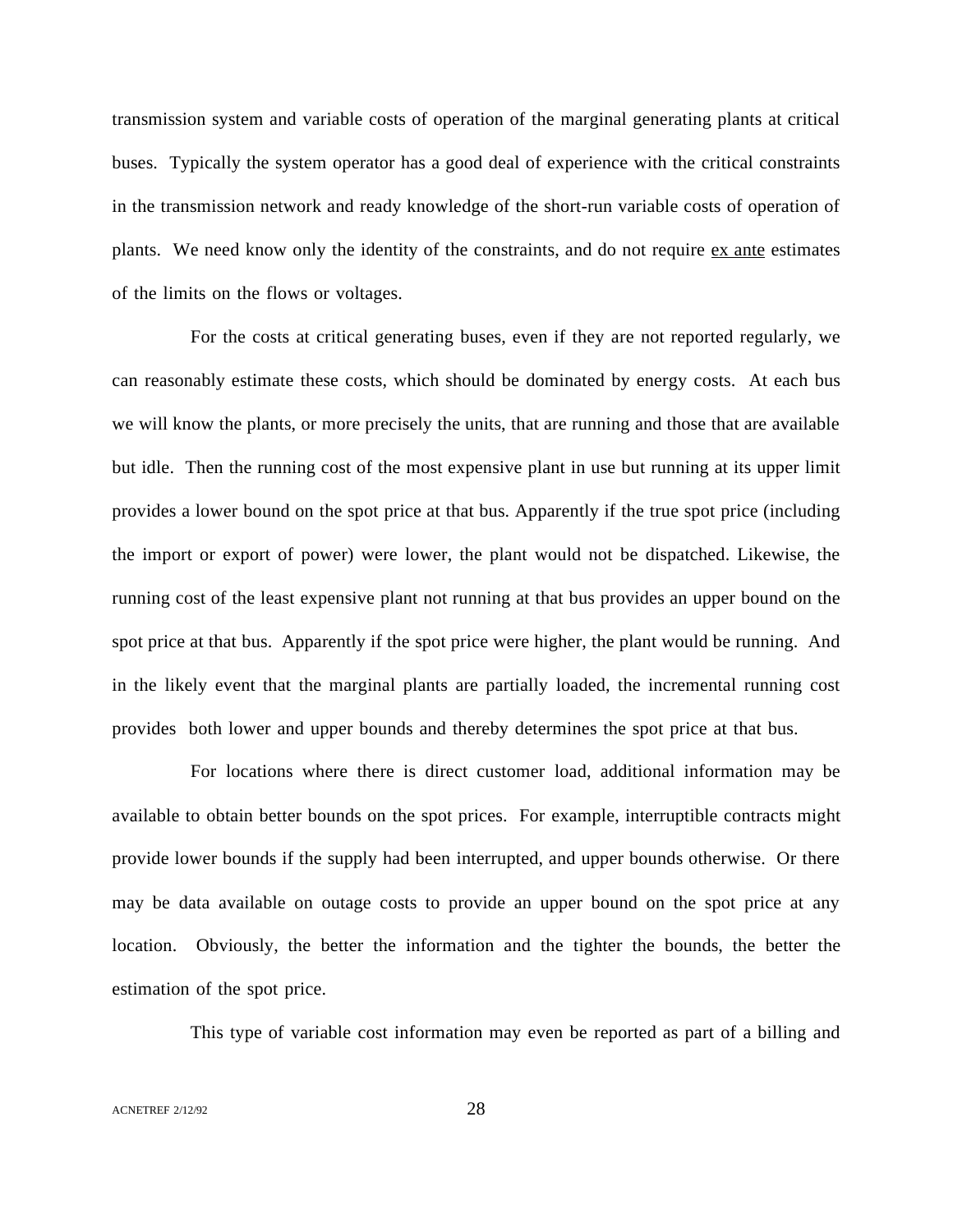transmission system and variable costs of operation of the marginal generating plants at critical buses. Typically the system operator has a good deal of experience with the critical constraints in the transmission network and ready knowledge of the short-run variable costs of operation of plants. We need know only the identity of the constraints, and do not require ex ante estimates of the limits on the flows or voltages.

For the costs at critical generating buses, even if they are not reported regularly, we can reasonably estimate these costs, which should be dominated by energy costs. At each bus we will know the plants, or more precisely the units, that are running and those that are available but idle. Then the running cost of the most expensive plant in use but running at its upper limit provides a lower bound on the spot price at that bus. Apparently if the true spot price (including the import or export of power) were lower, the plant would not be dispatched. Likewise, the running cost of the least expensive plant not running at that bus provides an upper bound on the spot price at that bus. Apparently if the spot price were higher, the plant would be running. And in the likely event that the marginal plants are partially loaded, the incremental running cost provides both lower and upper bounds and thereby determines the spot price at that bus.

For locations where there is direct customer load, additional information may be available to obtain better bounds on the spot prices. For example, interruptible contracts might provide lower bounds if the supply had been interrupted, and upper bounds otherwise. Or there may be data available on outage costs to provide an upper bound on the spot price at any location. Obviously, the better the information and the tighter the bounds, the better the estimation of the spot price.

This type of variable cost information may even be reported as part of a billing and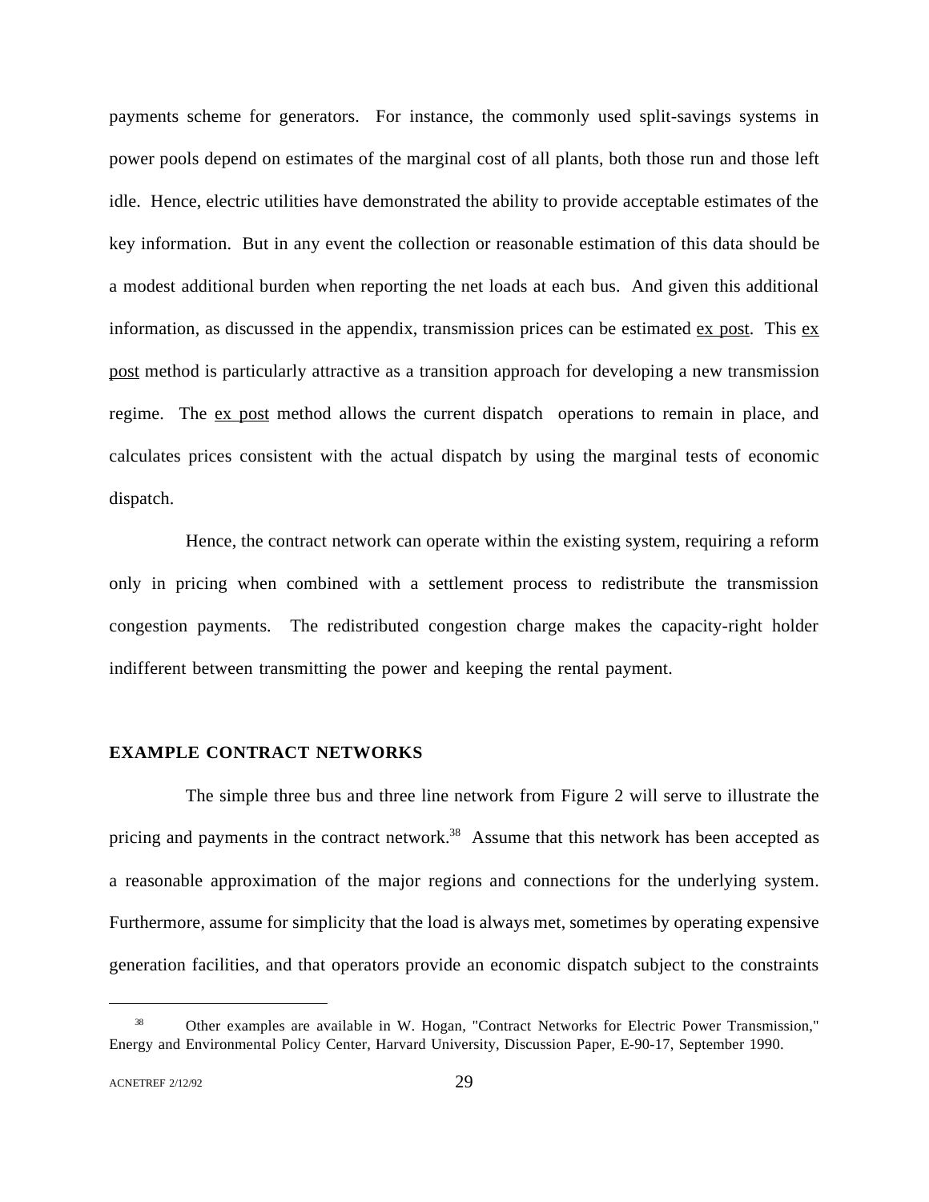payments scheme for generators. For instance, the commonly used split-savings systems in power pools depend on estimates of the marginal cost of all plants, both those run and those left idle. Hence, electric utilities have demonstrated the ability to provide acceptable estimates of the key information. But in any event the collection or reasonable estimation of this data should be a modest additional burden when reporting the net loads at each bus. And given this additional information, as discussed in the appendix, transmission prices can be estimated ex post. This ex post method is particularly attractive as a transition approach for developing a new transmission regime. The ex post method allows the current dispatch operations to remain in place, and calculates prices consistent with the actual dispatch by using the marginal tests of economic dispatch.

Hence, the contract network can operate within the existing system, requiring a reform only in pricing when combined with a settlement process to redistribute the transmission congestion payments. The redistributed congestion charge makes the capacity-right holder indifferent between transmitting the power and keeping the rental payment.

## EXAMPLE CONTRACT NETWORKS

The simple three bus and three line network from Figure 2 will serve to illustrate the pricing and payments in the contract network.[38] Assume that this network has been accepted as a reasonable approximation of the major regions and connections for the underlying system. Furthermore, assume for simplicity that the load is always met, sometimes by operating expensive generation facilities, and that operators provide an economic dispatch subject to the constraints

---

[38] Other examples are available in W. Hogan, "Contract Networks for Electric Power Transmission," Energy and Environmental Policy Center, Harvard University, Discussion Paper, E-90-17, September 1990.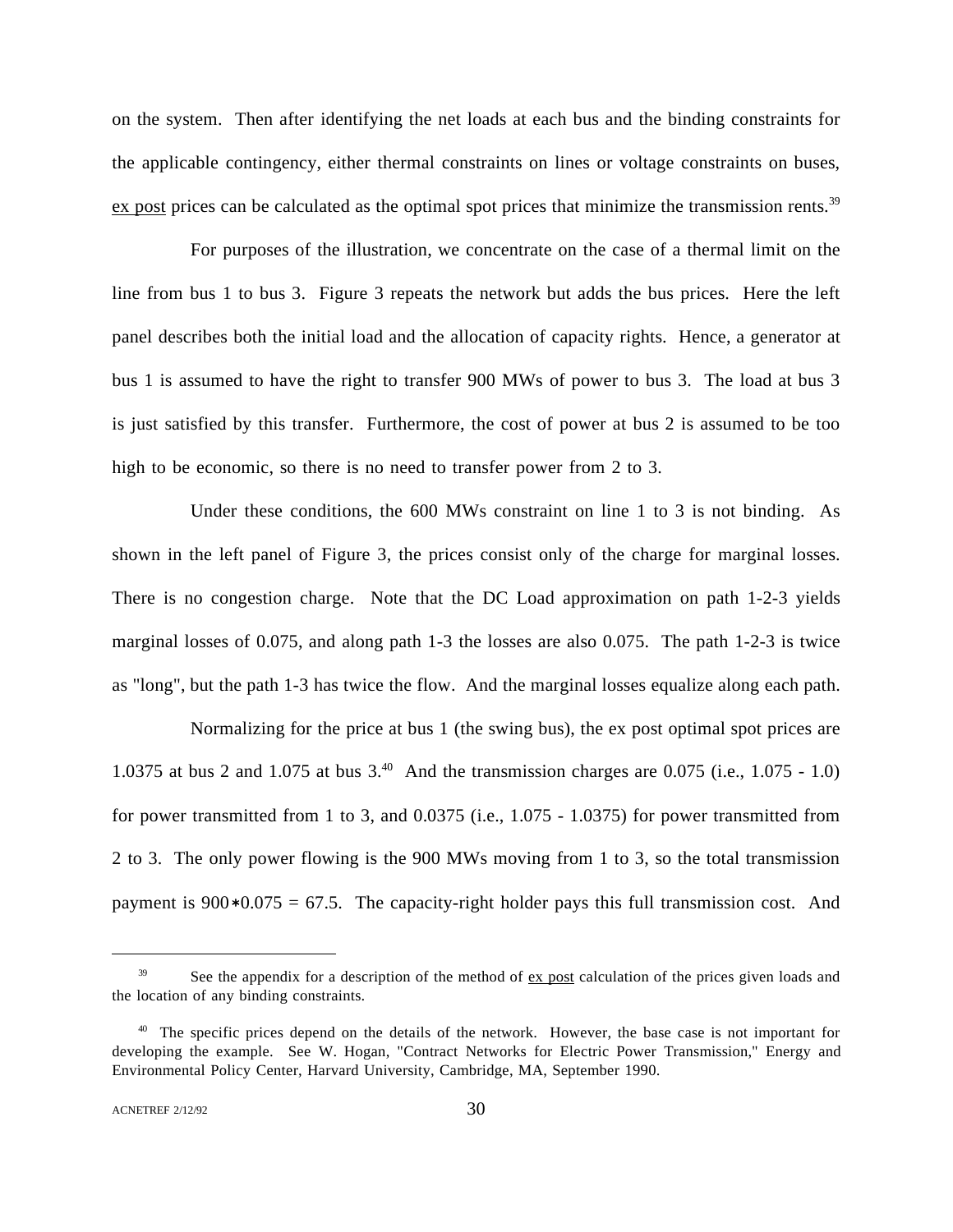on the system. Then after identifying the net loads at each bus and the binding constraints for the applicable contingency, either thermal constraints on lines or voltage constraints on buses, ex post prices can be calculated as the optimal spot prices that minimize the transmission rents.[39]

For purposes of the illustration, we concentrate on the case of a thermal limit on the line from bus 1 to bus 3. Figure 3 repeats the network but adds the bus prices. Here the left panel describes both the initial load and the allocation of capacity rights. Hence, a generator at bus 1 is assumed to have the right to transfer 900 MWs of power to bus 3. The load at bus 3 is just satisfied by this transfer. Furthermore, the cost of power at bus 2 is assumed to be too high to be economic, so there is no need to transfer power from 2 to 3.

Under these conditions, the 600 MWs constraint on line 1 to 3 is not binding. As shown in the left panel of Figure 3, the prices consist only of the charge for marginal losses. There is no congestion charge. Note that the DC Load approximation on path 1-2-3 yields marginal losses of 0.075, and along path 1-3 the losses are also 0.075. The path 1-2-3 is twice as "long", but the path 1-3 has twice the flow. And the marginal losses equalize along each path.

Normalizing for the price at bus 1 (the swing bus), the ex post optimal spot prices are 1.0375 at bus 2 and 1.075 at bus 3.[40] And the transmission charges are 0.075 (i.e., 1.075 - 1.0) for power transmitted from 1 to 3, and 0.0375 (i.e., 1.075 - 1.0375) for power transmitted from 2 to 3. The only power flowing is the 900 MWs moving from 1 to 3, so the total transmission payment is $900*0.075 = 67.5$. The capacity-right holder pays this full transmission cost. And

---

[39] See the appendix for a description of the method of ex post calculation of the prices given loads and the location of any binding constraints.

[40] The specific prices depend on the details of the network. However, the base case is not important for developing the example. See W. Hogan, "Contract Networks for Electric Power Transmission," Energy and Environmental Policy Center, Harvard University, Cambridge, MA, September 1990.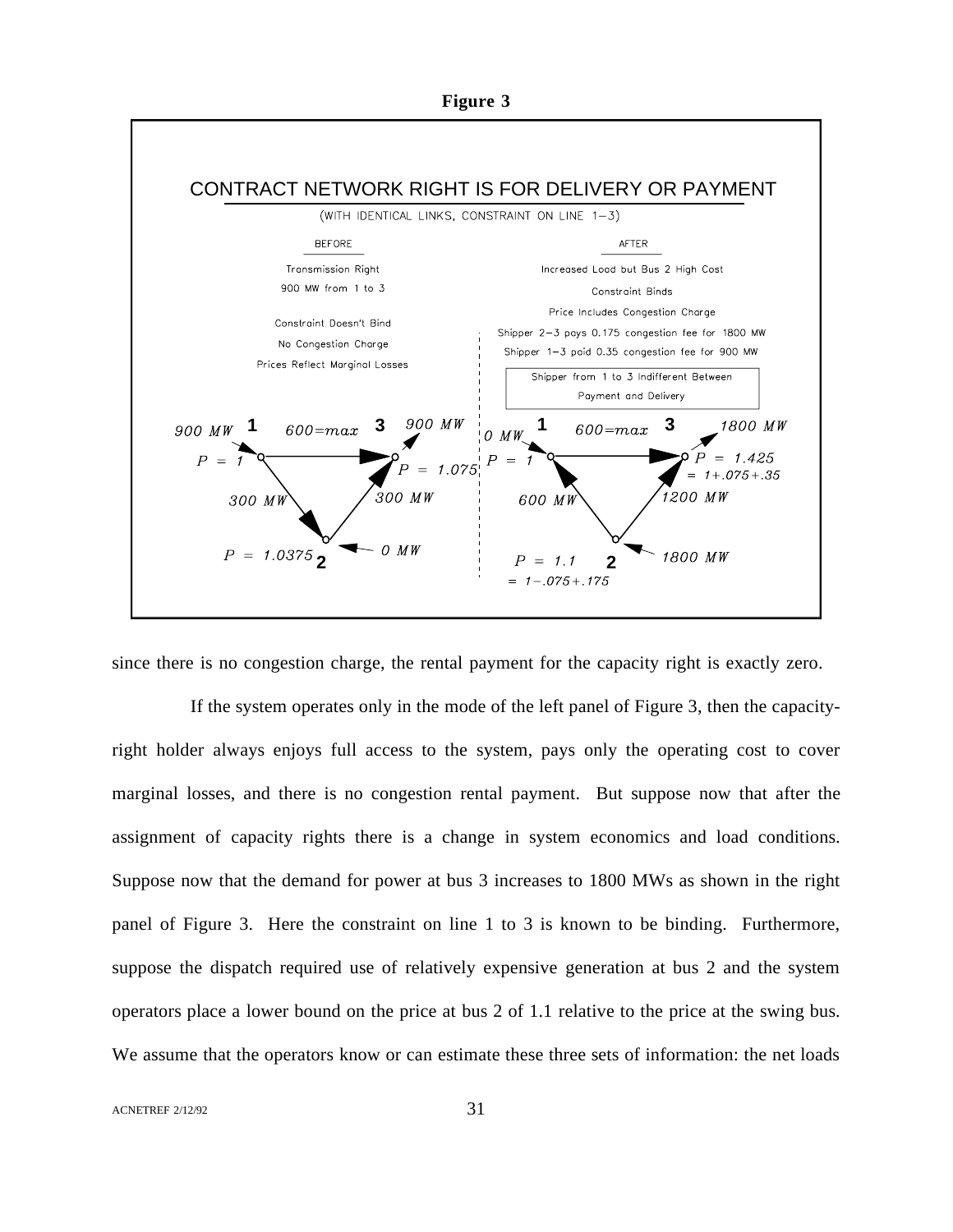**Figure 3**

CONTRACT NETWORK RIGHT IS FOR DELIVERY OR PAYMENT

(WITH IDENTICAL LINKS, CONSTRAINT ON LINE 1–3)

BEFORE

Transmission Right

900 MW from 1 to 3

Constraint Doesn't Bind

No Congestion Charge

Prices Reflect Marginal Losses

AFTER

Increased Load but Bus 2 High Cost

Constraint Binds

Price Includes Congestion Charge

Shipper 2–3 pays 0.175 congestion fee for 1800 MW

Shipper 1–3 paid 0.35 congestion fee for 900 MW

Shipper from 1 to 3 Indifferent Between Payment and Delivery

Before: 900 MW at bus 1, $P = 1$; line 1–3 600=max; 900 MW at bus 3, $P = 1.075$; 300 MW on 1–2; 300 MW on 2–3; bus 2: $P = 1.0375$, 0 MW.

After: 0 MW at bus 1, $P = 1$; line 1–3 600=max; 1800 MW at bus 3, $P = 1.425 = 1 + .075 + .35$; 600 MW on 1–2; 1200 MW on 2–3; bus 2: 1800 MW, $P = 1.1 = 1 - .075 + .175$.

since there is no congestion charge, the rental payment for the capacity right is exactly zero.

If the system operates only in the mode of the left panel of Figure 3, then the capacity-right holder always enjoys full access to the system, pays only the operating cost to cover marginal losses, and there is no congestion rental payment. But suppose now that after the assignment of capacity rights there is a change in system economics and load conditions. Suppose now that the demand for power at bus 3 increases to 1800 MWs as shown in the right panel of Figure 3. Here the constraint on line 1 to 3 is known to be binding. Furthermore, suppose the dispatch required use of relatively expensive generation at bus 2 and the system operators place a lower bound on the price at bus 2 of 1.1 relative to the price at the swing bus. We assume that the operators know or can estimate these three sets of information: the net loads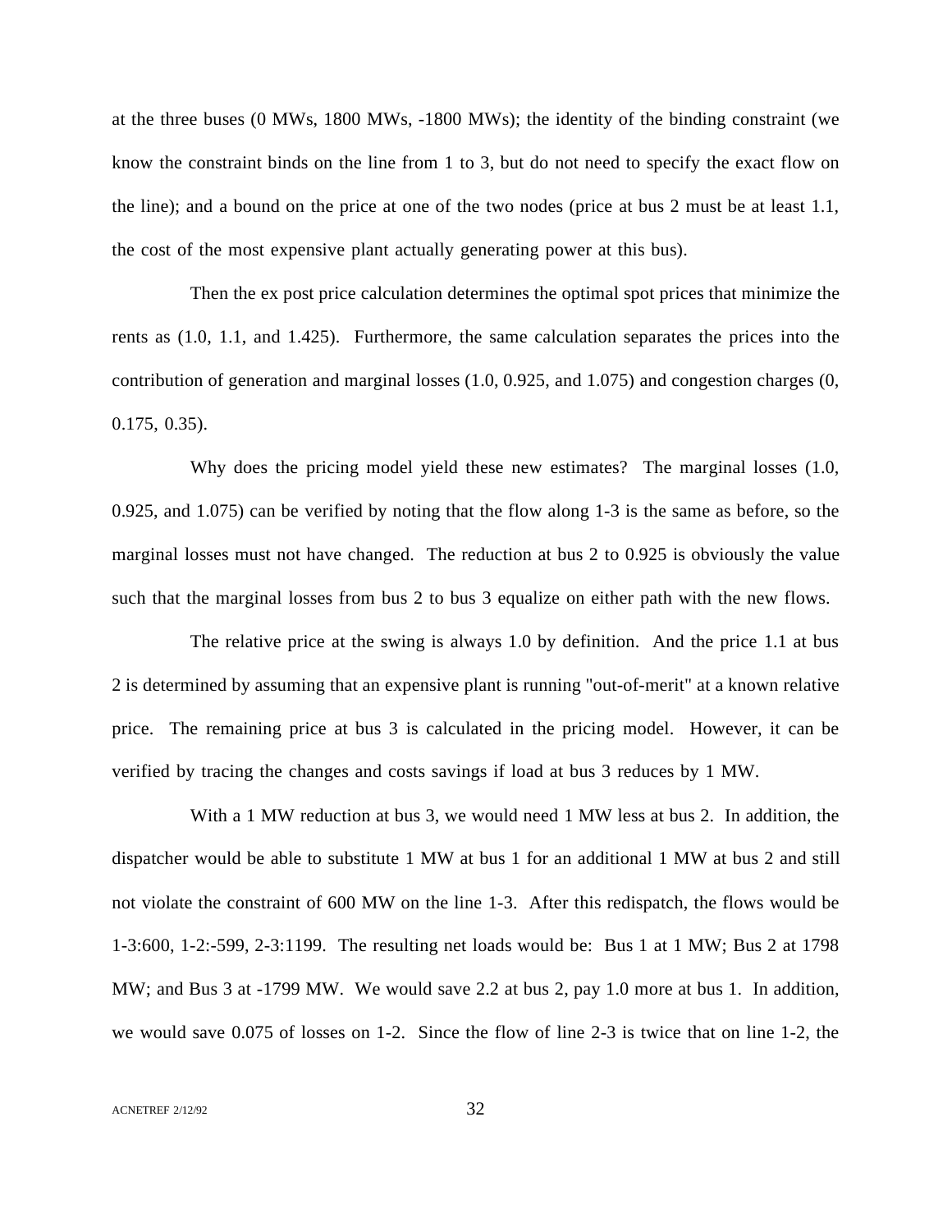at the three buses (0 MWs, 1800 MWs, -1800 MWs); the identity of the binding constraint (we know the constraint binds on the line from 1 to 3, but do not need to specify the exact flow on the line); and a bound on the price at one of the two nodes (price at bus 2 must be at least 1.1, the cost of the most expensive plant actually generating power at this bus).

Then the ex post price calculation determines the optimal spot prices that minimize the rents as (1.0, 1.1, and 1.425). Furthermore, the same calculation separates the prices into the contribution of generation and marginal losses (1.0, 0.925, and 1.075) and congestion charges (0, 0.175, 0.35).

Why does the pricing model yield these new estimates? The marginal losses (1.0, 0.925, and 1.075) can be verified by noting that the flow along 1-3 is the same as before, so the marginal losses must not have changed. The reduction at bus 2 to 0.925 is obviously the value such that the marginal losses from bus 2 to bus 3 equalize on either path with the new flows.

The relative price at the swing is always 1.0 by definition. And the price 1.1 at bus 2 is determined by assuming that an expensive plant is running "out-of-merit" at a known relative price. The remaining price at bus 3 is calculated in the pricing model. However, it can be verified by tracing the changes and costs savings if load at bus 3 reduces by 1 MW.

With a 1 MW reduction at bus 3, we would need 1 MW less at bus 2. In addition, the dispatcher would be able to substitute 1 MW at bus 1 for an additional 1 MW at bus 2 and still not violate the constraint of 600 MW on the line 1-3. After this redispatch, the flows would be 1-3:600, 1-2:-599, 2-3:1199. The resulting net loads would be: Bus 1 at 1 MW; Bus 2 at 1798 MW; and Bus 3 at -1799 MW. We would save 2.2 at bus 2, pay 1.0 more at bus 1. In addition, we would save 0.075 of losses on 1-2. Since the flow of line 2-3 is twice that on line 1-2, the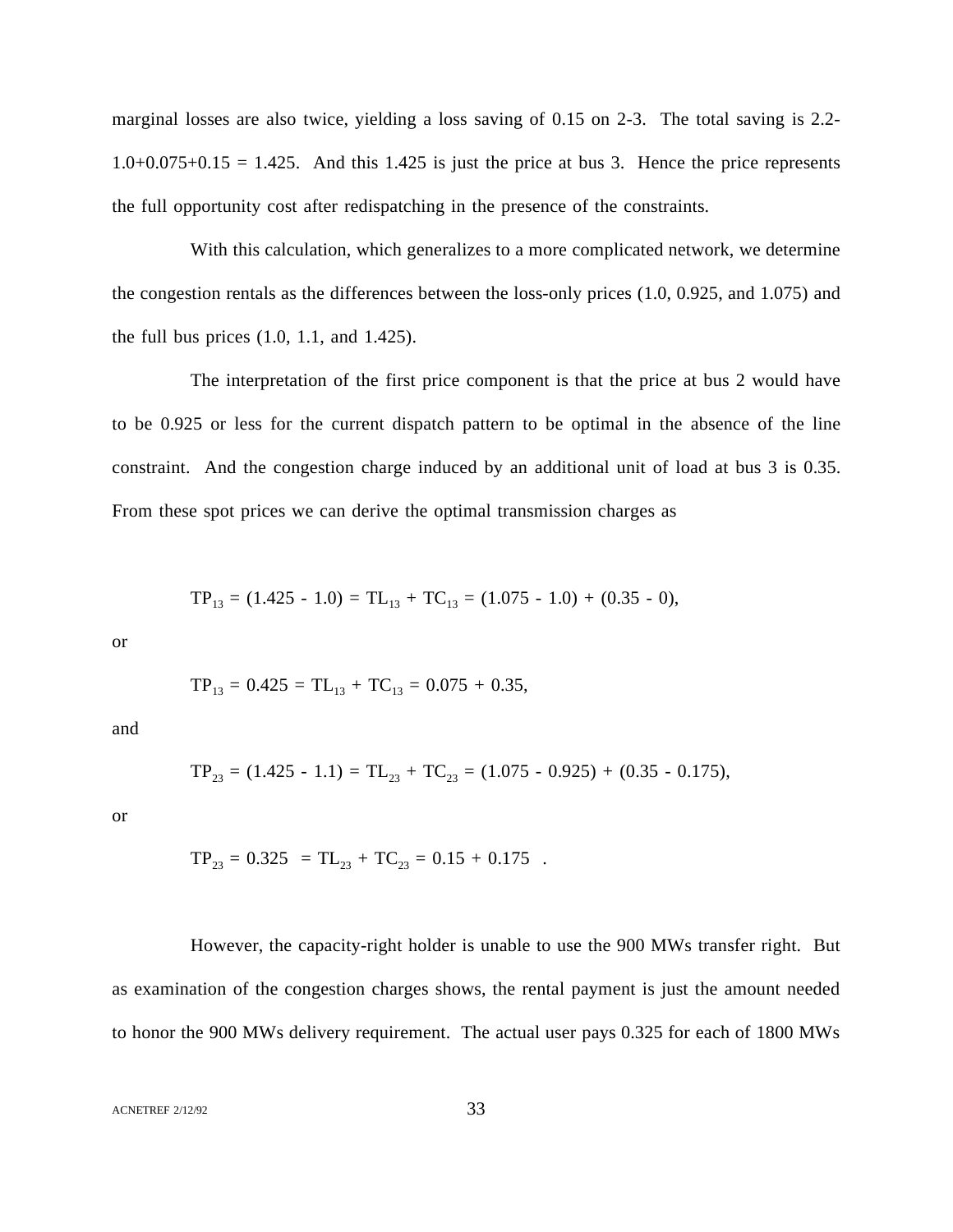marginal losses are also twice, yielding a loss saving of 0.15 on 2-3. The total saving is 2.2-1.0+0.075+0.15 = 1.425. And this 1.425 is just the price at bus 3. Hence the price represents the full opportunity cost after redispatching in the presence of the constraints.

With this calculation, which generalizes to a more complicated network, we determine the congestion rentals as the differences between the loss-only prices (1.0, 0.925, and 1.075) and the full bus prices (1.0, 1.1, and 1.425).

The interpretation of the first price component is that the price at bus 2 would have to be 0.925 or less for the current dispatch pattern to be optimal in the absence of the line constraint. And the congestion charge induced by an additional unit of load at bus 3 is 0.35. From these spot prices we can derive the optimal transmission charges as

$$TP_{13} = (1.425 - 1.0) = TL_{13} + TC_{13} = (1.075 - 1.0) + (0.35 - 0),$$

or

$$TP_{13} = 0.425 = TL_{13} + TC_{13} = 0.075 + 0.35,$$

and

$$TP_{23} = (1.425 - 1.1) = TL_{23} + TC_{23} = (1.075 - 0.925) + (0.35 - 0.175),$$

or

$$TP_{23} = 0.325 = TL_{23} + TC_{23} = 0.15 + 0.175 .$$

However, the capacity-right holder is unable to use the 900 MWs transfer right. But as examination of the congestion charges shows, the rental payment is just the amount needed to honor the 900 MWs delivery requirement. The actual user pays 0.325 for each of 1800 MWs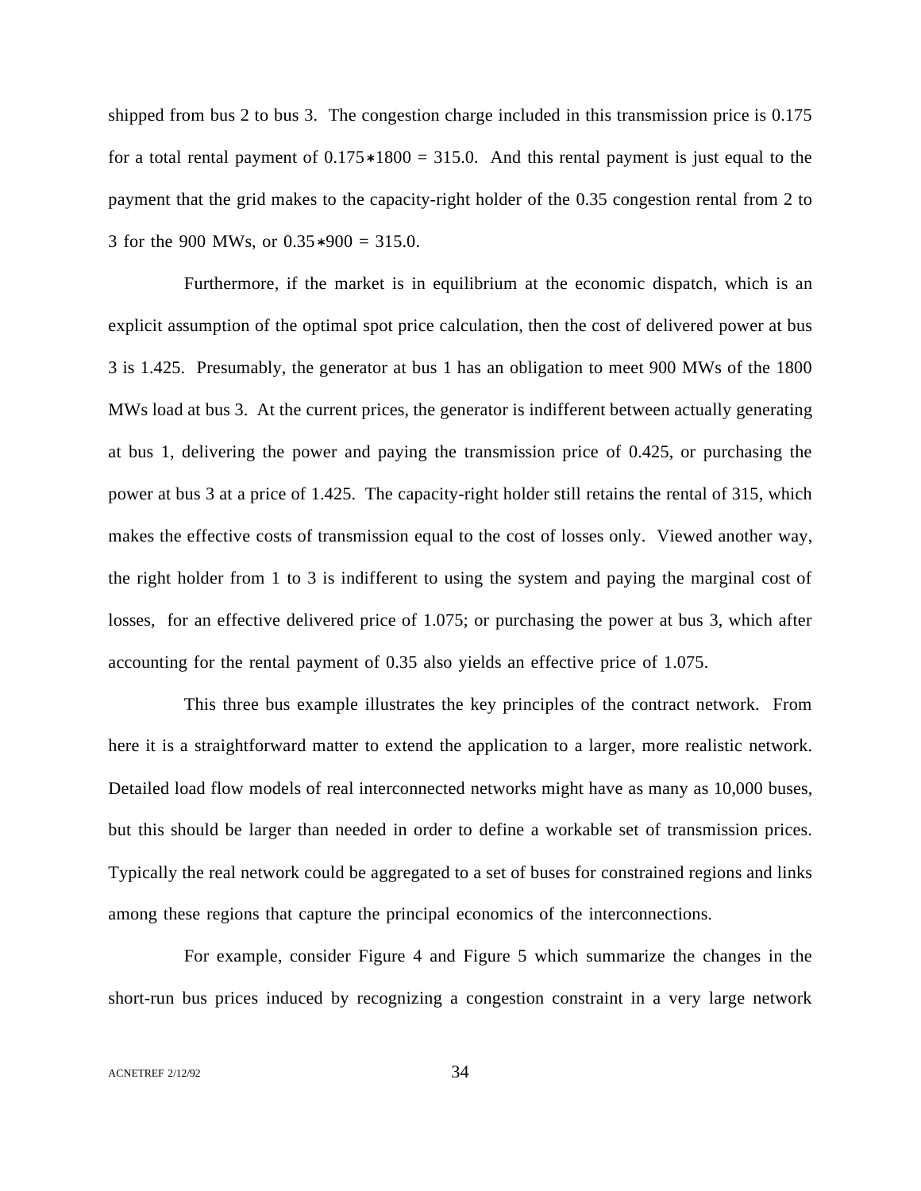shipped from bus 2 to bus 3. The congestion charge included in this transmission price is 0.175 for a total rental payment of $0.175*1800 = 315.0$. And this rental payment is just equal to the payment that the grid makes to the capacity-right holder of the 0.35 congestion rental from 2 to 3 for the 900 MWs, or $0.35*900 = 315.0$.

Furthermore, if the market is in equilibrium at the economic dispatch, which is an explicit assumption of the optimal spot price calculation, then the cost of delivered power at bus 3 is 1.425. Presumably, the generator at bus 1 has an obligation to meet 900 MWs of the 1800 MWs load at bus 3. At the current prices, the generator is indifferent between actually generating at bus 1, delivering the power and paying the transmission price of 0.425, or purchasing the power at bus 3 at a price of 1.425. The capacity-right holder still retains the rental of 315, which makes the effective costs of transmission equal to the cost of losses only. Viewed another way, the right holder from 1 to 3 is indifferent to using the system and paying the marginal cost of losses, for an effective delivered price of 1.075; or purchasing the power at bus 3, which after accounting for the rental payment of 0.35 also yields an effective price of 1.075.

This three bus example illustrates the key principles of the contract network. From here it is a straightforward matter to extend the application to a larger, more realistic network. Detailed load flow models of real interconnected networks might have as many as 10,000 buses, but this should be larger than needed in order to define a workable set of transmission prices. Typically the real network could be aggregated to a set of buses for constrained regions and links among these regions that capture the principal economics of the interconnections.

For example, consider Figure 4 and Figure 5 which summarize the changes in the short-run bus prices induced by recognizing a congestion constraint in a very large network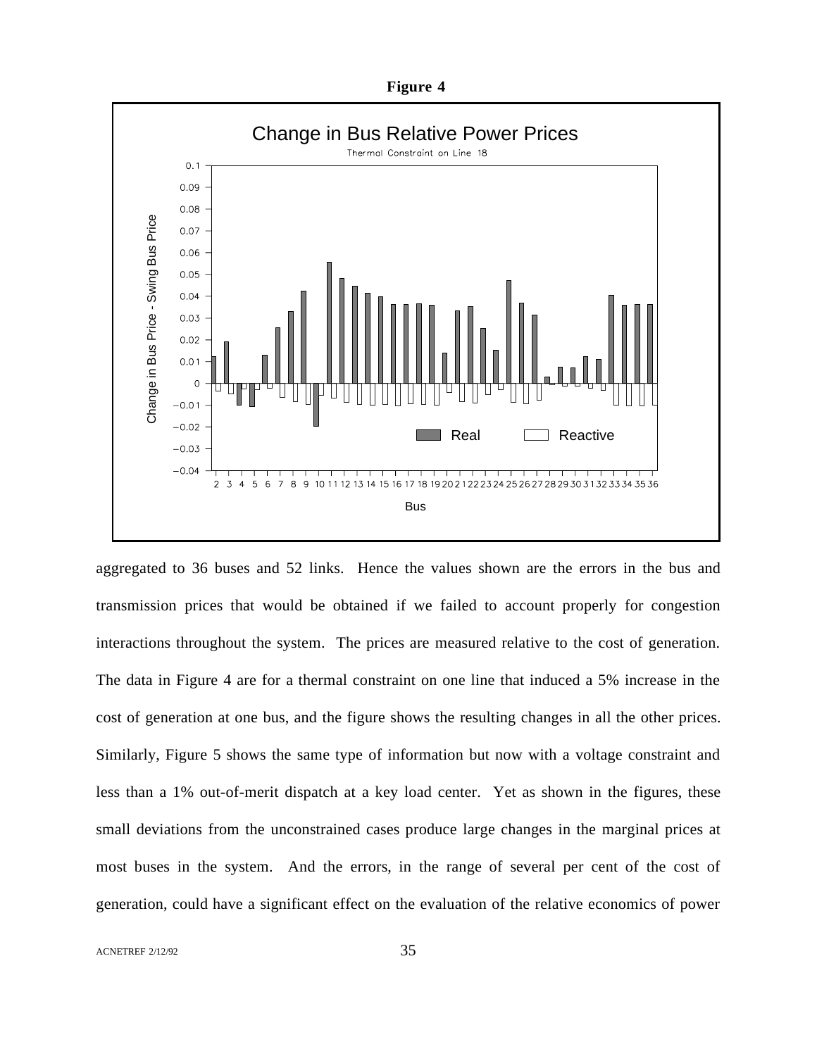**Figure 4**

Change in Bus Relative Power Prices

Thermal Constraint on Line 18

aggregated to 36 buses and 52 links. Hence the values shown are the errors in the bus and transmission prices that would be obtained if we failed to account properly for congestion interactions throughout the system. The prices are measured relative to the cost of generation. The data in Figure 4 are for a thermal constraint on one line that induced a 5% increase in the cost of generation at one bus, and the figure shows the resulting changes in all the other prices. Similarly, Figure 5 shows the same type of information but now with a voltage constraint and less than a 1% out-of-merit dispatch at a key load center. Yet as shown in the figures, these small deviations from the unconstrained cases produce large changes in the marginal prices at most buses in the system. And the errors, in the range of several per cent of the cost of generation, could have a significant effect on the evaluation of the relative economics of power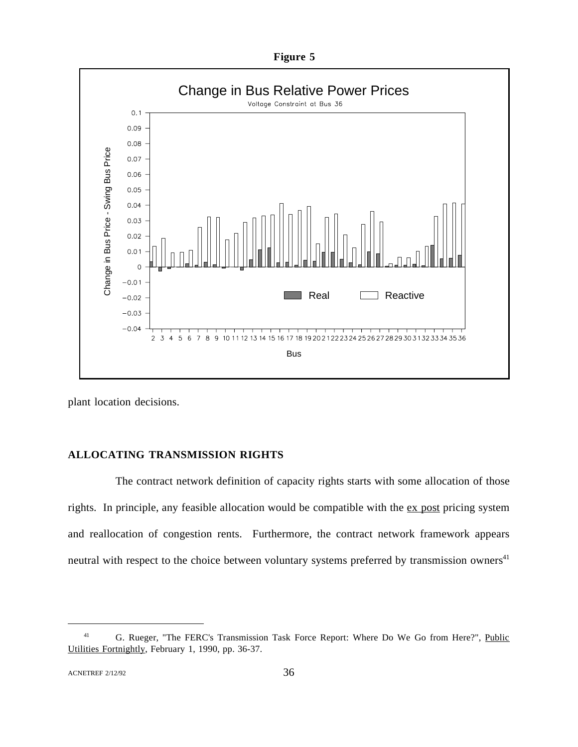**Figure 5**

plant location decisions.

## ALLOCATING TRANSMISSION RIGHTS

The contract network definition of capacity rights starts with some allocation of those rights. In principle, any feasible allocation would be compatible with the ex post pricing system and reallocation of congestion rents. Furthermore, the contract network framework appears neutral with respect to the choice between voluntary systems preferred by transmission owners[41]

---

[41] G. Rueger, "The FERC's Transmission Task Force Report: Where Do We Go from Here?", Public Utilities Fortnightly, February 1, 1990, pp. 36-37.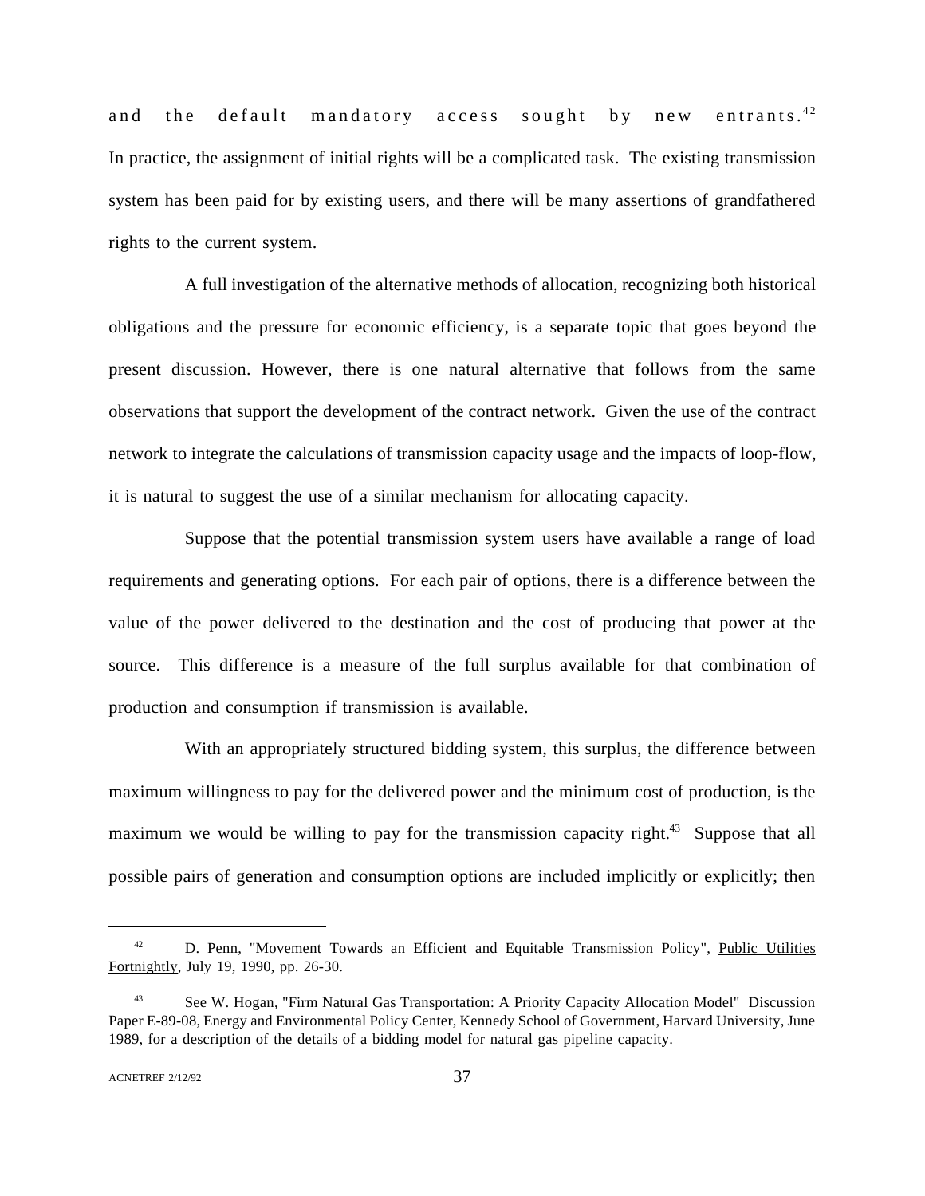and the default mandatory access sought by new entrants.[42] In practice, the assignment of initial rights will be a complicated task. The existing transmission system has been paid for by existing users, and there will be many assertions of grandfathered rights to the current system.

A full investigation of the alternative methods of allocation, recognizing both historical obligations and the pressure for economic efficiency, is a separate topic that goes beyond the present discussion. However, there is one natural alternative that follows from the same observations that support the development of the contract network. Given the use of the contract network to integrate the calculations of transmission capacity usage and the impacts of loop-flow, it is natural to suggest the use of a similar mechanism for allocating capacity.

Suppose that the potential transmission system users have available a range of load requirements and generating options. For each pair of options, there is a difference between the value of the power delivered to the destination and the cost of producing that power at the source. This difference is a measure of the full surplus available for that combination of production and consumption if transmission is available.

With an appropriately structured bidding system, this surplus, the difference between maximum willingness to pay for the delivered power and the minimum cost of production, is the maximum we would be willing to pay for the transmission capacity right.[43] Suppose that all possible pairs of generation and consumption options are included implicitly or explicitly; then

---

[42] D. Penn, "Movement Towards an Efficient and Equitable Transmission Policy", Public Utilities Fortnightly, July 19, 1990, pp. 26-30.

[43] See W. Hogan, "Firm Natural Gas Transportation: A Priority Capacity Allocation Model" Discussion Paper E-89-08, Energy and Environmental Policy Center, Kennedy School of Government, Harvard University, June 1989, for a description of the details of a bidding model for natural gas pipeline capacity.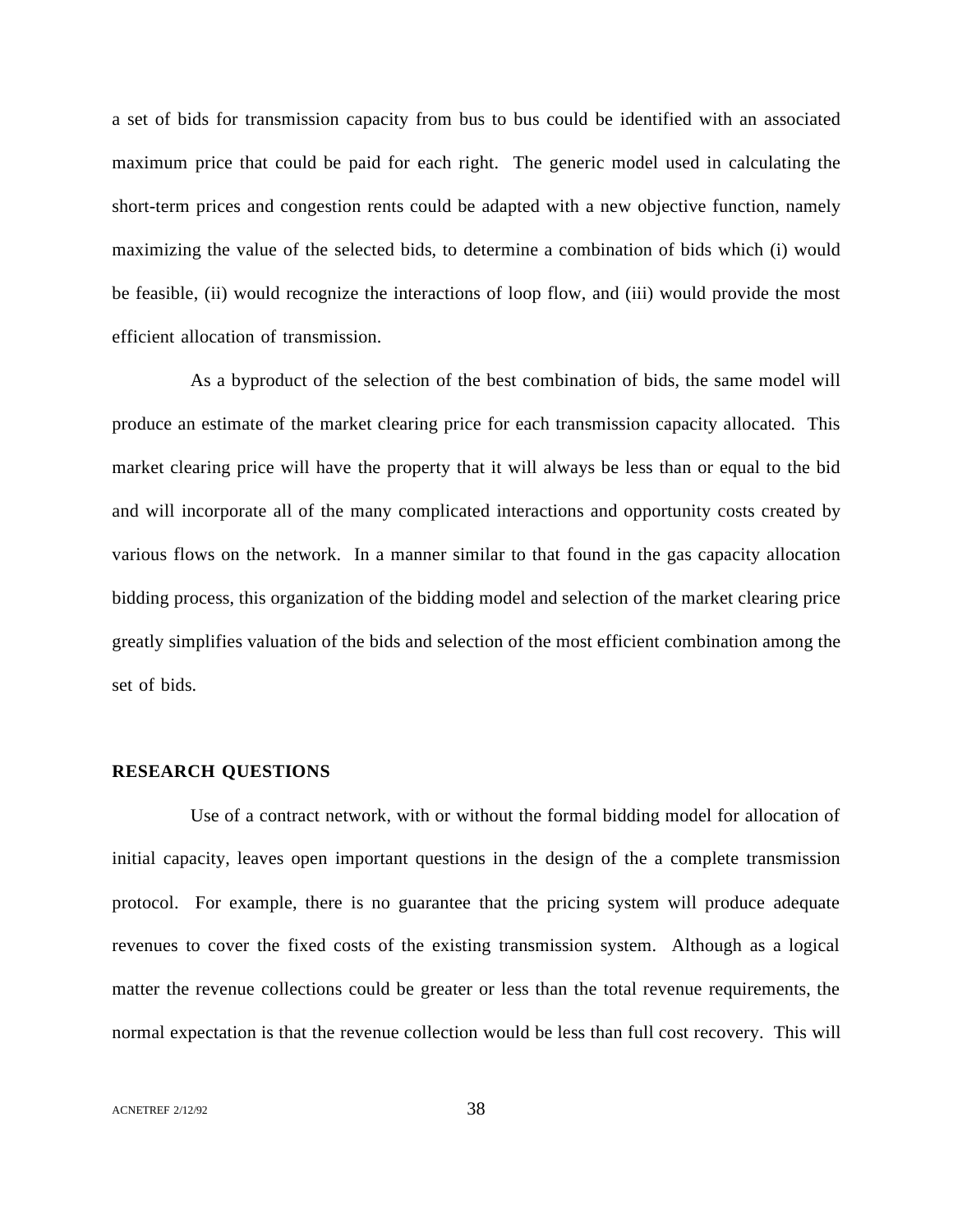a set of bids for transmission capacity from bus to bus could be identified with an associated maximum price that could be paid for each right. The generic model used in calculating the short-term prices and congestion rents could be adapted with a new objective function, namely maximizing the value of the selected bids, to determine a combination of bids which (i) would be feasible, (ii) would recognize the interactions of loop flow, and (iii) would provide the most efficient allocation of transmission.

As a byproduct of the selection of the best combination of bids, the same model will produce an estimate of the market clearing price for each transmission capacity allocated. This market clearing price will have the property that it will always be less than or equal to the bid and will incorporate all of the many complicated interactions and opportunity costs created by various flows on the network. In a manner similar to that found in the gas capacity allocation bidding process, this organization of the bidding model and selection of the market clearing price greatly simplifies valuation of the bids and selection of the most efficient combination among the set of bids.

## RESEARCH QUESTIONS

Use of a contract network, with or without the formal bidding model for allocation of initial capacity, leaves open important questions in the design of the a complete transmission protocol. For example, there is no guarantee that the pricing system will produce adequate revenues to cover the fixed costs of the existing transmission system. Although as a logical matter the revenue collections could be greater or less than the total revenue requirements, the normal expectation is that the revenue collection would be less than full cost recovery. This will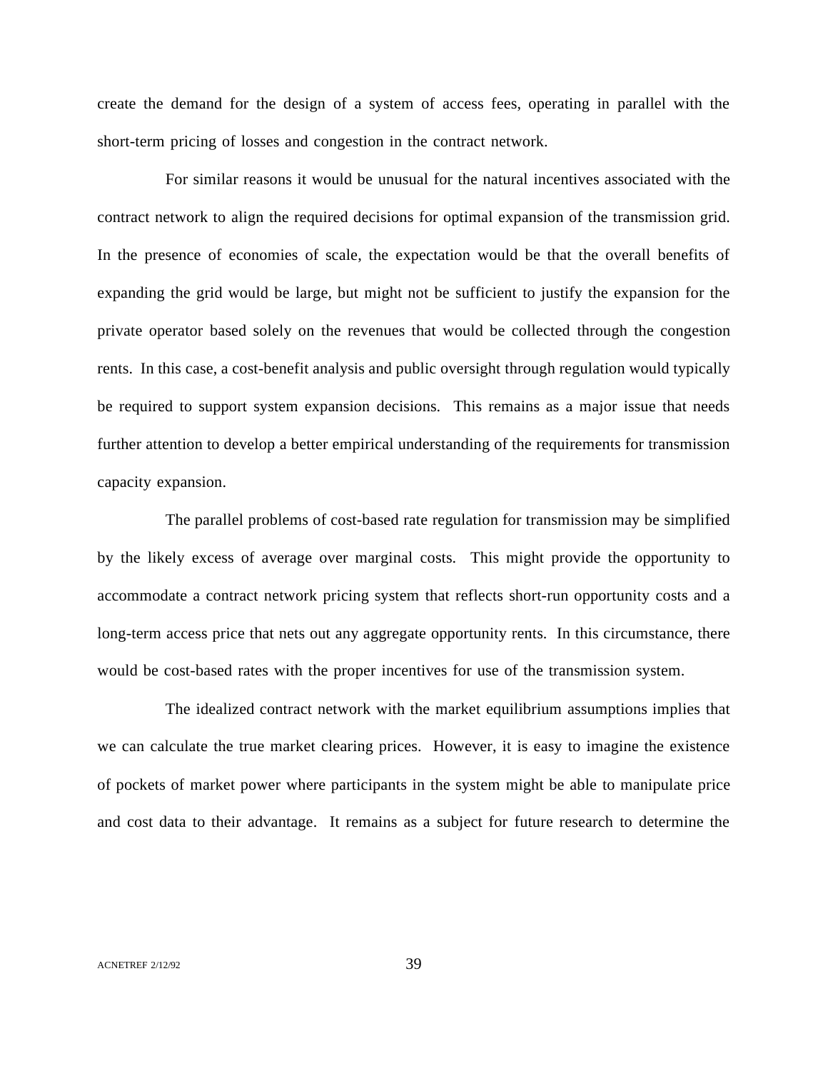create the demand for the design of a system of access fees, operating in parallel with the short-term pricing of losses and congestion in the contract network.

For similar reasons it would be unusual for the natural incentives associated with the contract network to align the required decisions for optimal expansion of the transmission grid. In the presence of economies of scale, the expectation would be that the overall benefits of expanding the grid would be large, but might not be sufficient to justify the expansion for the private operator based solely on the revenues that would be collected through the congestion rents. In this case, a cost-benefit analysis and public oversight through regulation would typically be required to support system expansion decisions. This remains as a major issue that needs further attention to develop a better empirical understanding of the requirements for transmission capacity expansion.

The parallel problems of cost-based rate regulation for transmission may be simplified by the likely excess of average over marginal costs. This might provide the opportunity to accommodate a contract network pricing system that reflects short-run opportunity costs and a long-term access price that nets out any aggregate opportunity rents. In this circumstance, there would be cost-based rates with the proper incentives for use of the transmission system.

The idealized contract network with the market equilibrium assumptions implies that we can calculate the true market clearing prices. However, it is easy to imagine the existence of pockets of market power where participants in the system might be able to manipulate price and cost data to their advantage. It remains as a subject for future research to determine the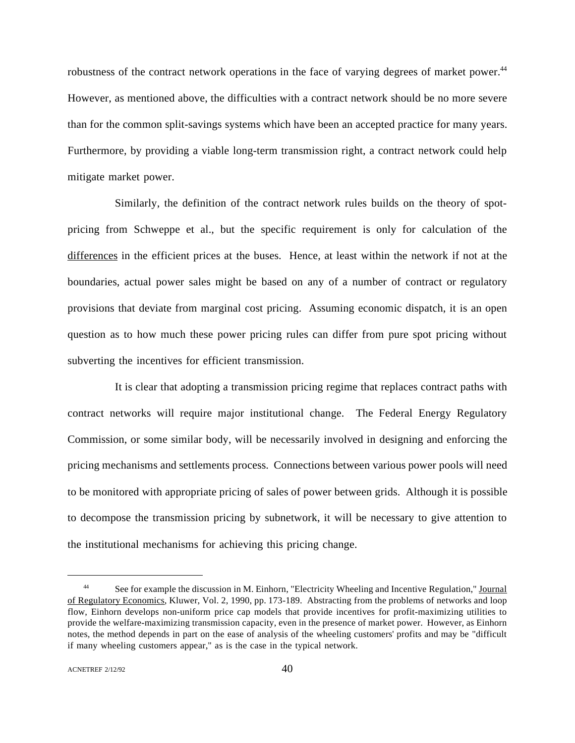robustness of the contract network operations in the face of varying degrees of market power.[44] However, as mentioned above, the difficulties with a contract network should be no more severe than for the common split-savings systems which have been an accepted practice for many years. Furthermore, by providing a viable long-term transmission right, a contract network could help mitigate market power.

Similarly, the definition of the contract network rules builds on the theory of spot-pricing from Schweppe et al., but the specific requirement is only for calculation of the differences in the efficient prices at the buses. Hence, at least within the network if not at the boundaries, actual power sales might be based on any of a number of contract or regulatory provisions that deviate from marginal cost pricing. Assuming economic dispatch, it is an open question as to how much these power pricing rules can differ from pure spot pricing without subverting the incentives for efficient transmission.

It is clear that adopting a transmission pricing regime that replaces contract paths with contract networks will require major institutional change. The Federal Energy Regulatory Commission, or some similar body, will be necessarily involved in designing and enforcing the pricing mechanisms and settlements process. Connections between various power pools will need to be monitored with appropriate pricing of sales of power between grids. Although it is possible to decompose the transmission pricing by subnetwork, it will be necessary to give attention to the institutional mechanisms for achieving this pricing change.

---

[44] See for example the discussion in M. Einhorn, "Electricity Wheeling and Incentive Regulation," Journal of Regulatory Economics, Kluwer, Vol. 2, 1990, pp. 173-189. Abstracting from the problems of networks and loop flow, Einhorn develops non-uniform price cap models that provide incentives for profit-maximizing utilities to provide the welfare-maximizing transmission capacity, even in the presence of market power. However, as Einhorn notes, the method depends in part on the ease of analysis of the wheeling customers' profits and may be "difficult if many wheeling customers appear," as is the case in the typical network.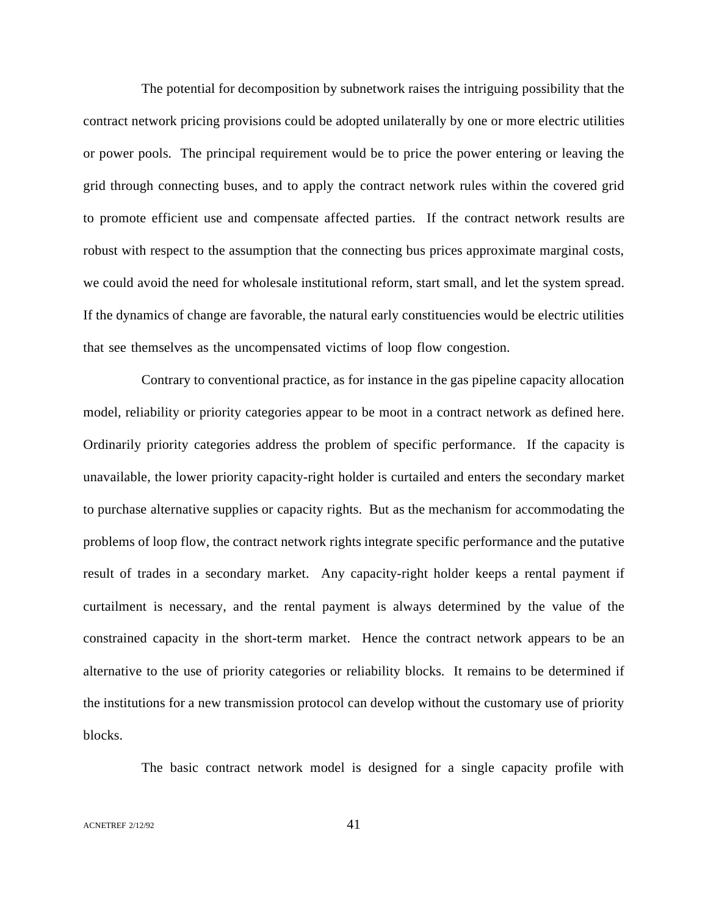The potential for decomposition by subnetwork raises the intriguing possibility that the contract network pricing provisions could be adopted unilaterally by one or more electric utilities or power pools. The principal requirement would be to price the power entering or leaving the grid through connecting buses, and to apply the contract network rules within the covered grid to promote efficient use and compensate affected parties. If the contract network results are robust with respect to the assumption that the connecting bus prices approximate marginal costs, we could avoid the need for wholesale institutional reform, start small, and let the system spread. If the dynamics of change are favorable, the natural early constituencies would be electric utilities that see themselves as the uncompensated victims of loop flow congestion.

Contrary to conventional practice, as for instance in the gas pipeline capacity allocation model, reliability or priority categories appear to be moot in a contract network as defined here. Ordinarily priority categories address the problem of specific performance. If the capacity is unavailable, the lower priority capacity-right holder is curtailed and enters the secondary market to purchase alternative supplies or capacity rights. But as the mechanism for accommodating the problems of loop flow, the contract network rights integrate specific performance and the putative result of trades in a secondary market. Any capacity-right holder keeps a rental payment if curtailment is necessary, and the rental payment is always determined by the value of the constrained capacity in the short-term market. Hence the contract network appears to be an alternative to the use of priority categories or reliability blocks. It remains to be determined if the institutions for a new transmission protocol can develop without the customary use of priority blocks.

The basic contract network model is designed for a single capacity profile with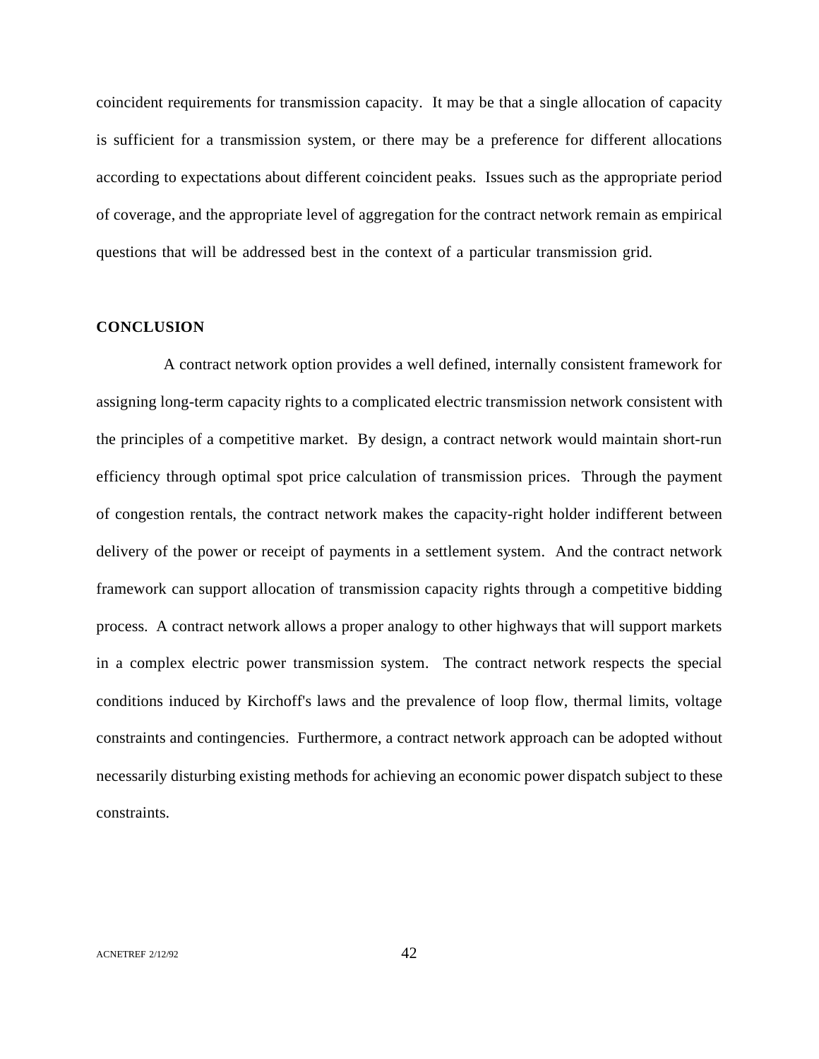coincident requirements for transmission capacity. It may be that a single allocation of capacity is sufficient for a transmission system, or there may be a preference for different allocations according to expectations about different coincident peaks. Issues such as the appropriate period of coverage, and the appropriate level of aggregation for the contract network remain as empirical questions that will be addressed best in the context of a particular transmission grid.

## CONCLUSION

A contract network option provides a well defined, internally consistent framework for assigning long-term capacity rights to a complicated electric transmission network consistent with the principles of a competitive market. By design, a contract network would maintain short-run efficiency through optimal spot price calculation of transmission prices. Through the payment of congestion rentals, the contract network makes the capacity-right holder indifferent between delivery of the power or receipt of payments in a settlement system. And the contract network framework can support allocation of transmission capacity rights through a competitive bidding process. A contract network allows a proper analogy to other highways that will support markets in a complex electric power transmission system. The contract network respects the special conditions induced by Kirchoff's laws and the prevalence of loop flow, thermal limits, voltage constraints and contingencies. Furthermore, a contract network approach can be adopted without necessarily disturbing existing methods for achieving an economic power dispatch subject to these constraints.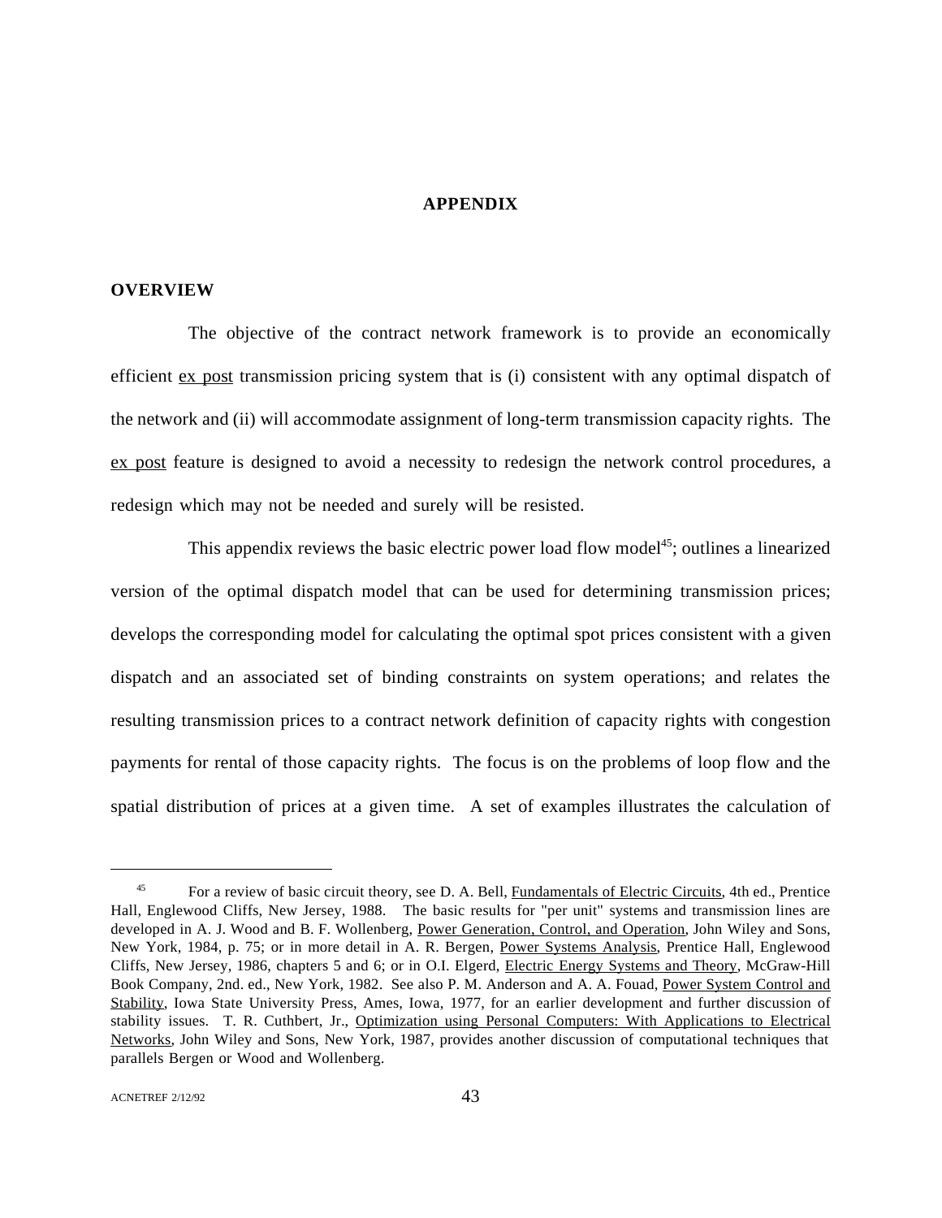# APPENDIX

## OVERVIEW

The objective of the contract network framework is to provide an economically efficient ex post transmission pricing system that is (i) consistent with any optimal dispatch of the network and (ii) will accommodate assignment of long-term transmission capacity rights. The ex post feature is designed to avoid a necessity to redesign the network control procedures, a redesign which may not be needed and surely will be resisted.

This appendix reviews the basic electric power load flow model[45]; outlines a linearized version of the optimal dispatch model that can be used for determining transmission prices; develops the corresponding model for calculating the optimal spot prices consistent with a given dispatch and an associated set of binding constraints on system operations; and relates the resulting transmission prices to a contract network definition of capacity rights with congestion payments for rental of those capacity rights. The focus is on the problems of loop flow and the spatial distribution of prices at a given time. A set of examples illustrates the calculation of

---

[45] For a review of basic circuit theory, see D. A. Bell, Fundamentals of Electric Circuits, 4th ed., Prentice Hall, Englewood Cliffs, New Jersey, 1988. The basic results for "per unit" systems and transmission lines are developed in A. J. Wood and B. F. Wollenberg, Power Generation, Control, and Operation, John Wiley and Sons, New York, 1984, p. 75; or in more detail in A. R. Bergen, Power Systems Analysis, Prentice Hall, Englewood Cliffs, New Jersey, 1986, chapters 5 and 6; or in O.I. Elgerd, Electric Energy Systems and Theory, McGraw-Hill Book Company, 2nd. ed., New York, 1982. See also P. M. Anderson and A. A. Fouad, Power System Control and Stability, Iowa State University Press, Ames, Iowa, 1977, for an earlier development and further discussion of stability issues. T. R. Cuthbert, Jr., Optimization using Personal Computers: With Applications to Electrical Networks, John Wiley and Sons, New York, 1987, provides another discussion of computational techniques that parallels Bergen or Wood and Wollenberg.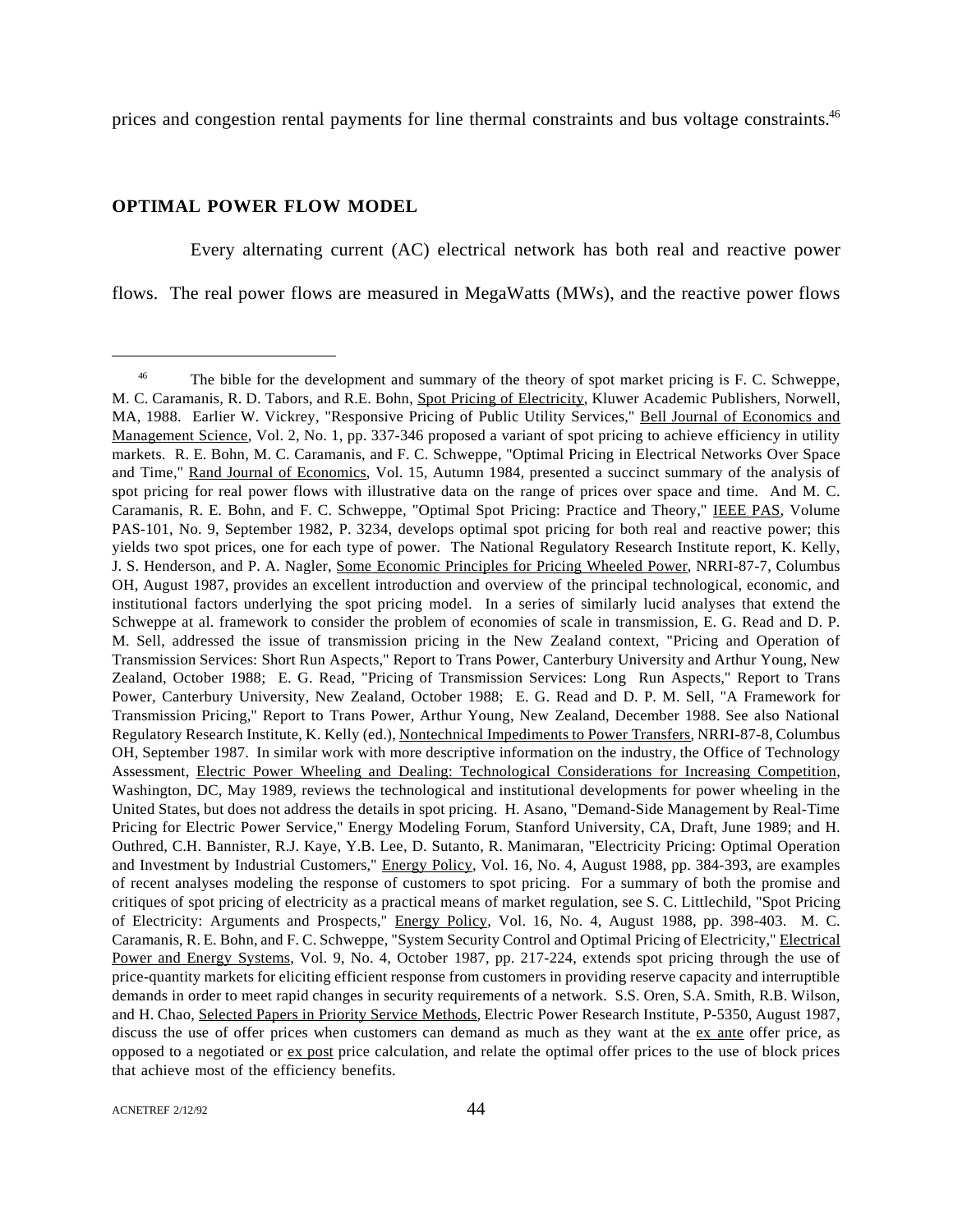prices and congestion rental payments for line thermal constraints and bus voltage constraints.[46]

## OPTIMAL POWER FLOW MODEL

Every alternating current (AC) electrical network has both real and reactive power flows. The real power flows are measured in MegaWatts (MWs), and the reactive power flows

---

[46] The bible for the development and summary of the theory of spot market pricing is F. C. Schweppe, M. C. Caramanis, R. D. Tabors, and R.E. Bohn, Spot Pricing of Electricity, Kluwer Academic Publishers, Norwell, MA, 1988. Earlier W. Vickrey, "Responsive Pricing of Public Utility Services," Bell Journal of Economics and Management Science, Vol. 2, No. 1, pp. 337-346 proposed a variant of spot pricing to achieve efficiency in utility markets. R. E. Bohn, M. C. Caramanis, and F. C. Schweppe, "Optimal Pricing in Electrical Networks Over Space and Time," Rand Journal of Economics, Vol. 15, Autumn 1984, presented a succinct summary of the analysis of spot pricing for real power flows with illustrative data on the range of prices over space and time. And M. C. Caramanis, R. E. Bohn, and F. C. Schweppe, "Optimal Spot Pricing: Practice and Theory," IEEE PAS, Volume PAS-101, No. 9, September 1982, P. 3234, develops optimal spot pricing for both real and reactive power; this yields two spot prices, one for each type of power. The National Regulatory Research Institute report, K. Kelly, J. S. Henderson, and P. A. Nagler, Some Economic Principles for Pricing Wheeled Power, NRRI-87-7, Columbus OH, August 1987, provides an excellent introduction and overview of the principal technological, economic, and institutional factors underlying the spot pricing model. In a series of similarly lucid analyses that extend the Schweppe at al. framework to consider the problem of economies of scale in transmission, E. G. Read and D. P. M. Sell, addressed the issue of transmission pricing in the New Zealand context, "Pricing and Operation of Transmission Services: Short Run Aspects," Report to Trans Power, Canterbury University and Arthur Young, New Zealand, October 1988; E. G. Read, "Pricing of Transmission Services: Long Run Aspects," Report to Trans Power, Canterbury University, New Zealand, October 1988; E. G. Read and D. P. M. Sell, "A Framework for Transmission Pricing," Report to Trans Power, Arthur Young, New Zealand, December 1988. See also National Regulatory Research Institute, K. Kelly (ed.), Nontechnical Impediments to Power Transfers, NRRI-87-8, Columbus OH, September 1987. In similar work with more descriptive information on the industry, the Office of Technology Assessment, Electric Power Wheeling and Dealing: Technological Considerations for Increasing Competition, Washington, DC, May 1989, reviews the technological and institutional developments for power wheeling in the United States, but does not address the details in spot pricing. H. Asano, "Demand-Side Management by Real-Time Pricing for Electric Power Service," Energy Modeling Forum, Stanford University, CA, Draft, June 1989; and H. Outhred, C.H. Bannister, R.J. Kaye, Y.B. Lee, D. Sutanto, R. Manimaran, "Electricity Pricing: Optimal Operation and Investment by Industrial Customers," Energy Policy, Vol. 16, No. 4, August 1988, pp. 384-393, are examples of recent analyses modeling the response of customers to spot pricing. For a summary of both the promise and critiques of spot pricing of electricity as a practical means of market regulation, see S. C. Littlechild, "Spot Pricing of Electricity: Arguments and Prospects," Energy Policy, Vol. 16, No. 4, August 1988, pp. 398-403. M. C. Caramanis, R. E. Bohn, and F. C. Schweppe, "System Security Control and Optimal Pricing of Electricity," Electrical Power and Energy Systems, Vol. 9, No. 4, October 1987, pp. 217-224, extends spot pricing through the use of price-quantity markets for eliciting efficient response from customers in providing reserve capacity and interruptible demands in order to meet rapid changes in security requirements of a network. S.S. Oren, S.A. Smith, R.B. Wilson, and H. Chao, Selected Papers in Priority Service Methods, Electric Power Research Institute, P-5350, August 1987, discuss the use of offer prices when customers can demand as much as they want at the ex ante offer price, as opposed to a negotiated or ex post price calculation, and relate the optimal offer prices to the use of block prices that achieve most of the efficiency benefits.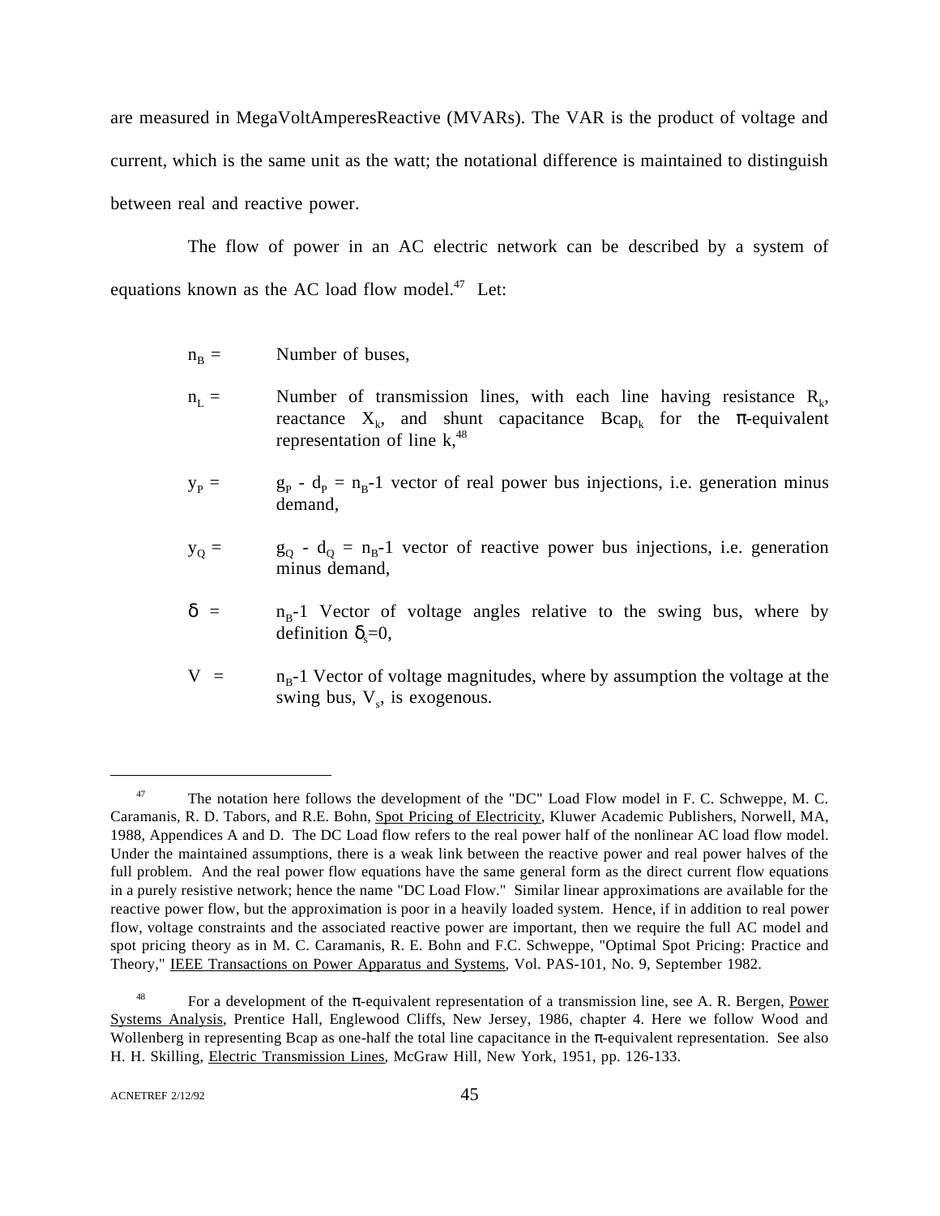are measured in MegaVoltAmperesReactive (MVARs). The VAR is the product of voltage and current, which is the same unit as the watt; the notational difference is maintained to distinguish between real and reactive power.

The flow of power in an AC electric network can be described by a system of equations known as the AC load flow model.[47] Let:

$n_B$ = Number of buses,

$n_L$ = Number of transmission lines, with each line having resistance $R_k$, reactance $X_k$, and shunt capacitance $Bcap_k$ for the $\pi$-equivalent representation of line k,[48]

$y_P$ = $g_P$ - $d_P$ = $n_B$-1 vector of real power bus injections, i.e. generation minus demand,

$y_Q$ = $g_Q$ - $d_Q$ = $n_B$-1 vector of reactive power bus injections, i.e. generation minus demand,

$\delta$ = $n_B$-1 Vector of voltage angles relative to the swing bus, where by definition $\delta_s$=0,

V = $n_B$-1 Vector of voltage magnitudes, where by assumption the voltage at the swing bus, $V_s$, is exogenous.

---

[47] The notation here follows the development of the "DC" Load Flow model in F. C. Schweppe, M. C. Caramanis, R. D. Tabors, and R.E. Bohn, Spot Pricing of Electricity, Kluwer Academic Publishers, Norwell, MA, 1988, Appendices A and D. The DC Load flow refers to the real power half of the nonlinear AC load flow model. Under the maintained assumptions, there is a weak link between the reactive power and real power halves of the full problem. And the real power flow equations have the same general form as the direct current flow equations in a purely resistive network; hence the name "DC Load Flow." Similar linear approximations are available for the reactive power flow, but the approximation is poor in a heavily loaded system. Hence, if in addition to real power flow, voltage constraints and the associated reactive power are important, then we require the full AC model and spot pricing theory as in M. C. Caramanis, R. E. Bohn and F.C. Schweppe, "Optimal Spot Pricing: Practice and Theory," IEEE Transactions on Power Apparatus and Systems, Vol. PAS-101, No. 9, September 1982.

[48] For a development of the $\pi$-equivalent representation of a transmission line, see A. R. Bergen, Power Systems Analysis, Prentice Hall, Englewood Cliffs, New Jersey, 1986, chapter 4. Here we follow Wood and Wollenberg in representing Bcap as one-half the total line capacitance in the $\pi$-equivalent representation. See also H. H. Skilling, Electric Transmission Lines, McGraw Hill, New York, 1951, pp. 126-133.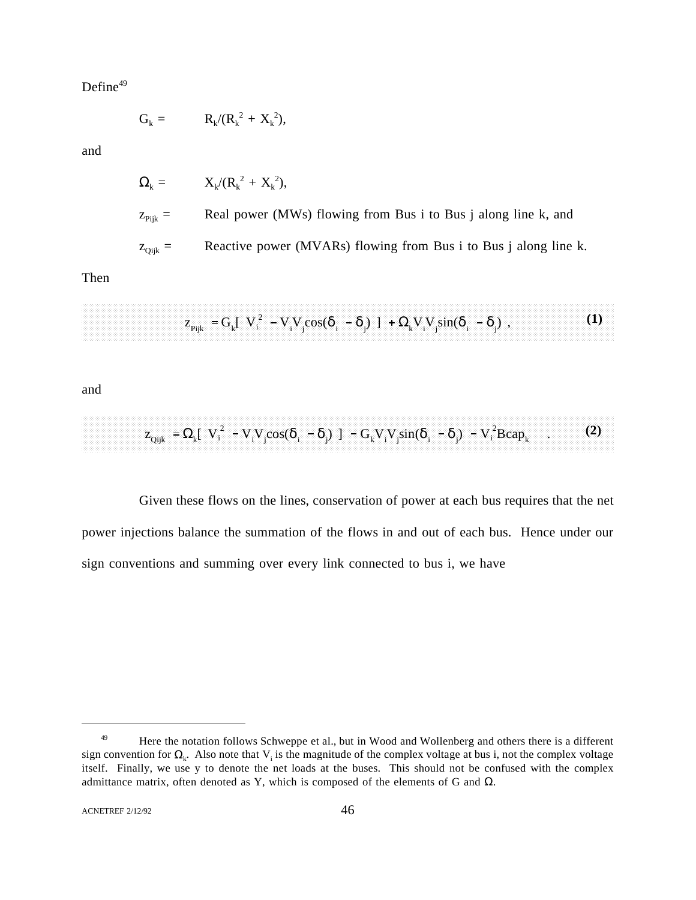Define[49]

$$G_k = \quad R_k/(R_k^2 + X_k^2),$$

and

$$\Omega_k = \quad X_k/(R_k^2 + X_k^2),$$

$z_{Pijk}$ = Real power (MWs) flowing from Bus i to Bus j along line k, and

$z_{Qijk}$ = Reactive power (MVARs) flowing from Bus i to Bus j along line k.

Then

$$z_{Pijk} = G_k[\ V_i^2 - V_iV_j\cos(\delta_i - \delta_j)\ ] + \Omega_k V_i V_j \sin(\delta_i - \delta_j)\ , \tag{1}$$

and

$$z_{Qijk} = \Omega_k[\ V_i^2 - V_iV_j\cos(\delta_i - \delta_j)\ ] - G_k V_i V_j \sin(\delta_i - \delta_j) - V_i^2 Bcap_k \quad . \tag{2}$$

Given these flows on the lines, conservation of power at each bus requires that the net power injections balance the summation of the flows in and out of each bus. Hence under our sign conventions and summing over every link connected to bus i, we have

---

[49] Here the notation follows Schweppe et al., but in Wood and Wollenberg and others there is a different sign convention for $\Omega_k$. Also note that $V_i$ is the magnitude of the complex voltage at bus i, not the complex voltage itself. Finally, we use y to denote the net loads at the buses. This should not be confused with the complex admittance matrix, often denoted as Y, which is composed of the elements of G and $\Omega$.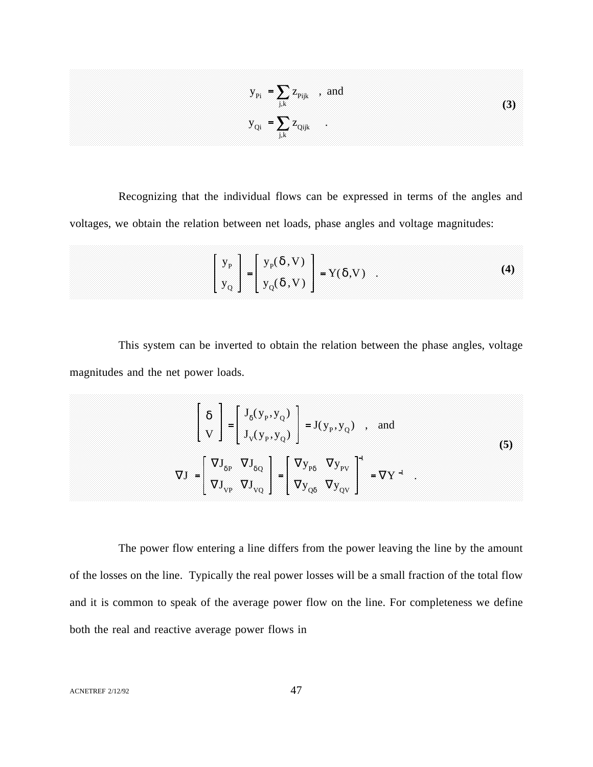$$
\begin{aligned}
y_{Pi} &= \sum_{j,k} z_{Pijk} \quad , \text{ and} \\
y_{Qi} &= \sum_{j,k} z_{Qijk} \quad .
\end{aligned}
\tag{3}
$$

Recognizing that the individual flows can be expressed in terms of the angles and voltages, we obtain the relation between net loads, phase angles and voltage magnitudes:

$$
\begin{bmatrix} y_P \\ y_Q \end{bmatrix} = \begin{bmatrix} y_P(\delta, V) \\ y_Q(\delta, V) \end{bmatrix} = Y(\delta, V) \quad .
\tag{4}
$$

This system can be inverted to obtain the relation between the phase angles, voltage magnitudes and the net power loads.

$$
\begin{aligned}
\begin{bmatrix} \delta \\ V \end{bmatrix} &= \begin{bmatrix} J_\delta(y_P, y_Q) \\ J_V(y_P, y_Q) \end{bmatrix} = J(y_P, y_Q) \quad , \quad \text{and} \\
\nabla J = \begin{bmatrix} \nabla J_{\delta P} & \nabla J_{\delta Q} \\ \nabla J_{VP} & \nabla J_{VQ} \end{bmatrix} &= \begin{bmatrix} \nabla y_{P\delta} & \nabla y_{PV} \\ \nabla y_{Q\delta} & \nabla y_{QV} \end{bmatrix}^{-1} = \nabla Y^{-1} \quad .
\end{aligned}
\tag{5}
$$

The power flow entering a line differs from the power leaving the line by the amount of the losses on the line. Typically the real power losses will be a small fraction of the total flow and it is common to speak of the average power flow on the line. For completeness we define both the real and reactive average power flows in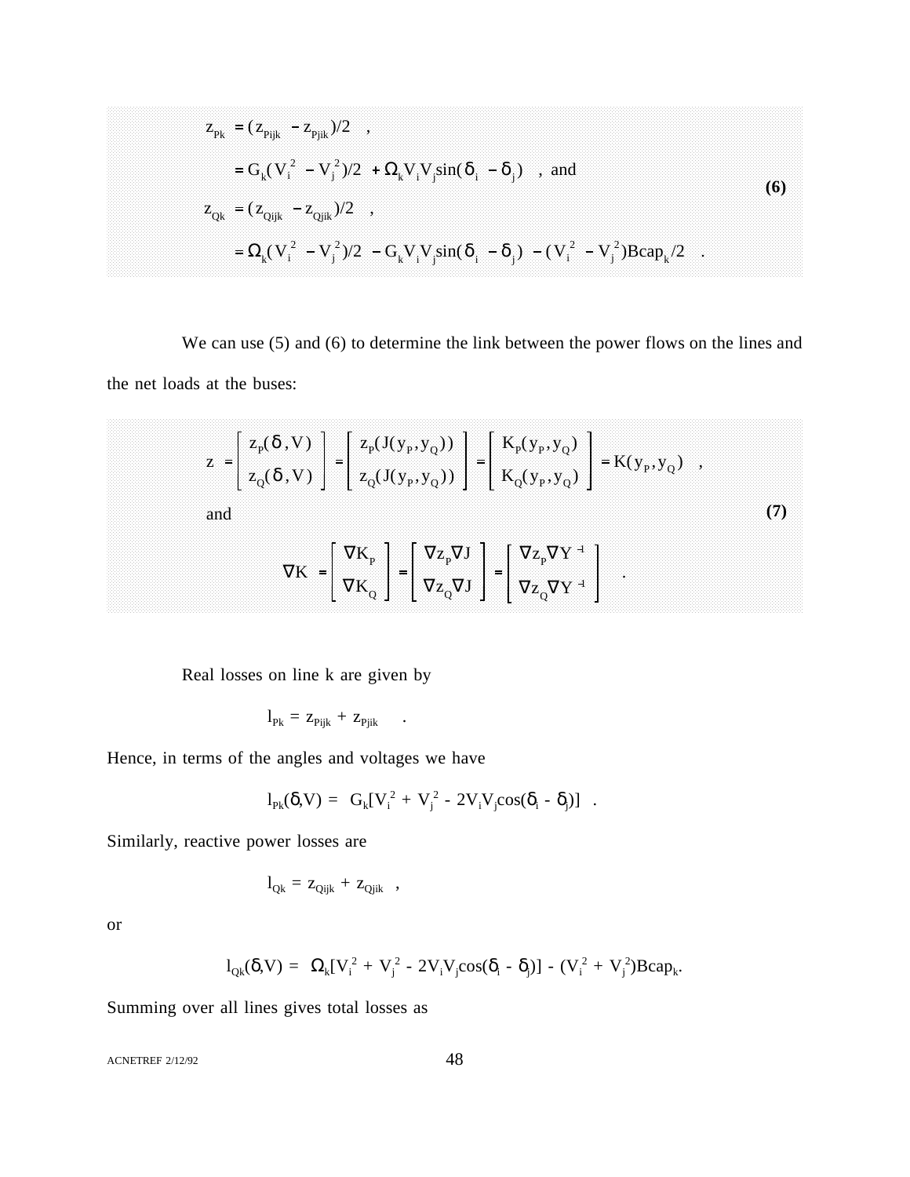$$
\begin{aligned}
z_{Pk} &= (z_{Pijk} - z_{Pjik})/2 \quad , \\
&= G_k(V_i^2 - V_j^2)/2 + \Omega_k V_i V_j \sin(\delta_i - \delta_j) \quad , \text{ and} \\
z_{Qk} &= (z_{Qijk} - z_{Qjik})/2 \quad , \\
&= \Omega_k(V_i^2 - V_j^2)/2 - G_k V_i V_j \sin(\delta_i - \delta_j) - (V_i^2 - V_j^2)Bcap_k/2 \quad .
\end{aligned} \tag{6}
$$

We can use (5) and (6) to determine the link between the power flows on the lines and the net loads at the buses:

$$
z = \begin{bmatrix} z_P(\delta, V) \\ z_Q(\delta, V) \end{bmatrix} = \begin{bmatrix} z_P(J(y_P, y_Q)) \\ z_Q(J(y_P, y_Q)) \end{bmatrix} = \begin{bmatrix} K_P(y_P, y_Q) \\ K_Q(y_P, y_Q) \end{bmatrix} = K(y_P, y_Q) \quad ,
$$

and

$$
\nabla K = \begin{bmatrix} \nabla K_P \\ \nabla K_Q \end{bmatrix} = \begin{bmatrix} \nabla z_P \nabla J \\ \nabla z_Q \nabla J \end{bmatrix} = \begin{bmatrix} \nabla z_P \nabla Y^{-1} \\ \nabla z_Q \nabla Y^{-1} \end{bmatrix} \quad . \tag{7}
$$

Real losses on line k are given by

$$
l_{Pk} = z_{Pijk} + z_{Pjik} \quad .
$$

Hence, in terms of the angles and voltages we have

$$
l_{Pk}(\delta, V) = G_k[V_i^2 + V_j^2 - 2V_iV_j\cos(\delta_i - \delta_j)] \quad .
$$

Similarly, reactive power losses are

$$
l_{Qk} = z_{Qijk} + z_{Qjik} \quad ,
$$

or

$$
l_{Qk}(\delta, V) = \Omega_k[V_i^2 + V_j^2 - 2V_iV_j\cos(\delta_i - \delta_j)] - (V_i^2 + V_j^2)Bcap_k.
$$

Summing over all lines gives total losses as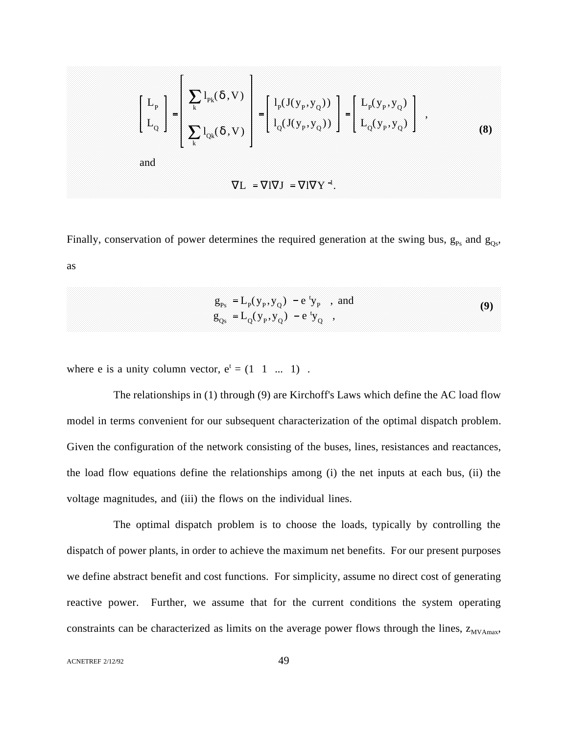$$\begin{bmatrix} L_P \\ L_Q \end{bmatrix} = \begin{bmatrix} \sum_k l_{Pk}(\delta, V) \\ \sum_k l_{Qk}(\delta, V) \end{bmatrix} = \begin{bmatrix} l_P(J(y_P, y_Q)) \\ l_Q(J(y_P, y_Q)) \end{bmatrix} = \begin{bmatrix} L_P(y_P, y_Q) \\ L_Q(y_P, y_Q) \end{bmatrix} , \tag{8}$$

and

$$\nabla L = \nabla l \nabla J = \nabla l \nabla Y^{-1}.$$

Finally, conservation of power determines the required generation at the swing bus, $g_{Ps}$ and $g_{Qs}$, as

$$\begin{aligned} g_{Ps} &= L_P(y_P, y_Q) - e^t y_P \quad , \text{ and} \\ g_{Qs} &= L_Q(y_P, y_Q) - e^t y_Q \quad , \end{aligned} \tag{9}$$

where e is a unity column vector, $e^t = (1 \;\; 1 \;\; ... \;\; 1)$ .

The relationships in (1) through (9) are Kirchoff's Laws which define the AC load flow model in terms convenient for our subsequent characterization of the optimal dispatch problem. Given the configuration of the network consisting of the buses, lines, resistances and reactances, the load flow equations define the relationships among (i) the net inputs at each bus, (ii) the voltage magnitudes, and (iii) the flows on the individual lines.

The optimal dispatch problem is to choose the loads, typically by controlling the dispatch of power plants, in order to achieve the maximum net benefits. For our present purposes we define abstract benefit and cost functions. For simplicity, assume no direct cost of generating reactive power. Further, we assume that for the current conditions the system operating constraints can be characterized as limits on the average power flows through the lines, $z_{MVAmax}$,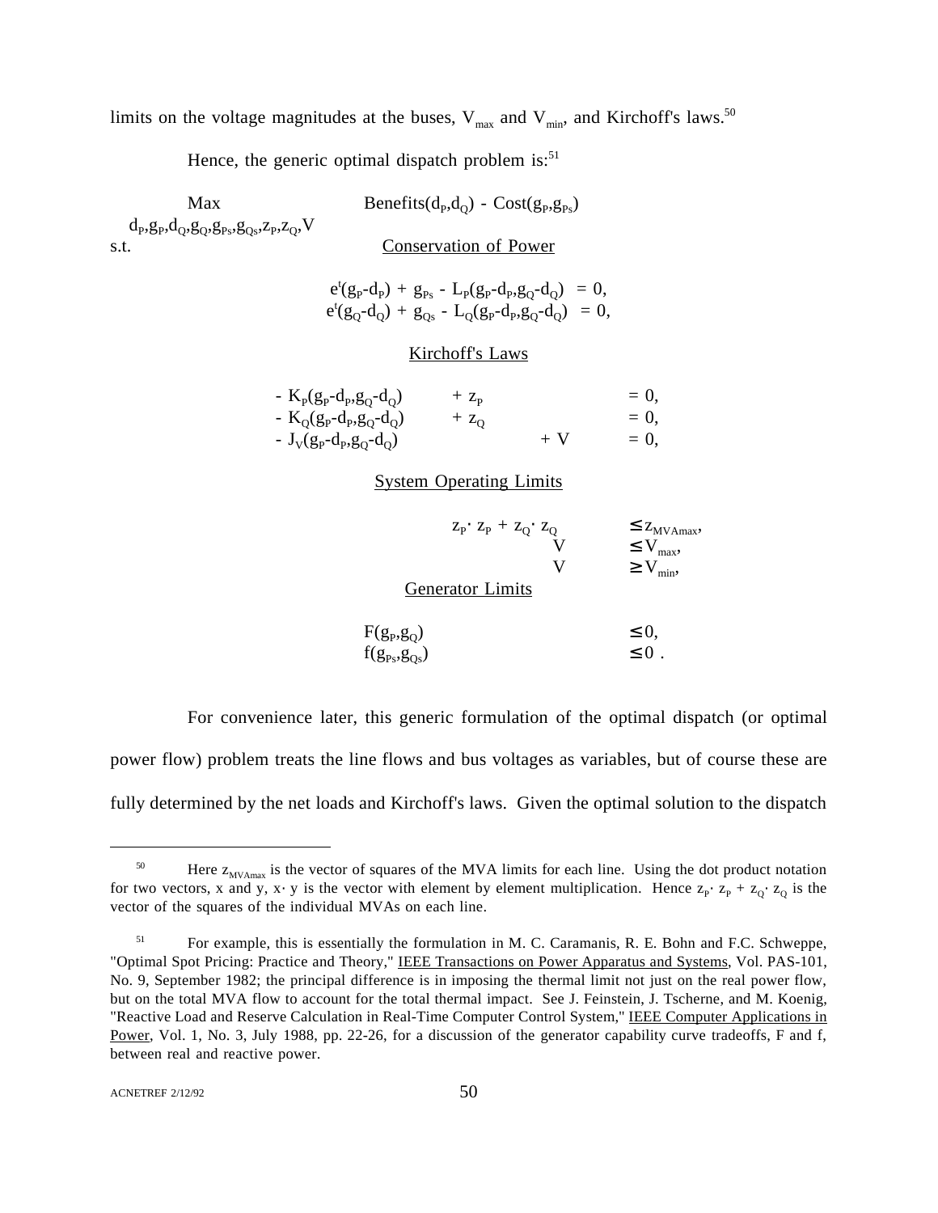limits on the voltage magnitudes at the buses, $V_{max}$ and $V_{min}$, and Kirchoff's laws.[50]

Hence, the generic optimal dispatch problem is:[51]

$$\max_{d_P, g_P, d_Q, g_Q, g_{Ps}, g_{Qs}, z_P, z_Q, V} \quad \text{Benefits}(d_P, d_Q) - \text{Cost}(g_P, g_{Ps})$$

s.t.

<u>Conservation of Power</u>

$$e^t(g_P - d_P) + g_{Ps} - L_P(g_P - d_P, g_Q - d_Q) = 0,$$
$$e^t(g_Q - d_Q) + g_{Qs} - L_Q(g_P - d_P, g_Q - d_Q) = 0,$$

<u>Kirchoff's Laws</u>

$$- K_P(g_P - d_P, g_Q - d_Q) + z_P = 0,$$
$$- K_Q(g_P - d_P, g_Q - d_Q) + z_Q = 0,$$
$$- J_V(g_P - d_P, g_Q - d_Q) + V = 0,$$

<u>System Operating Limits</u>

$$z_P \cdot z_P + z_Q \cdot z_Q \leq z_{MVAmax},$$
$$V \leq V_{max},$$
$$V \geq V_{min},$$

<u>Generator Limits</u>

$$F(g_P, g_Q) \leq 0,$$
$$f(g_{Ps}, g_{Qs}) \leq 0 .$$

For convenience later, this generic formulation of the optimal dispatch (or optimal power flow) problem treats the line flows and bus voltages as variables, but of course these are fully determined by the net loads and Kirchoff's laws. Given the optimal solution to the dispatch

---

[50] Here $z_{MVAmax}$ is the vector of squares of the MVA limits for each line. Using the dot product notation for two vectors, x and y, $x \cdot y$ is the vector with element by element multiplication. Hence $z_P \cdot z_P + z_Q \cdot z_Q$ is the vector of the squares of the individual MVAs on each line.

[51] For example, this is essentially the formulation in M. C. Caramanis, R. E. Bohn and F.C. Schweppe, "Optimal Spot Pricing: Practice and Theory," <u>IEEE Transactions on Power Apparatus and Systems</u>, Vol. PAS-101, No. 9, September 1982; the principal difference is in imposing the thermal limit not just on the real power flow, but on the total MVA flow to account for the total thermal impact. See J. Feinstein, J. Tscherne, and M. Koenig, "Reactive Load and Reserve Calculation in Real-Time Computer Control System," <u>IEEE Computer Applications in Power</u>, Vol. 1, No. 3, July 1988, pp. 22-26, for a discussion of the generator capability curve tradeoffs, F and f, between real and reactive power.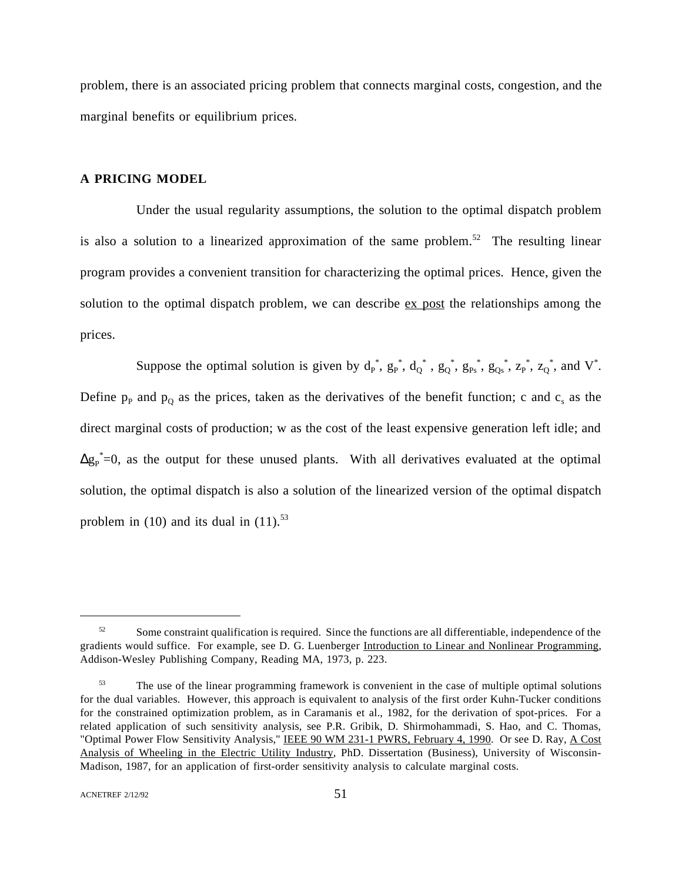problem, there is an associated pricing problem that connects marginal costs, congestion, and the marginal benefits or equilibrium prices.

## A PRICING MODEL

Under the usual regularity assumptions, the solution to the optimal dispatch problem is also a solution to a linearized approximation of the same problem.[52] The resulting linear program provides a convenient transition for characterizing the optimal prices. Hence, given the solution to the optimal dispatch problem, we can describe ex post the relationships among the prices.

Suppose the optimal solution is given by $d_P^*$, $g_P^*$, $d_Q^*$, $g_Q^*$, $g_{Ps}^*$, $g_{Qs}^*$, $z_P^*$, $z_Q^*$, and $V^*$. Define $p_P$ and $p_Q$ as the prices, taken as the derivatives of the benefit function; c and $c_s$ as the direct marginal costs of production; w as the cost of the least expensive generation left idle; and $\Delta g_P^*=0$, as the output for these unused plants. With all derivatives evaluated at the optimal solution, the optimal dispatch is also a solution of the linearized version of the optimal dispatch problem in (10) and its dual in (11).[53]

---

[52] Some constraint qualification is required. Since the functions are all differentiable, independence of the gradients would suffice. For example, see D. G. Luenberger Introduction to Linear and Nonlinear Programming, Addison-Wesley Publishing Company, Reading MA, 1973, p. 223.

[53] The use of the linear programming framework is convenient in the case of multiple optimal solutions for the dual variables. However, this approach is equivalent to analysis of the first order Kuhn-Tucker conditions for the constrained optimization problem, as in Caramanis et al., 1982, for the derivation of spot-prices. For a related application of such sensitivity analysis, see P.R. Gribik, D. Shirmohammadi, S. Hao, and C. Thomas, "Optimal Power Flow Sensitivity Analysis," IEEE 90 WM 231-1 PWRS, February 4, 1990. Or see D. Ray, A Cost Analysis of Wheeling in the Electric Utility Industry, PhD. Dissertation (Business), University of Wisconsin-Madison, 1987, for an application of first-order sensitivity analysis to calculate marginal costs.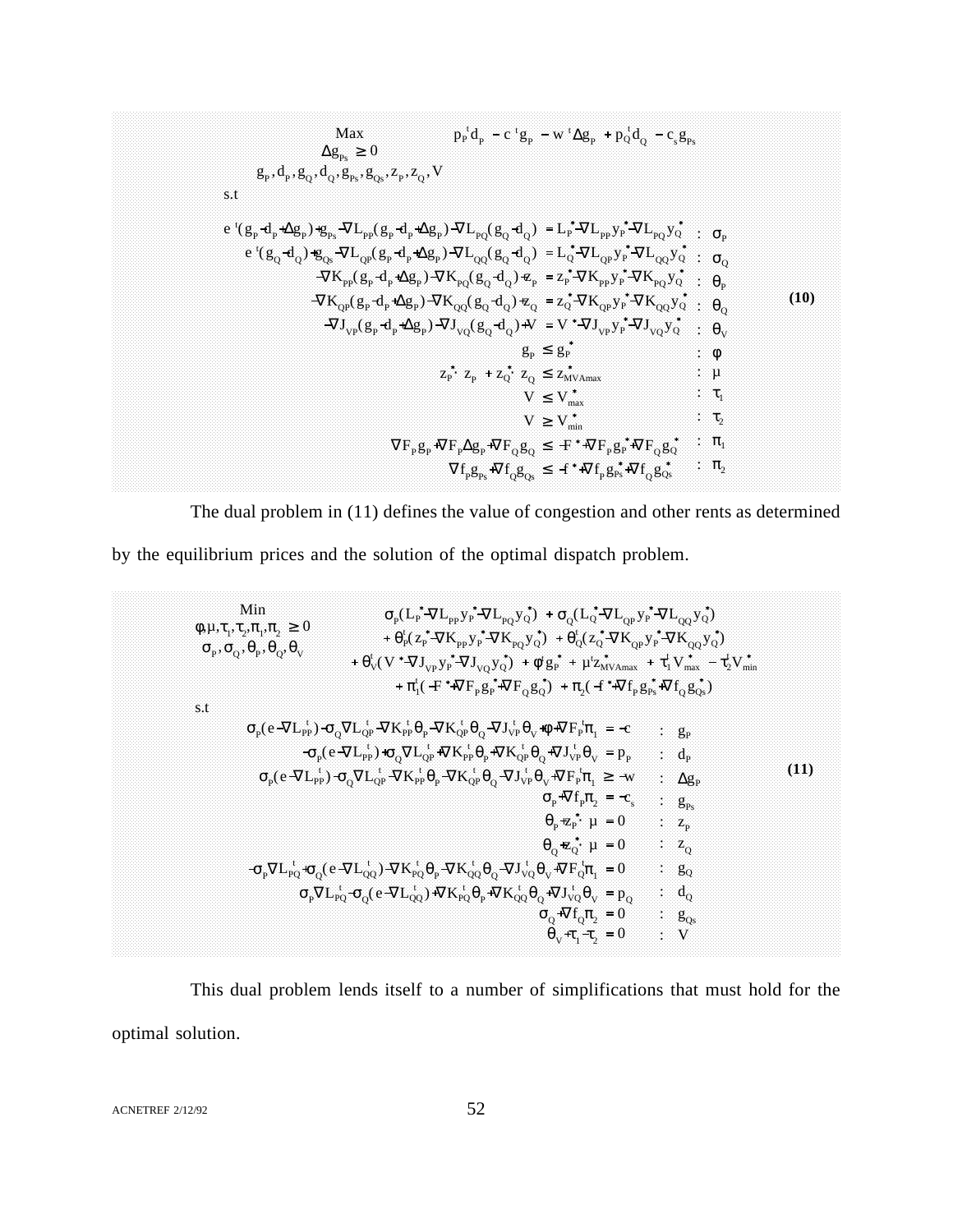$$
\begin{array}{ll}
\underset{\substack{\Delta g_{Ps} \geq 0 \\ g_P, d_P, g_Q, d_Q, g_{Ps}, g_{Qs}, z_P, z_Q, V}}{\text{Max}} & p_P^t d_P - c^t g_P - w^t \Delta g_P + p_Q^t d_Q - c_s g_{Ps} \\
\text{s.t} & \\
e^t(g_P - d_P + \Delta g_P) + g_{Ps} - \nabla L_{PP}(g_P - d_P + \Delta g_P) - \nabla L_{PQ}(g_Q - d_Q) = L_P^* - \nabla L_{PP} y_P^* - \nabla L_{PQ} y_Q^* & : \sigma_P \\
e^t(g_Q - d_Q) + g_{Qs} - \nabla L_{QP}(g_P - d_P + \Delta g_P) - \nabla L_{QQ}(g_Q - d_Q) = L_Q^* - \nabla L_{QP} y_P^* - \nabla L_{QQ} y_Q^* & : \sigma_Q \\
-\nabla K_{PP}(g_P - d_P + \Delta g_P) - \nabla K_{PQ}(g_Q - d_Q) + z_P = z_P^* - \nabla K_{PP} y_P^* - \nabla K_{PQ} y_Q^* & : \theta_P \\
-\nabla K_{QP}(g_P - d_P + \Delta g_P) - \nabla K_{QQ}(g_Q - d_Q) + z_Q = z_Q^* - \nabla K_{QP} y_P^* - \nabla K_{QQ} y_Q^* & : \theta_Q \\
-\nabla J_{VP}(g_P - d_P + \Delta g_P) - \nabla J_{VQ}(g_Q - d_Q) + V = V^* - \nabla J_{VP} y_P^* - \nabla J_{VQ} y_Q^* & : \theta_V \\
g_P \leq g_P^* & : \phi \\
z_P^* \cdot z_P + z_Q^* \cdot z_Q \leq z_{MVAmax}^* & : \mu \\
V \leq V_{max}^* & : \tau_1 \\
V \geq V_{min}^* & : \tau_2 \\
\nabla F_P g_P + \nabla F_P \Delta g_P + \nabla F_Q g_Q \leq -F^* + \nabla F_P g_P^* + \nabla F_Q g_Q^* & : \pi_1 \\
\nabla f_P g_{Ps} + \nabla f_Q g_{Qs} \leq -f^* + \nabla f_P g_{Ps}^* + \nabla f_Q g_{Qs}^* & : \pi_2
\end{array}
\tag{10}
$$

The dual problem in (11) defines the value of congestion and other rents as determined by the equilibrium prices and the solution of the optimal dispatch problem.

$$
\begin{array}{ll}
\underset{\substack{\phi, \mu, \tau_1, \tau_2, \pi_1, \pi_2 \geq 0 \\ \sigma_P, \sigma_Q, \theta_P, \theta_Q, \theta_V}}{\text{Min}} & \sigma_P(L_P^* - \nabla L_{PP} y_P^* - \nabla L_{PQ} y_Q^*) + \sigma_Q(L_Q^* - \nabla L_{QP} y_P^* - \nabla L_{QQ} y_Q^*) \\
& + \theta_P^t(z_P^* - \nabla K_{PP} y_P^* - \nabla K_{PQ} y_Q^*) + \theta_Q^t(z_Q^* - \nabla K_{QP} y_P^* - \nabla K_{QQ} y_Q^*) \\
& + \theta_V^t(V^* - \nabla J_{VP} y_P^* - \nabla J_{VQ} y_Q^*) + \phi^t g_P^* + \mu^t z_{MVAmax}^* + \tau_1^t V_{max}^* - \tau_2^t V_{min}^* \\
& + \pi_1^t(-F^* + \nabla F_P g_P^* + \nabla F_Q g_Q^*) + \pi_2(-f^* + \nabla f_P g_{Ps}^* + \nabla f_Q g_{Qs}^*) \\
\text{s.t} & \\
\sigma_P(e - \nabla L_{PP}^t) - \sigma_Q \nabla L_{QP}^t - \nabla K_{PP}^t \theta_P - \nabla K_{QP}^t \theta_Q - \nabla J_{VP}^t \theta_V + \phi + \nabla F_P^t \pi_1 = -c & : g_P \\
-\sigma_P(e - \nabla L_{PP}^t) + \sigma_Q \nabla L_{QP}^t + \nabla K_{PP}^t \theta_P + \nabla K_{QP}^t \theta_Q + \nabla J_{VP}^t \theta_V = p_P & : d_P \\
\sigma_P(e - \nabla L_{PP}^t) - \sigma_Q \nabla L_{QP}^t - \nabla K_{PP}^t \theta_P - \nabla K_{QP}^t \theta_Q - \nabla J_{VP}^t \theta_V + \nabla F_P^t \pi_1 \geq -w & : \Delta g_P \\
\sigma_P + \nabla f_P \pi_2 = -c_s & : g_{Ps} \\
\theta_P + z_P^* \cdot \mu = 0 & : z_P \\
\theta_Q + z_Q^* \cdot \mu = 0 & : z_Q \\
-\sigma_P \nabla L_{PQ}^t + \sigma_Q(e - \nabla L_{QQ}^t) - \nabla K_{PQ}^t \theta_P - \nabla K_{QQ}^t \theta_Q - \nabla J_{VQ}^t \theta_V + \nabla F_Q^t \pi_1 = 0 & : g_Q \\
\sigma_P \nabla L_{PQ}^t - \sigma_Q(e - \nabla L_{QQ}^t) + \nabla K_{PQ}^t \theta_P + \nabla K_{QQ}^t \theta_Q + \nabla J_{VQ}^t \theta_V = p_Q & : d_Q \\
\sigma_Q + \nabla f_Q \pi_2 = 0 & : g_{Qs} \\
\theta_V + \tau_1 - \tau_2 = 0 & : V
\end{array}
\tag{11}
$$

This dual problem lends itself to a number of simplifications that must hold for the optimal solution.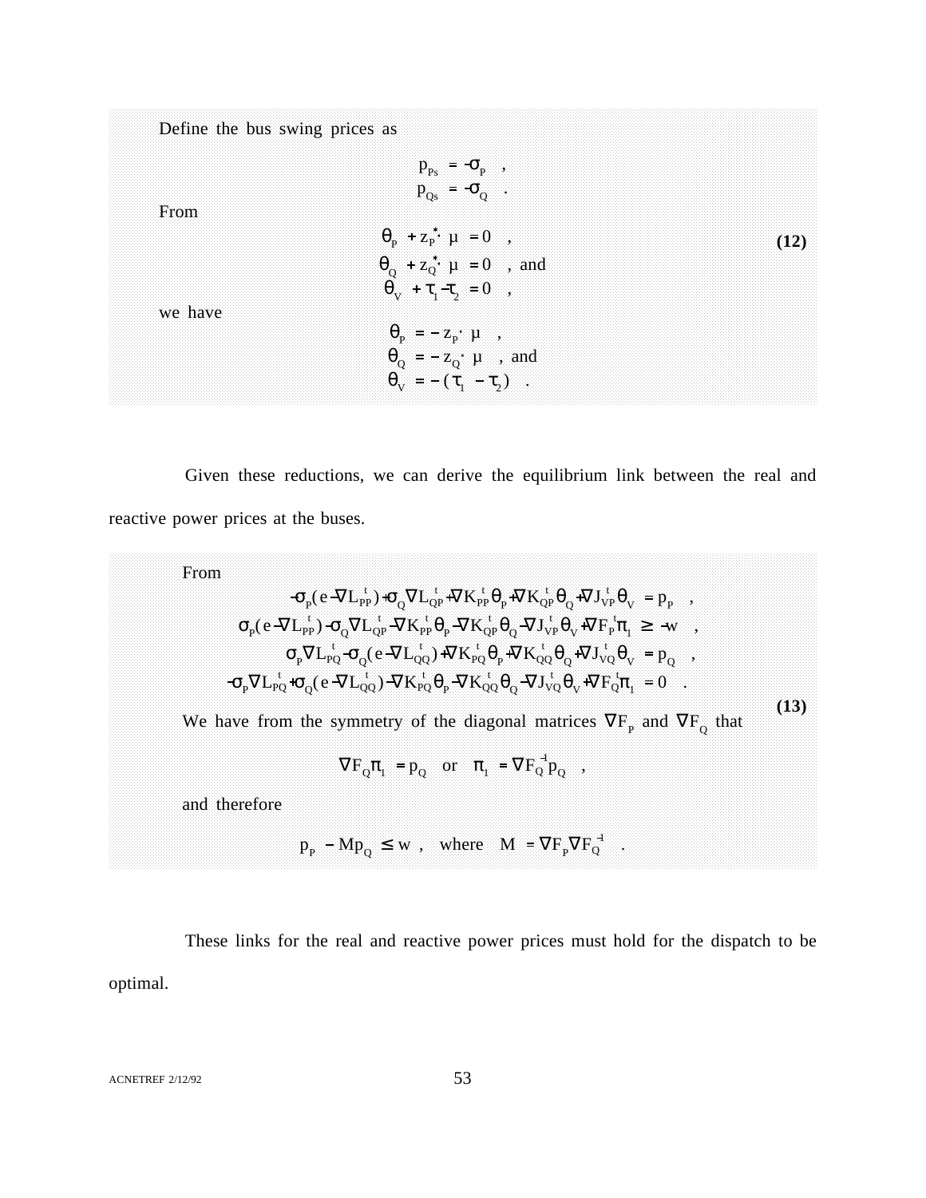Define the bus swing prices as

$$p_{Ps} = -\sigma_P \quad ,$$
$$p_{Qs} = -\sigma_Q \quad .$$

From

$$\theta_P + z_P^* \cdot \mu = 0 \quad ,$$
$$\theta_Q + z_Q^* \cdot \mu = 0 \quad , \text{ and} \tag{12}$$
$$\theta_V + \tau_1 - \tau_2 = 0 \quad ,$$

we have

$$\theta_P = -z_P \cdot \mu \quad ,$$
$$\theta_Q = -z_Q \cdot \mu \quad , \text{ and}$$
$$\theta_V = -(\tau_1 - \tau_2) \quad .$$

Given these reductions, we can derive the equilibrium link between the real and reactive power prices at the buses.

From

$$-\sigma_P(e-\nabla L_{PP}^t)+\sigma_Q\nabla L_{QP}^t+\nabla K_{PP}^t\theta_P+\nabla K_{QP}^t\theta_Q+\nabla J_{VP}^t\theta_V = p_P \quad ,$$
$$\sigma_P(e-\nabla L_{PP}^t)-\sigma_Q\nabla L_{QP}^t-\nabla K_{PP}^t\theta_P-\nabla K_{QP}^t\theta_Q-\nabla J_{VP}^t\theta_V+\nabla F_P^t\pi_1 \geq -w \quad ,$$
$$\sigma_P\nabla L_{PQ}^t-\sigma_Q(e-\nabla L_{QQ}^t)+\nabla K_{PQ}^t\theta_P+\nabla K_{QQ}^t\theta_Q+\nabla J_{VQ}^t\theta_V = p_Q \quad ,$$
$$-\sigma_P\nabla L_{PQ}^t+\sigma_Q(e-\nabla L_{QQ}^t)-\nabla K_{PQ}^t\theta_P-\nabla K_{QQ}^t\theta_Q-\nabla J_{VQ}^t\theta_V+\nabla F_Q^t\pi_1 = 0 \quad .$$

We have from the symmetry of the diagonal matrices $\nabla F_P$ and $\nabla F_Q$ that **(13)**

$$\nabla F_Q \pi_1 = p_Q \quad \text{or} \quad \pi_1 = \nabla F_Q^{-1} p_Q \quad ,$$

and therefore

$$p_P - M p_Q \leq w \;, \quad \text{where} \quad M = \nabla F_P \nabla F_Q^{-1} \quad .$$

These links for the real and reactive power prices must hold for the dispatch to be optimal.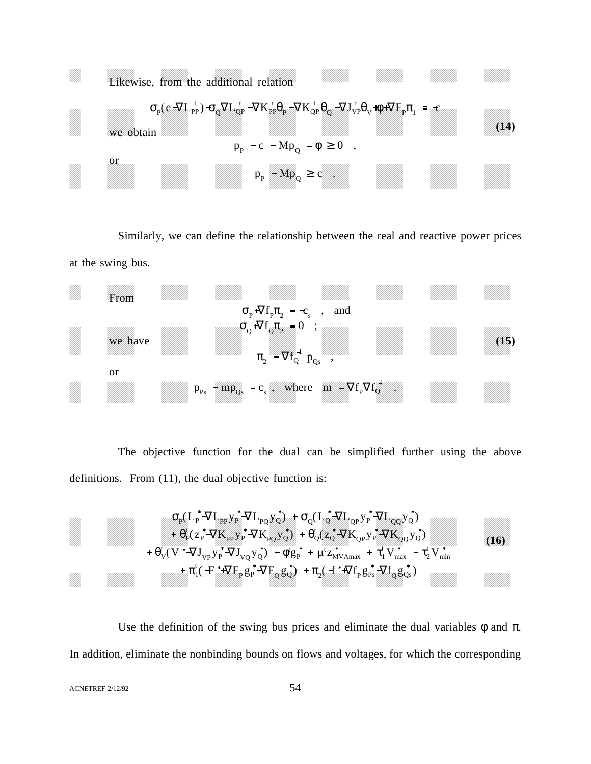Likewise, from the additional relation

$$\sigma_P(e - \nabla L_{PP}^t) - \sigma_Q \nabla L_{QP}^t - \nabla K_{PP}^t \theta_P - \nabla K_{QP}^t \theta_Q - \nabla J_{VP}^t \theta_V + \phi + \nabla F_P \pi_1 = -c$$

we obtain **(14)**

$$p_P - c - M p_Q = \phi \geq 0 \quad ,$$

or

$$p_P - M p_Q \geq c \quad .$$

Similarly, we can define the relationship between the real and reactive power prices at the swing bus.

From

$$\sigma_P + \nabla f_P \pi_2 = -c_s \quad , \quad \text{and}$$

$$\sigma_Q + \nabla f_Q \pi_2 = 0 \quad ;$$

we have **(15)**

$$\pi_2 = \nabla f_Q^{-1} \, p_{Qs} \quad ,$$

or

$$p_{Ps} - m p_{Qs} = c_s \ , \quad \text{where} \quad m = \nabla f_P \nabla f_Q^{-1} \quad .$$

The objective function for the dual can be simplified further using the above definitions. From (11), the dual objective function is:

$$\begin{aligned}
&\sigma_P(L_P^* - \nabla L_{PP} y_P^* - \nabla L_{PQ} y_Q^*) + \sigma_Q(L_Q^* - \nabla L_{QP} y_P^* - \nabla L_{QQ} y_Q^*) \\
&+ \theta_P^t(z_P^* - \nabla K_{PP} y_P^* - \nabla K_{PQ} y_Q^*) + \theta_Q^t(z_Q^* - \nabla K_{QP} y_P^* - \nabla K_{QQ} y_Q^*) \\
&+ \theta_V^t(V^* - \nabla J_{VP} y_P^* - \nabla J_{VQ} y_Q^*) + \phi g_P^* + \mu^t z_{MVAmax}^* + \tau_1^t V_{max}^* - \tau_2^t V_{min}^* \\
&+ \pi_1^t(-F^* + \nabla F_P g_P^* + \nabla F_Q g_Q^*) + \pi_2(-f^* + \nabla f_P g_{Ps}^* + \nabla f_Q g_{Qs}^*)
\end{aligned} \qquad \textbf{(16)}$$

Use the definition of the swing bus prices and eliminate the dual variables $\phi$ and $\pi$. In addition, eliminate the nonbinding bounds on flows and voltages, for which the corresponding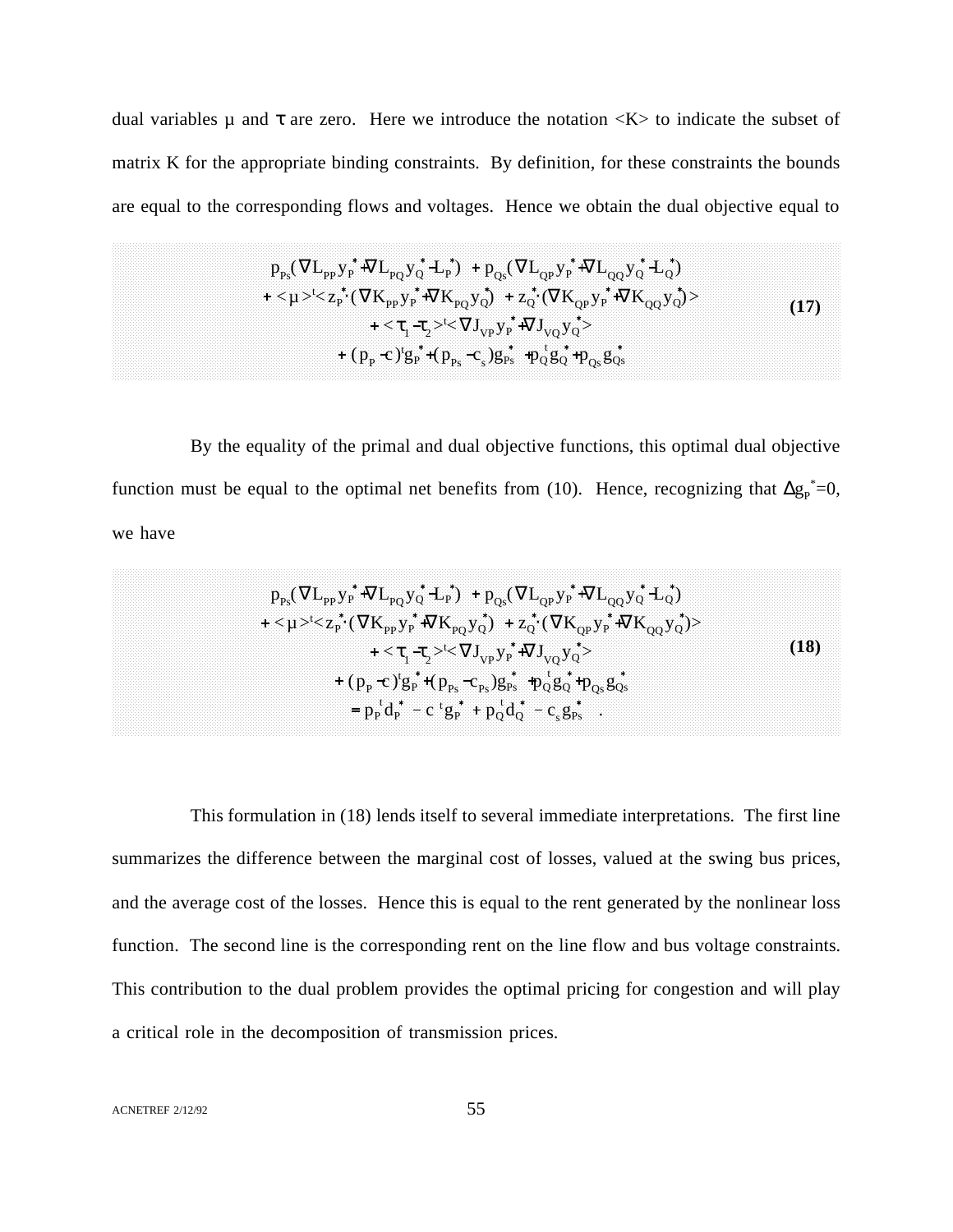dual variables μ and τ are zero. Here we introduce the notation <K> to indicate the subset of matrix K for the appropriate binding constraints. By definition, for these constraints the bounds are equal to the corresponding flows and voltages. Hence we obtain the dual objective equal to

$$
\begin{gathered}
p_{Ps}(\nabla L_{PP} y_P^* + \nabla L_{PQ} y_Q^* - L_P^*) \; + p_{Qs}(\nabla L_{QP} y_P^* + \nabla L_{QQ} y_Q^* - L_Q^*) \\
+ < \mu >^t < z_P^* \cdot (\nabla K_{PP} y_P^* + \nabla K_{PQ} y_Q^*) \; + z_Q^* \cdot (\nabla K_{QP} y_P^* + \nabla K_{QQ} y_Q^*) > \\
+ < \tau_1 - \tau_2 >^t < \nabla J_{VP} y_P^* + \nabla J_{VQ} y_Q^* > \\
+ (p_P - c)^t g_P^* + (p_{Ps} - c_s) g_{Ps}^* \; + p_Q^t g_Q^* + p_{Qs} g_{Qs}^*
\end{gathered}
\tag{17}
$$

By the equality of the primal and dual objective functions, this optimal dual objective function must be equal to the optimal net benefits from (10). Hence, recognizing that $\Delta g_P^*=0$, we have

$$
\begin{gathered}
p_{Ps}(\nabla L_{PP} y_P^* + \nabla L_{PQ} y_Q^* - L_P^*) \; + p_{Qs}(\nabla L_{QP} y_P^* + \nabla L_{QQ} y_Q^* - L_Q^*) \\
+ < \mu >^t < z_P^* \cdot (\nabla K_{PP} y_P^* + \nabla K_{PQ} y_Q^*) \; + z_Q^* \cdot (\nabla K_{QP} y_P^* + \nabla K_{QQ} y_Q^*) > \\
+ < \tau_1 - \tau_2 >^t < \nabla J_{VP} y_P^* + \nabla J_{VQ} y_Q^* > \\
+ (p_P - c)^t g_P^* + (p_{Ps} - c_{Ps}) g_{Ps}^* \; + p_Q^t g_Q^* + p_{Qs} g_{Qs}^* \\
= p_P^t d_P^* \; - c^t g_P^* \; + p_Q^t d_Q^* \; - c_s g_{Ps}^* \quad .
\end{gathered}
\tag{18}
$$

This formulation in (18) lends itself to several immediate interpretations. The first line summarizes the difference between the marginal cost of losses, valued at the swing bus prices, and the average cost of the losses. Hence this is equal to the rent generated by the nonlinear loss function. The second line is the corresponding rent on the line flow and bus voltage constraints. This contribution to the dual problem provides the optimal pricing for congestion and will play a critical role in the decomposition of transmission prices.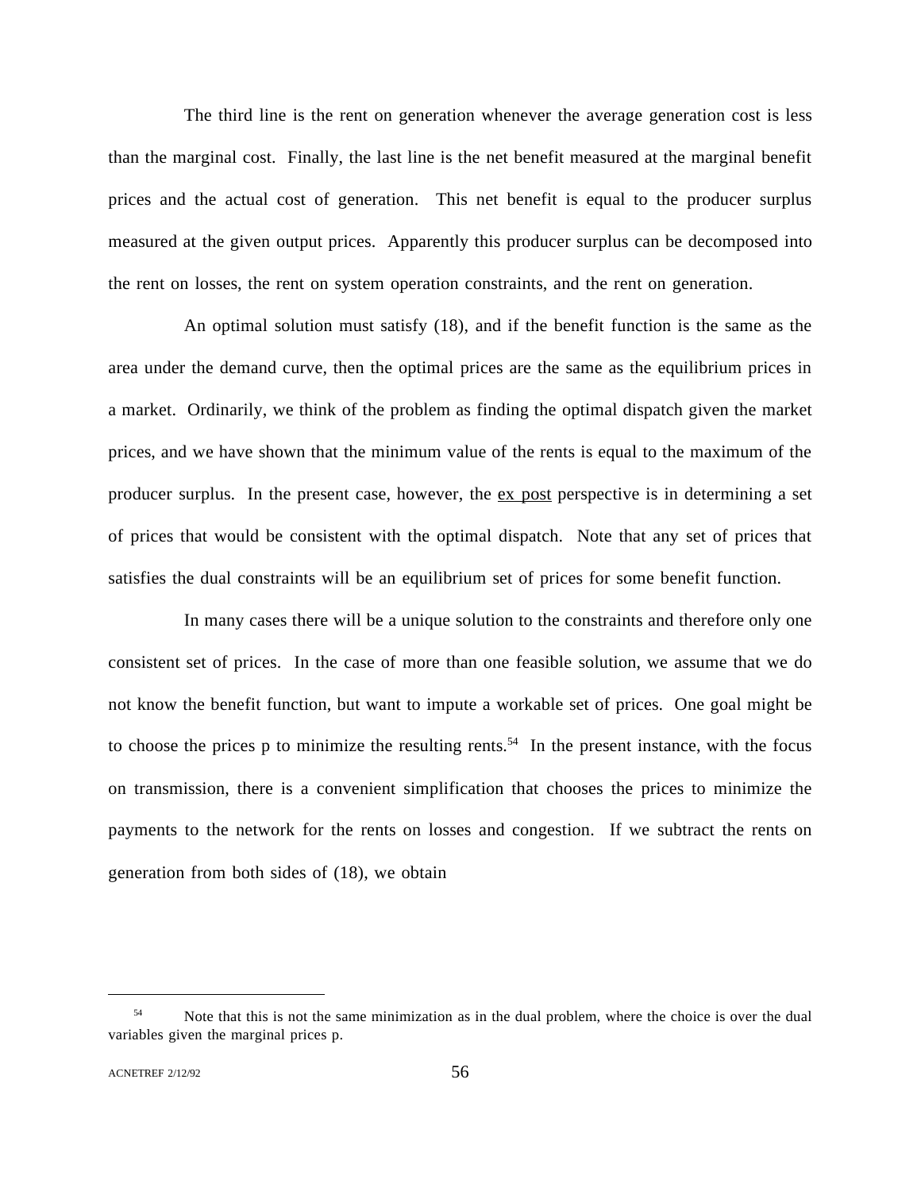The third line is the rent on generation whenever the average generation cost is less than the marginal cost. Finally, the last line is the net benefit measured at the marginal benefit prices and the actual cost of generation. This net benefit is equal to the producer surplus measured at the given output prices. Apparently this producer surplus can be decomposed into the rent on losses, the rent on system operation constraints, and the rent on generation.

An optimal solution must satisfy (18), and if the benefit function is the same as the area under the demand curve, then the optimal prices are the same as the equilibrium prices in a market. Ordinarily, we think of the problem as finding the optimal dispatch given the market prices, and we have shown that the minimum value of the rents is equal to the maximum of the producer surplus. In the present case, however, the <u>ex post</u> perspective is in determining a set of prices that would be consistent with the optimal dispatch. Note that any set of prices that satisfies the dual constraints will be an equilibrium set of prices for some benefit function.

In many cases there will be a unique solution to the constraints and therefore only one consistent set of prices. In the case of more than one feasible solution, we assume that we do not know the benefit function, but want to impute a workable set of prices. One goal might be to choose the prices p to minimize the resulting rents.[54] In the present instance, with the focus on transmission, there is a convenient simplification that chooses the prices to minimize the payments to the network for the rents on losses and congestion. If we subtract the rents on generation from both sides of (18), we obtain

---

[54] Note that this is not the same minimization as in the dual problem, where the choice is over the dual variables given the marginal prices p.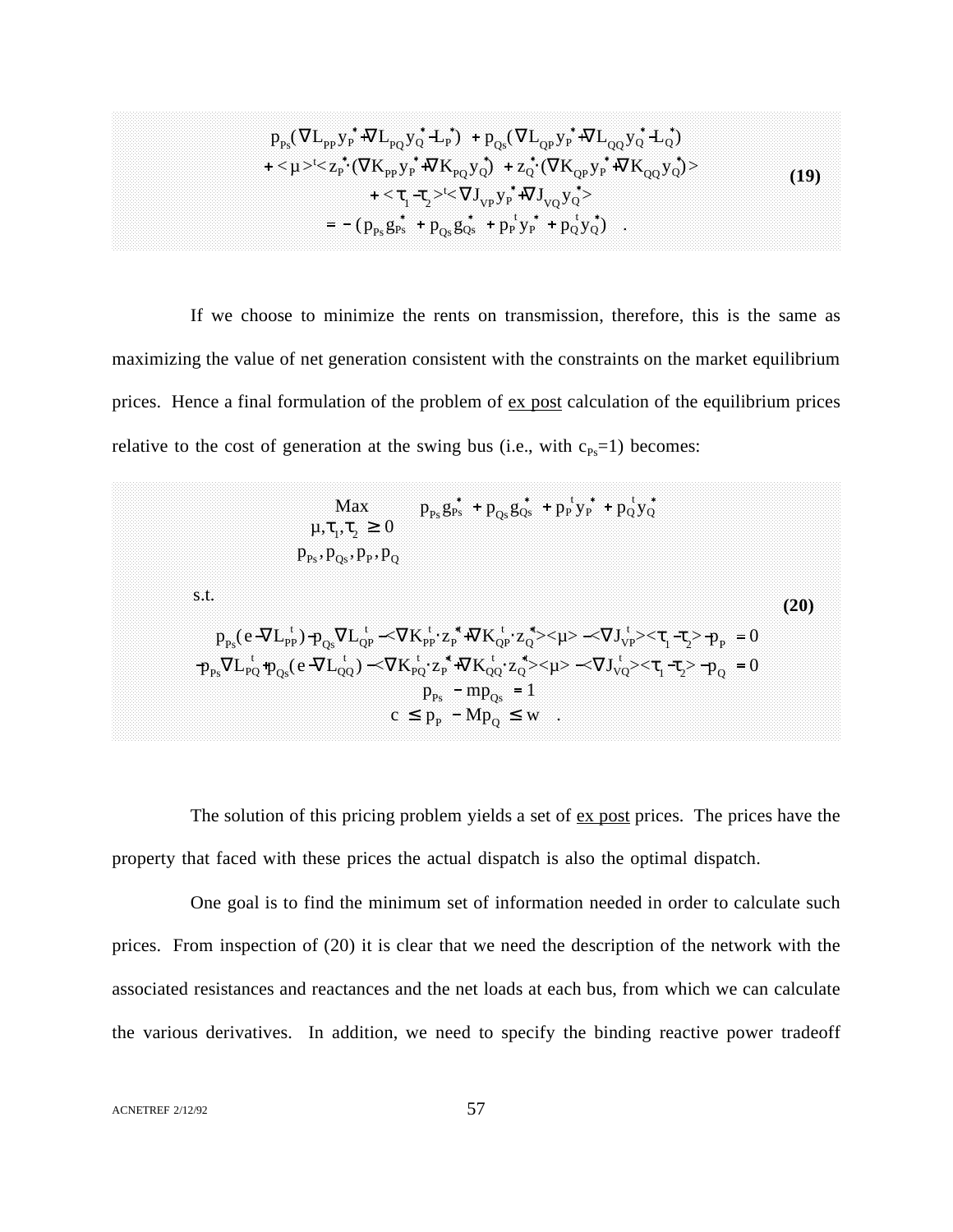$$
\begin{aligned}
& p_{Ps}(\nabla L_{PP} y_P^* + \nabla L_{PQ} y_Q^* - L_P^*) + p_{Qs}(\nabla L_{QP} y_P^* + \nabla L_{QQ} y_Q^* - L_Q^*) \\
& + <\mu>^t < z_P^* \cdot (\nabla K_{PP} y_P^* + \nabla K_{PQ} y_Q^*) + z_Q^* \cdot (\nabla K_{QP} y_P^* + \nabla K_{QQ} y_Q^*) > \\
& + <\tau_1 - \tau_2>^t < \nabla J_{VP} y_P^* + \nabla J_{VQ} y_Q^* > \\
& = -(p_{Ps} g_{Ps}^* + p_{Qs} g_{Qs}^* + p_P^t y_P^* + p_Q^t y_Q^*) \quad .
\end{aligned}
\tag{19}
$$

If we choose to minimize the rents on transmission, therefore, this is the same as maximizing the value of net generation consistent with the constraints on the market equilibrium prices. Hence a final formulation of the problem of ex post calculation of the equilibrium prices relative to the cost of generation at the swing bus (i.e., with $c_{Ps}=1$) becomes:

$$
\begin{aligned}
& \underset{\substack{\mu, \tau_1, \tau_2 \geq 0 \\ p_{Ps}, p_{Qs}, p_P, p_Q}}{\text{Max}} \quad p_{Ps} g_{Ps}^* + p_{Qs} g_{Qs}^* + p_P^t y_P^* + p_Q^t y_Q^* \\
& \text{s.t.} \\
& p_{Ps}(e - \nabla L_{PP}^t) - p_{Qs} \nabla L_{QP}^t - < \nabla K_{PP}^t \cdot z_P^* + \nabla K_{QP}^t \cdot z_Q^* > <\mu> - < \nabla J_{VP}^t > < \tau_1 - \tau_2 > - p_P = 0 \\
& - p_{Ps} \nabla L_{PQ}^t + p_{Qs}(e - \nabla L_{QQ}^t) - < \nabla K_{PQ}^t \cdot z_P^* + \nabla K_{QQ}^t \cdot z_Q^* > <\mu> - < \nabla J_{VQ}^t > < \tau_1 - \tau_2 > - p_Q = 0 \\
& p_{Ps} - m p_{Qs} = 1 \\
& c \leq p_P - M p_Q \leq w \quad .
\end{aligned}
\tag{20}
$$

The solution of this pricing problem yields a set of ex post prices. The prices have the property that faced with these prices the actual dispatch is also the optimal dispatch.

One goal is to find the minimum set of information needed in order to calculate such prices. From inspection of (20) it is clear that we need the description of the network with the associated resistances and reactances and the net loads at each bus, from which we can calculate the various derivatives. In addition, we need to specify the binding reactive power tradeoff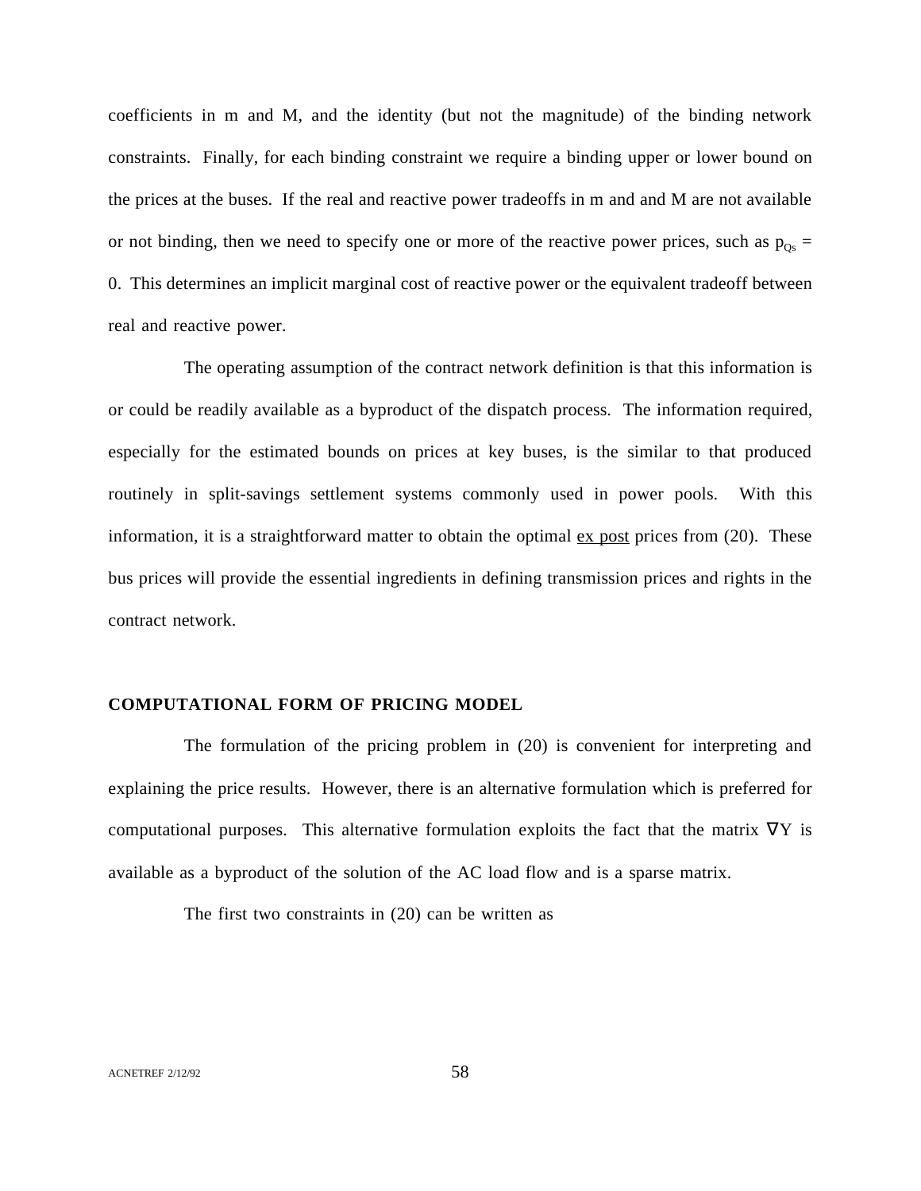coefficients in m and M, and the identity (but not the magnitude) of the binding network constraints. Finally, for each binding constraint we require a binding upper or lower bound on the prices at the buses. If the real and reactive power tradeoffs in m and and M are not available or not binding, then we need to specify one or more of the reactive power prices, such as $p_{Qs} = 0$. This determines an implicit marginal cost of reactive power or the equivalent tradeoff between real and reactive power.

The operating assumption of the contract network definition is that this information is or could be readily available as a byproduct of the dispatch process. The information required, especially for the estimated bounds on prices at key buses, is the similar to that produced routinely in split-savings settlement systems commonly used in power pools. With this information, it is a straightforward matter to obtain the optimal ex post prices from (20). These bus prices will provide the essential ingredients in defining transmission prices and rights in the contract network.

**COMPUTATIONAL FORM OF PRICING MODEL**

The formulation of the pricing problem in (20) is convenient for interpreting and explaining the price results. However, there is an alternative formulation which is preferred for computational purposes. This alternative formulation exploits the fact that the matrix $\nabla Y$ is available as a byproduct of the solution of the AC load flow and is a sparse matrix.

The first two constraints in (20) can be written as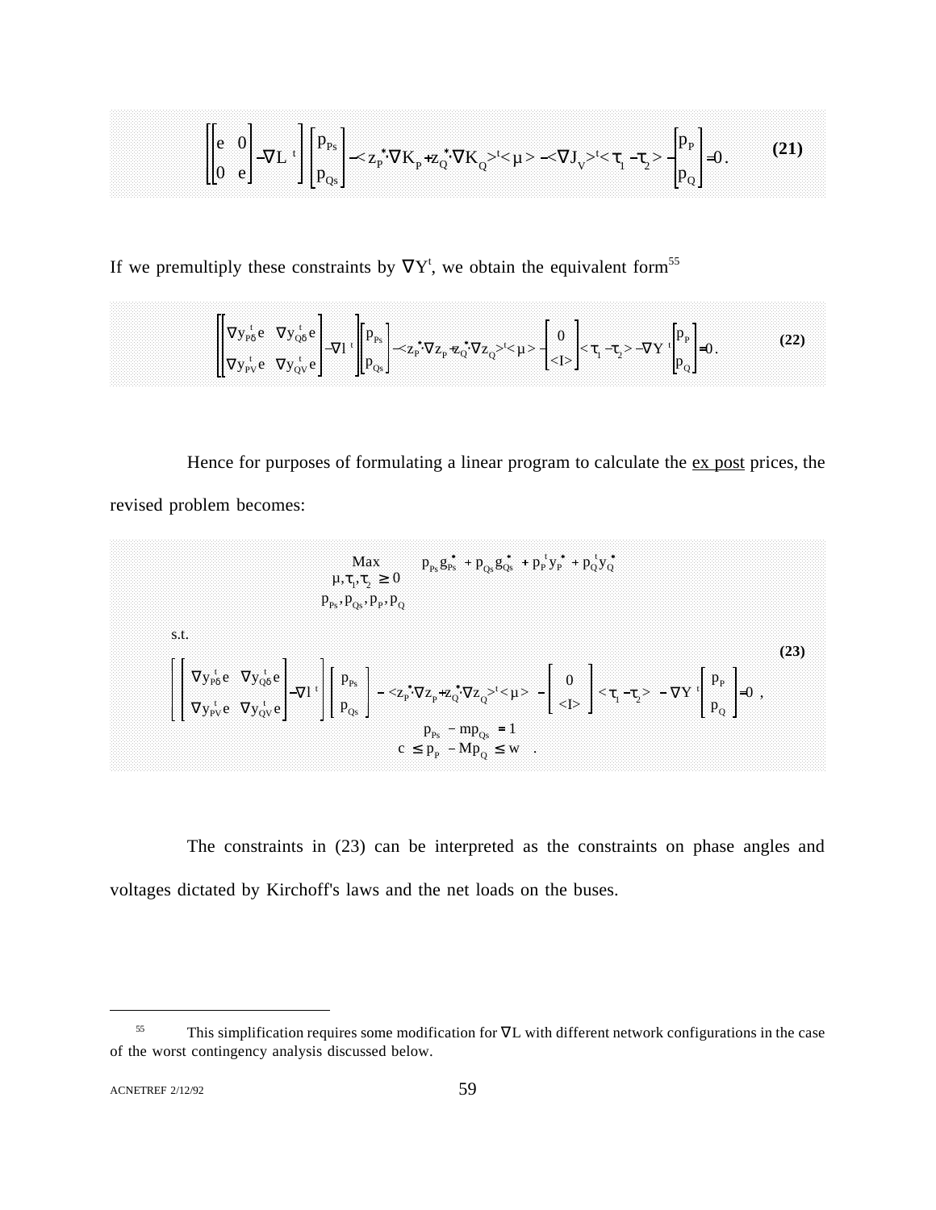$$\left[\left[\begin{matrix} e & 0 \\ 0 & e \end{matrix}\right] - \nabla L^{t}\right]\left[\begin{matrix} p_{Ps} \\ p_{Qs} \end{matrix}\right] - < z_P^{*} \cdot \nabla K_P + z_Q^{*} \cdot \nabla K_Q >^{t} < \mu > - < \nabla J_V >^{t} < \tau_1 - \tau_2 > - \left[\begin{matrix} p_P \\ p_Q \end{matrix}\right] = 0 . \qquad \textbf{(21)}$$

If we premultiply these constraints by $\nabla Y^{t}$, we obtain the equivalent form[55]

$$\left[\left[\begin{matrix} \nabla y_{P\delta}^{t} e & \nabla y_{Q\delta}^{t} e \\ \nabla y_{PV}^{t} e & \nabla y_{QV}^{t} e \end{matrix}\right] - \nabla l^{t}\right]\left[\begin{matrix} p_{Ps} \\ p_{Qs} \end{matrix}\right] - < z_P^{*} \cdot \nabla z_P + z_Q^{*} \cdot \nabla z_Q >^{t} < \mu > - \left[\begin{matrix} 0 \\ <I> \end{matrix}\right] < \tau_1 - \tau_2 > - \nabla Y^{t} \left[\begin{matrix} p_P \\ p_Q \end{matrix}\right] = 0 . \qquad \textbf{(22)}$$

Hence for purposes of formulating a linear program to calculate the <u>ex post</u> prices, the revised problem becomes:

$$\max_{\substack{\mu, \tau_1, \tau_2 \geq 0 \\ p_{Ps}, p_{Qs}, p_P, p_Q}} \quad p_{Ps} g_{Ps}^{*} + p_{Qs} g_{Qs}^{*} + p_P^{t} y_P^{*} + p_Q^{t} y_Q^{*}$$

s.t.

$$\left[\left[\begin{matrix} \nabla y_{P\delta}^{t} e & \nabla y_{Q\delta}^{t} e \\ \nabla y_{PV}^{t} e & \nabla y_{QV}^{t} e \end{matrix}\right] - \nabla l^{t}\right]\left[\begin{matrix} p_{Ps} \\ p_{Qs} \end{matrix}\right] - < z_P^{*} \cdot \nabla z_P + z_Q^{*} \cdot \nabla z_Q >^{t} < \mu > - \left[\begin{matrix} 0 \\ <I> \end{matrix}\right] < \tau_1 - \tau_2 > - \nabla Y^{t} \left[\begin{matrix} p_P \\ p_Q \end{matrix}\right] = 0 , \qquad \textbf{(23)}$$

$$p_{Ps} - m p_{Qs} = 1$$

$$c \leq p_P - M p_Q \leq w \quad .$$

The constraints in (23) can be interpreted as the constraints on phase angles and voltages dictated by Kirchoff's laws and the net loads on the buses.

---

[55] This simplification requires some modification for $\nabla L$ with different network configurations in the case of the worst contingency analysis discussed below.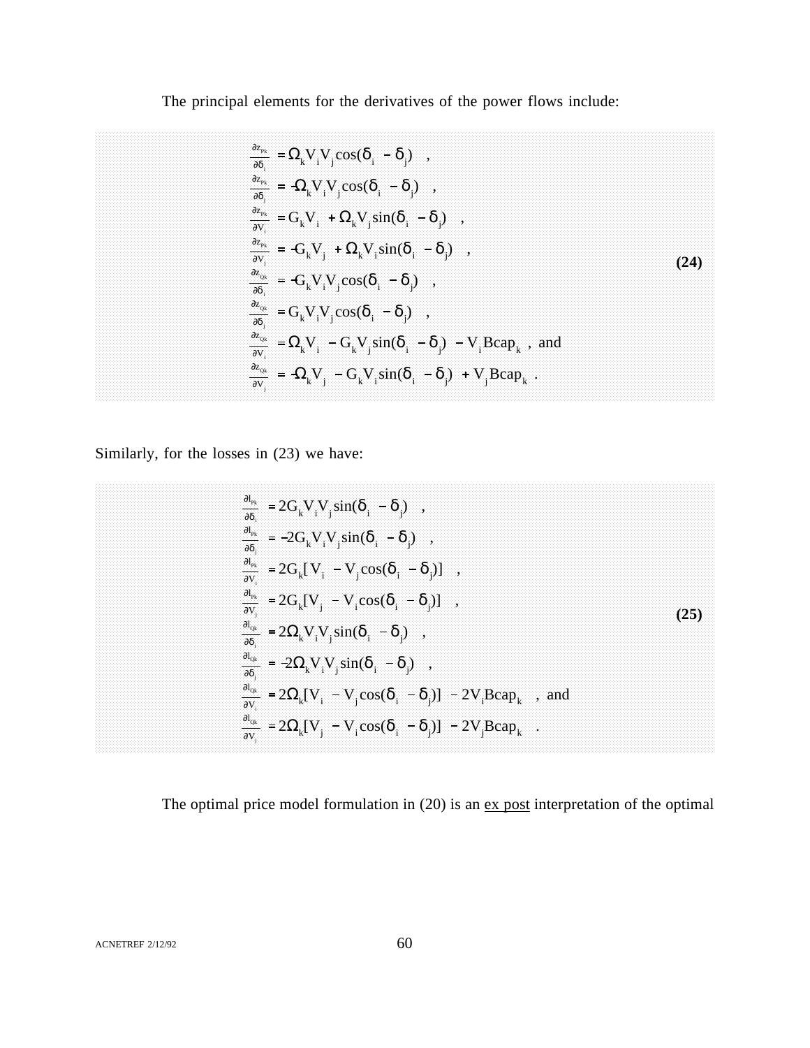The principal elements for the derivatives of the power flows include:

$$
\begin{aligned}
\frac{\partial z_{Pk}}{\partial \delta_i} &= \Omega_k V_i V_j \cos(\delta_i - \delta_j) \quad , \\
\frac{\partial z_{Pk}}{\partial \delta_j} &= -\Omega_k V_i V_j \cos(\delta_i - \delta_j) \quad , \\
\frac{\partial z_{Pk}}{\partial V_i} &= G_k V_i + \Omega_k V_j \sin(\delta_i - \delta_j) \quad , \\
\frac{\partial z_{Pk}}{\partial V_j} &= -G_k V_j + \Omega_k V_i \sin(\delta_i - \delta_j) \quad , \\
\frac{\partial z_{Qk}}{\partial \delta_i} &= -G_k V_i V_j \cos(\delta_i - \delta_j) \quad , \\
\frac{\partial z_{Qk}}{\partial \delta_j} &= G_k V_i V_j \cos(\delta_i - \delta_j) \quad , \\
\frac{\partial z_{Qk}}{\partial V_i} &= \Omega_k V_i - G_k V_j \sin(\delta_i - \delta_j) - V_i Bcap_k \text{ , and} \\
\frac{\partial z_{Qk}}{\partial V_j} &= -\Omega_k V_j - G_k V_i \sin(\delta_i - \delta_j) + V_j Bcap_k \text{ .}
\end{aligned}
\tag{24}
$$

Similarly, for the losses in (23) we have:

$$
\begin{aligned}
\frac{\partial l_{Pk}}{\partial \delta_i} &= 2 G_k V_i V_j \sin(\delta_i - \delta_j) \quad , \\
\frac{\partial l_{Pk}}{\partial \delta_j} &= -2 G_k V_i V_j \sin(\delta_i - \delta_j) \quad , \\
\frac{\partial l_{Pk}}{\partial V_i} &= 2 G_k [V_i - V_j \cos(\delta_i - \delta_j)] \quad , \\
\frac{\partial l_{Pk}}{\partial V_j} &= 2 G_k [V_j - V_i \cos(\delta_i - \delta_j)] \quad , \\
\frac{\partial l_{Qk}}{\partial \delta_i} &= 2 \Omega_k V_i V_j \sin(\delta_i - \delta_j) \quad , \\
\frac{\partial l_{Qk}}{\partial \delta_j} &= -2 \Omega_k V_i V_j \sin(\delta_i - \delta_j) \quad , \\
\frac{\partial l_{Qk}}{\partial V_i} &= 2 \Omega_k [V_i - V_j \cos(\delta_i - \delta_j)] - 2 V_i Bcap_k \quad \text{, and} \\
\frac{\partial l_{Qk}}{\partial V_j} &= 2 \Omega_k [V_j - V_i \cos(\delta_i - \delta_j)] - 2 V_j Bcap_k \quad .
\end{aligned}
\tag{25}
$$

The optimal price model formulation in (20) is an ex post interpretation of the optimal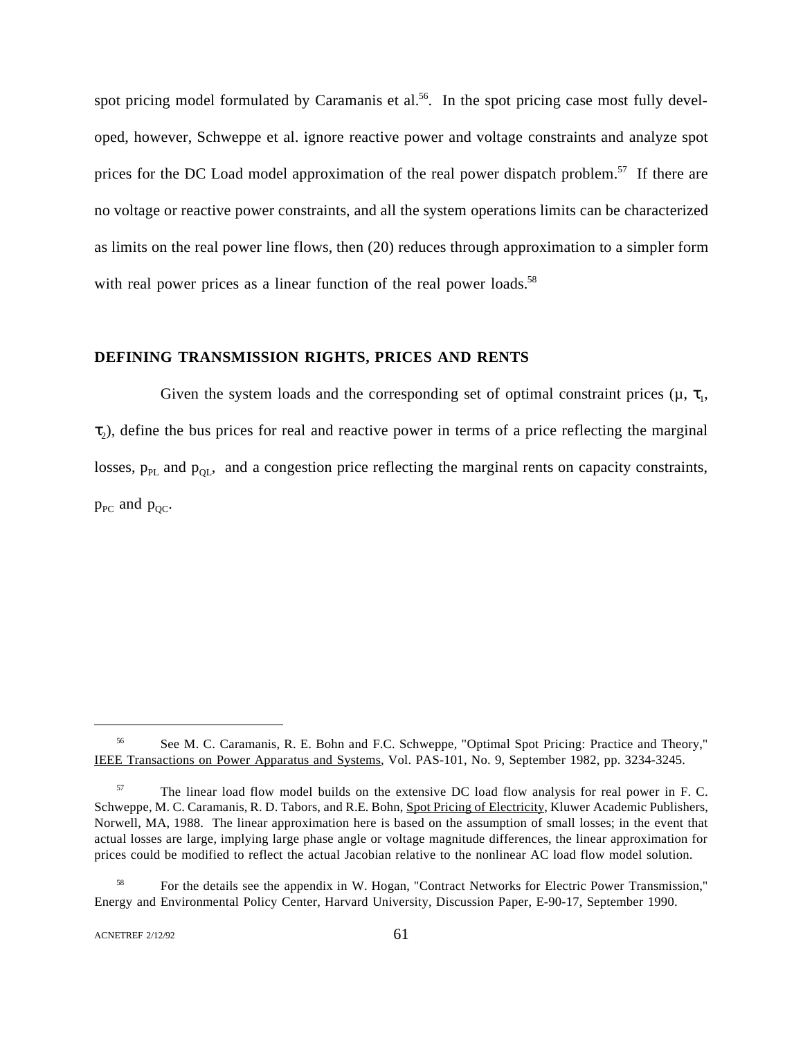spot pricing model formulated by Caramanis et al.[56]. In the spot pricing case most fully developed, however, Schweppe et al. ignore reactive power and voltage constraints and analyze spot prices for the DC Load model approximation of the real power dispatch problem.[57] If there are no voltage or reactive power constraints, and all the system operations limits can be characterized as limits on the real power line flows, then (20) reduces through approximation to a simpler form with real power prices as a linear function of the real power loads.[58]

### DEFINING TRANSMISSION RIGHTS, PRICES AND RENTS

Given the system loads and the corresponding set of optimal constraint prices ($\mu$, $\tau_1$, $\tau_2$), define the bus prices for real and reactive power in terms of a price reflecting the marginal losses, $p_{PL}$ and $p_{QL}$, and a congestion price reflecting the marginal rents on capacity constraints, $p_{PC}$ and $p_{QC}$.

---

[56] See M. C. Caramanis, R. E. Bohn and F.C. Schweppe, "Optimal Spot Pricing: Practice and Theory," IEEE Transactions on Power Apparatus and Systems, Vol. PAS-101, No. 9, September 1982, pp. 3234-3245.

[57] The linear load flow model builds on the extensive DC load flow analysis for real power in F. C. Schweppe, M. C. Caramanis, R. D. Tabors, and R.E. Bohn, Spot Pricing of Electricity, Kluwer Academic Publishers, Norwell, MA, 1988. The linear approximation here is based on the assumption of small losses; in the event that actual losses are large, implying large phase angle or voltage magnitude differences, the linear approximation for prices could be modified to reflect the actual Jacobian relative to the nonlinear AC load flow model solution.

[58] For the details see the appendix in W. Hogan, "Contract Networks for Electric Power Transmission," Energy and Environmental Policy Center, Harvard University, Discussion Paper, E-90-17, September 1990.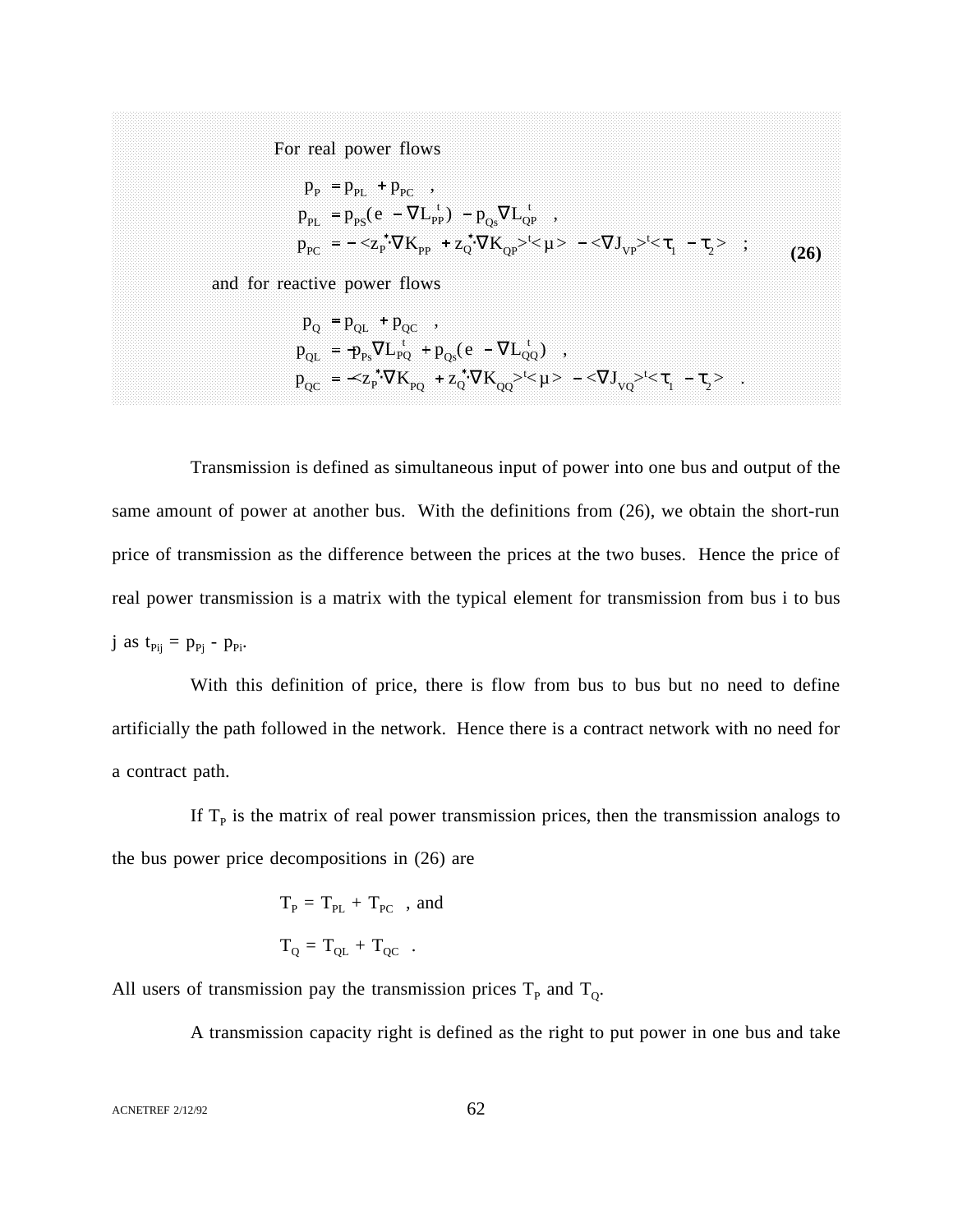For real power flows

$$
\begin{aligned}
p_P &= p_{PL} + p_{PC} \quad , \\
p_{PL} &= p_{PS}(e - \nabla L_{PP}^{t}) - p_{Qs}\nabla L_{QP}^{t} \quad , \\
p_{PC} &= -<z_P^{*}\cdot\nabla K_{PP} + z_Q^{*}\cdot\nabla K_{QP}>^{t}<\mu> - <\nabla J_{VP}>^{t}<\tau_1 - \tau_2> \quad ;
\end{aligned}
\qquad \textbf{(26)}
$$

and for reactive power flows

$$
\begin{aligned}
p_Q &= p_{QL} + p_{QC} \quad , \\
p_{QL} &= -p_{Ps}\nabla L_{PQ}^{t} + p_{Qs}(e - \nabla L_{QQ}^{t}) \quad , \\
p_{QC} &= -<z_P^{*}\cdot\nabla K_{PQ} + z_Q^{*}\cdot\nabla K_{QQ}>^{t}<\mu> - <\nabla J_{VQ}>^{t}<\tau_1 - \tau_2> \quad .
\end{aligned}
$$

Transmission is defined as simultaneous input of power into one bus and output of the same amount of power at another bus. With the definitions from (26), we obtain the short-run price of transmission as the difference between the prices at the two buses. Hence the price of real power transmission is a matrix with the typical element for transmission from bus i to bus j as $t_{Pij} = p_{Pj} - p_{Pi}$.

With this definition of price, there is flow from bus to bus but no need to define artificially the path followed in the network. Hence there is a contract network with no need for a contract path.

If $T_P$ is the matrix of real power transmission prices, then the transmission analogs to the bus power price decompositions in (26) are

$$T_P = T_{PL} + T_{PC} \quad \text{, and}$$

$$T_Q = T_{QL} + T_{QC} \quad .$$

All users of transmission pay the transmission prices $T_P$ and $T_Q$.

A transmission capacity right is defined as the right to put power in one bus and take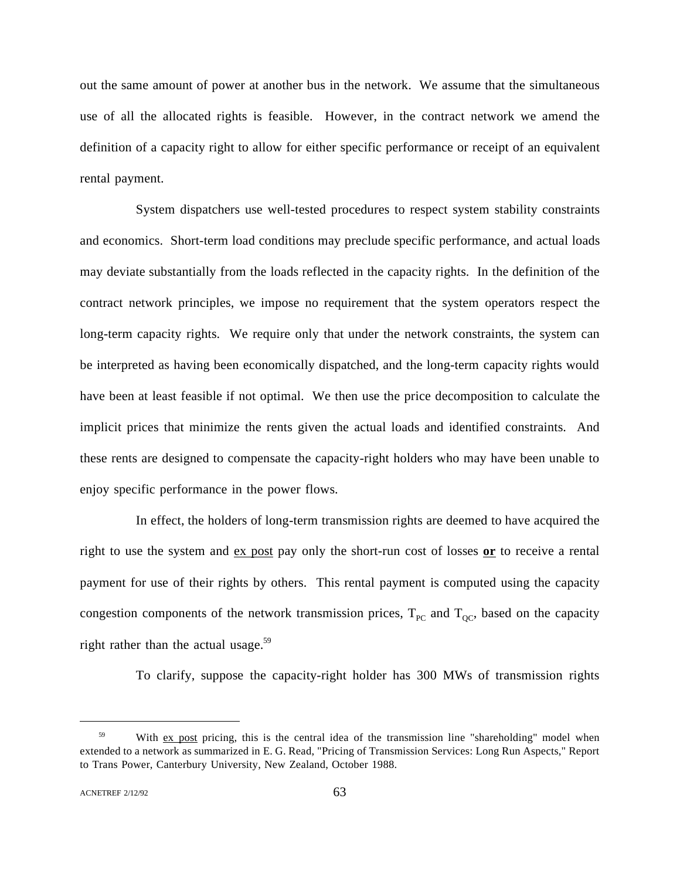out the same amount of power at another bus in the network. We assume that the simultaneous use of all the allocated rights is feasible. However, in the contract network we amend the definition of a capacity right to allow for either specific performance or receipt of an equivalent rental payment.

System dispatchers use well-tested procedures to respect system stability constraints and economics. Short-term load conditions may preclude specific performance, and actual loads may deviate substantially from the loads reflected in the capacity rights. In the definition of the contract network principles, we impose no requirement that the system operators respect the long-term capacity rights. We require only that under the network constraints, the system can be interpreted as having been economically dispatched, and the long-term capacity rights would have been at least feasible if not optimal. We then use the price decomposition to calculate the implicit prices that minimize the rents given the actual loads and identified constraints. And these rents are designed to compensate the capacity-right holders who may have been unable to enjoy specific performance in the power flows.

In effect, the holders of long-term transmission rights are deemed to have acquired the right to use the system and ex post pay only the short-run cost of losses **or** to receive a rental payment for use of their rights by others. This rental payment is computed using the capacity congestion components of the network transmission prices, $T_{PC}$ and $T_{QC}$, based on the capacity right rather than the actual usage.[59]

To clarify, suppose the capacity-right holder has 300 MWs of transmission rights

---

[59] With ex post pricing, this is the central idea of the transmission line "shareholding" model when extended to a network as summarized in E. G. Read, "Pricing of Transmission Services: Long Run Aspects," Report to Trans Power, Canterbury University, New Zealand, October 1988.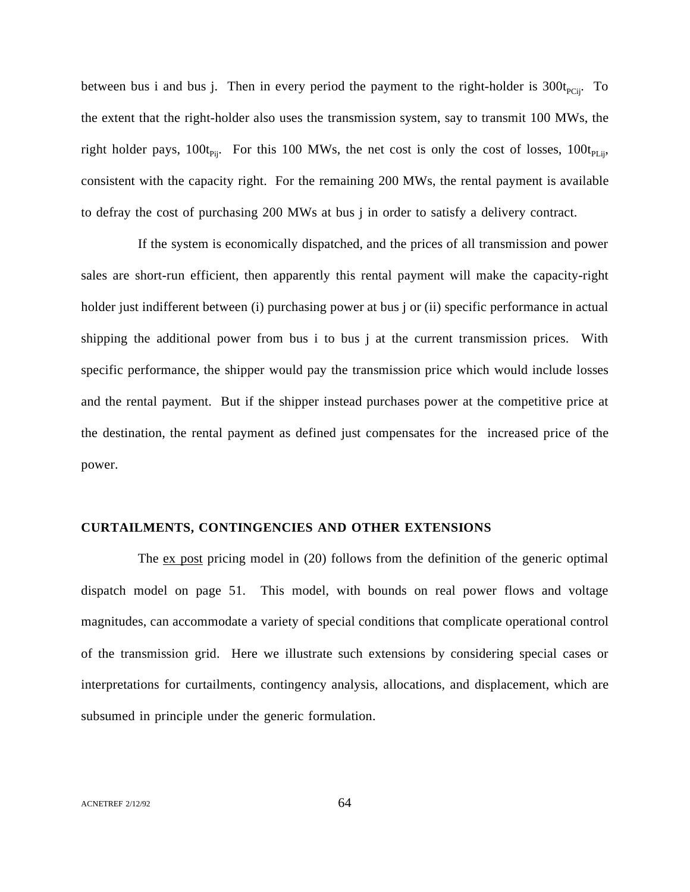between bus i and bus j. Then in every period the payment to the right-holder is $300t_{PCij}$. To the extent that the right-holder also uses the transmission system, say to transmit 100 MWs, the right holder pays, $100t_{Pij}$. For this 100 MWs, the net cost is only the cost of losses, $100t_{PLij}$, consistent with the capacity right. For the remaining 200 MWs, the rental payment is available to defray the cost of purchasing 200 MWs at bus j in order to satisfy a delivery contract.

If the system is economically dispatched, and the prices of all transmission and power sales are short-run efficient, then apparently this rental payment will make the capacity-right holder just indifferent between (i) purchasing power at bus j or (ii) specific performance in actual shipping the additional power from bus i to bus j at the current transmission prices. With specific performance, the shipper would pay the transmission price which would include losses and the rental payment. But if the shipper instead purchases power at the competitive price at the destination, the rental payment as defined just compensates for the increased price of the power.

## CURTAILMENTS, CONTINGENCIES AND OTHER EXTENSIONS

The ex post pricing model in (20) follows from the definition of the generic optimal dispatch model on page 51. This model, with bounds on real power flows and voltage magnitudes, can accommodate a variety of special conditions that complicate operational control of the transmission grid. Here we illustrate such extensions by considering special cases or interpretations for curtailments, contingency analysis, allocations, and displacement, which are subsumed in principle under the generic formulation.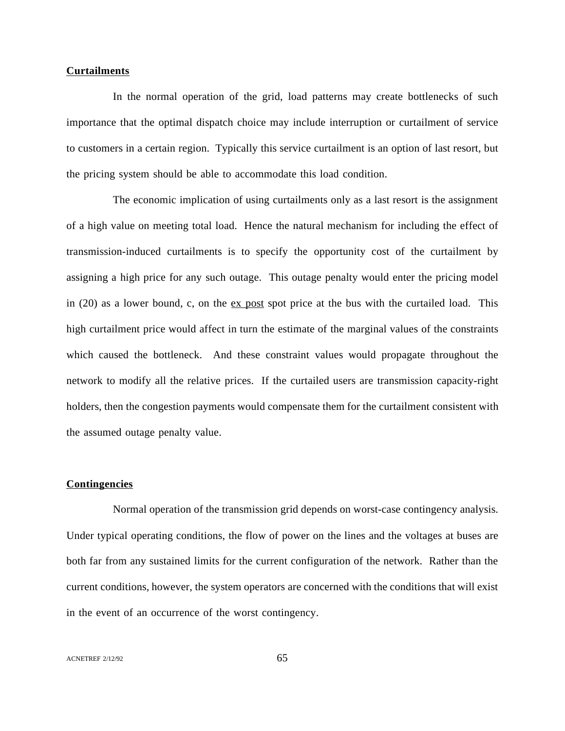**Curtailments**

In the normal operation of the grid, load patterns may create bottlenecks of such importance that the optimal dispatch choice may include interruption or curtailment of service to customers in a certain region. Typically this service curtailment is an option of last resort, but the pricing system should be able to accommodate this load condition.

The economic implication of using curtailments only as a last resort is the assignment of a high value on meeting total load. Hence the natural mechanism for including the effect of transmission-induced curtailments is to specify the opportunity cost of the curtailment by assigning a high price for any such outage. This outage penalty would enter the pricing model in (20) as a lower bound, c, on the ex post spot price at the bus with the curtailed load. This high curtailment price would affect in turn the estimate of the marginal values of the constraints which caused the bottleneck. And these constraint values would propagate throughout the network to modify all the relative prices. If the curtailed users are transmission capacity-right holders, then the congestion payments would compensate them for the curtailment consistent with the assumed outage penalty value.

**Contingencies**

Normal operation of the transmission grid depends on worst-case contingency analysis. Under typical operating conditions, the flow of power on the lines and the voltages at buses are both far from any sustained limits for the current configuration of the network. Rather than the current conditions, however, the system operators are concerned with the conditions that will exist in the event of an occurrence of the worst contingency.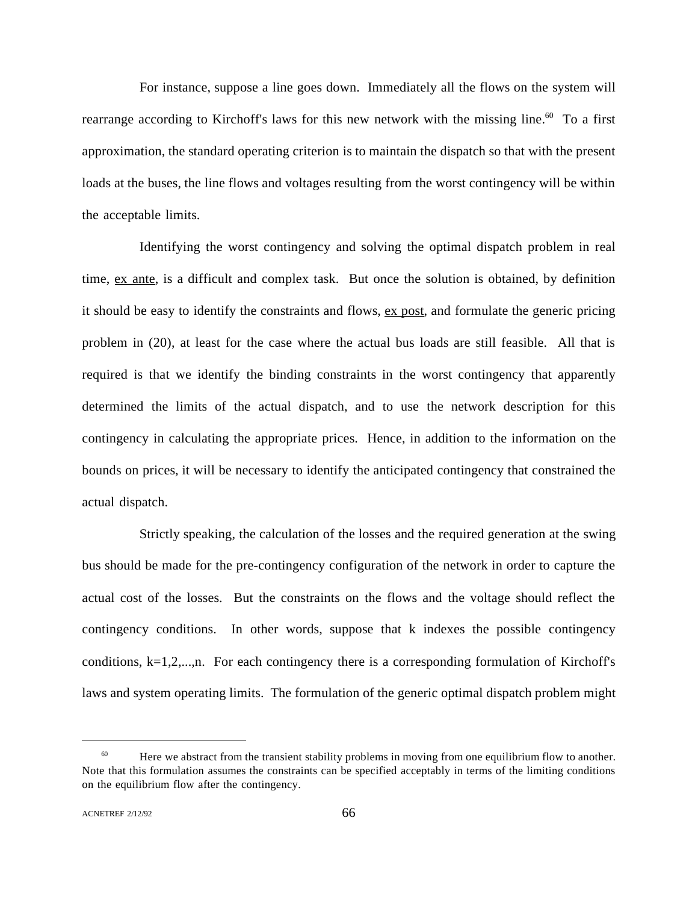For instance, suppose a line goes down. Immediately all the flows on the system will rearrange according to Kirchoff's laws for this new network with the missing line.[60] To a first approximation, the standard operating criterion is to maintain the dispatch so that with the present loads at the buses, the line flows and voltages resulting from the worst contingency will be within the acceptable limits.

Identifying the worst contingency and solving the optimal dispatch problem in real time, ex ante, is a difficult and complex task. But once the solution is obtained, by definition it should be easy to identify the constraints and flows, ex post, and formulate the generic pricing problem in (20), at least for the case where the actual bus loads are still feasible. All that is required is that we identify the binding constraints in the worst contingency that apparently determined the limits of the actual dispatch, and to use the network description for this contingency in calculating the appropriate prices. Hence, in addition to the information on the bounds on prices, it will be necessary to identify the anticipated contingency that constrained the actual dispatch.

Strictly speaking, the calculation of the losses and the required generation at the swing bus should be made for the pre-contingency configuration of the network in order to capture the actual cost of the losses. But the constraints on the flows and the voltage should reflect the contingency conditions. In other words, suppose that k indexes the possible contingency conditions, $k=1,2,...,n$. For each contingency there is a corresponding formulation of Kirchoff's laws and system operating limits. The formulation of the generic optimal dispatch problem might

---

[60] Here we abstract from the transient stability problems in moving from one equilibrium flow to another. Note that this formulation assumes the constraints can be specified acceptably in terms of the limiting conditions on the equilibrium flow after the contingency.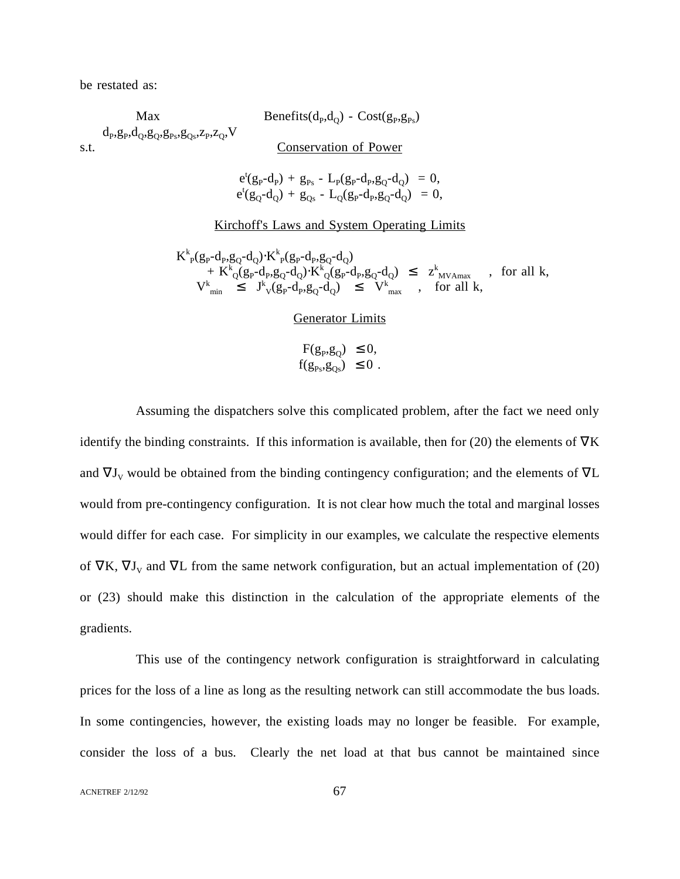be restated as:

$$
\max_{d_P,g_P,d_Q,g_Q,g_{Ps},g_{Qs},z_P,z_Q,V} \quad \text{Benefits}(d_P,d_Q) - \text{Cost}(g_P,g_{Ps})
$$

s.t.

<u>Conservation of Power</u>

$$
\begin{aligned}
e^t(g_P-d_P) + g_{Ps} - L_P(g_P-d_P,g_Q-d_Q) &= 0,\\
e^t(g_Q-d_Q) + g_{Qs} - L_Q(g_P-d_P,g_Q-d_Q) &= 0,
\end{aligned}
$$

<u>Kirchoff's Laws and System Operating Limits</u>

$$
\begin{aligned}
&K^k_P(g_P-d_P,g_Q-d_Q)\cdot K^k_P(g_P-d_P,g_Q-d_Q)\\
&\quad + K^k_Q(g_P-d_P,g_Q-d_Q)\cdot K^k_Q(g_P-d_P,g_Q-d_Q) \leq z^k_{MVAmax} \quad , \quad \text{for all } k,\\
&V^k_{min} \leq J^k_V(g_P-d_P,g_Q-d_Q) \leq V^k_{max} \quad , \quad \text{for all } k,
\end{aligned}
$$

<u>Generator Limits</u>

$$
\begin{aligned}
F(g_P,g_Q) &\leq 0,\\
f(g_{Ps},g_{Qs}) &\leq 0 .
\end{aligned}
$$

Assuming the dispatchers solve this complicated problem, after the fact we need only identify the binding constraints. If this information is available, then for (20) the elements of $\nabla K$ and $\nabla J_V$ would be obtained from the binding contingency configuration; and the elements of $\nabla L$ would from pre-contingency configuration. It is not clear how much the total and marginal losses would differ for each case. For simplicity in our examples, we calculate the respective elements of $\nabla K$, $\nabla J_V$ and $\nabla L$ from the same network configuration, but an actual implementation of (20) or (23) should make this distinction in the calculation of the appropriate elements of the gradients.

This use of the contingency network configuration is straightforward in calculating prices for the loss of a line as long as the resulting network can still accommodate the bus loads. In some contingencies, however, the existing loads may no longer be feasible. For example, consider the loss of a bus. Clearly the net load at that bus cannot be maintained since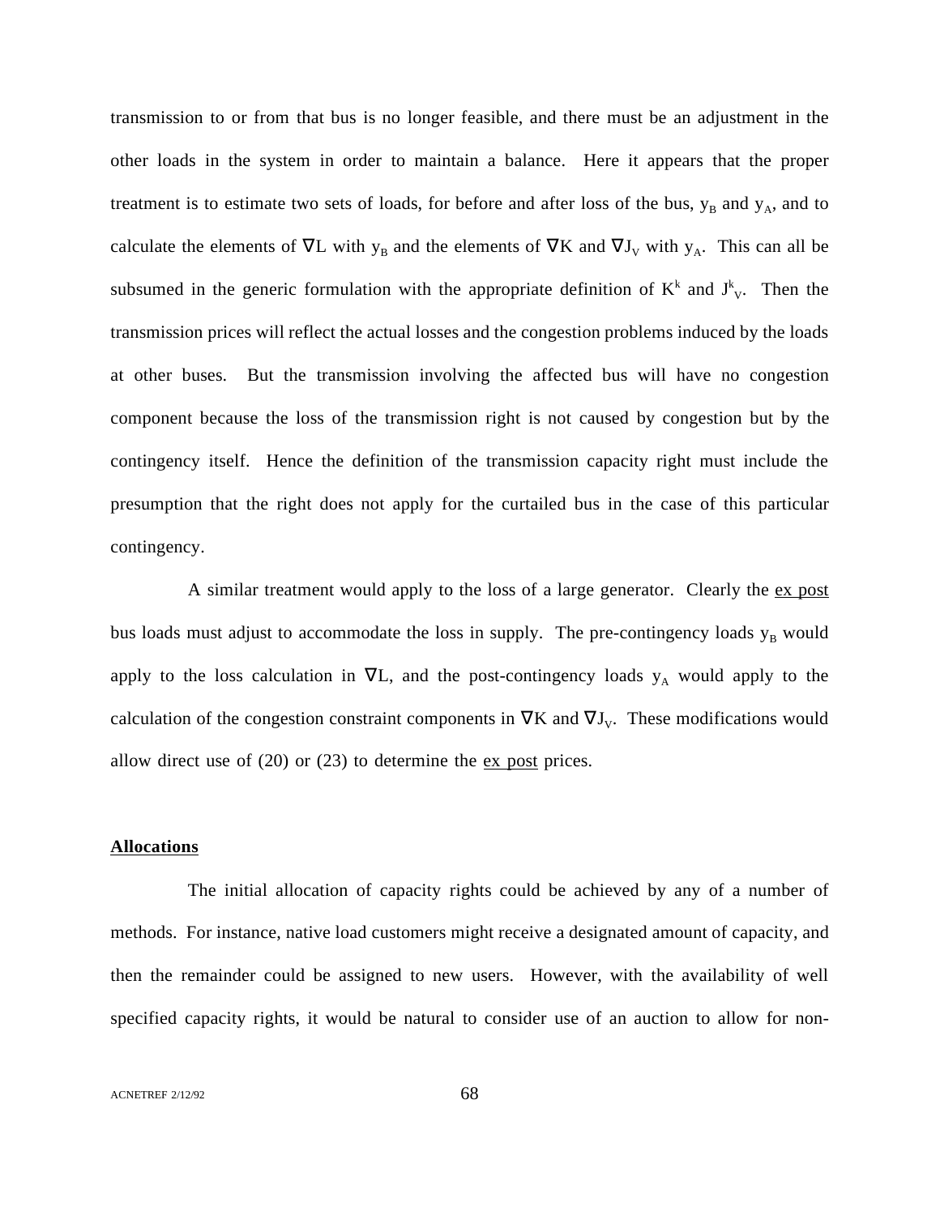transmission to or from that bus is no longer feasible, and there must be an adjustment in the other loads in the system in order to maintain a balance. Here it appears that the proper treatment is to estimate two sets of loads, for before and after loss of the bus, $y_B$ and $y_A$, and to calculate the elements of $\nabla L$ with $y_B$ and the elements of $\nabla K$ and $\nabla J_V$ with $y_A$. This can all be subsumed in the generic formulation with the appropriate definition of $K^k$ and $J^k_V$. Then the transmission prices will reflect the actual losses and the congestion problems induced by the loads at other buses. But the transmission involving the affected bus will have no congestion component because the loss of the transmission right is not caused by congestion but by the contingency itself. Hence the definition of the transmission capacity right must include the presumption that the right does not apply for the curtailed bus in the case of this particular contingency.

A similar treatment would apply to the loss of a large generator. Clearly the ex post bus loads must adjust to accommodate the loss in supply. The pre-contingency loads $y_B$ would apply to the loss calculation in $\nabla L$, and the post-contingency loads $y_A$ would apply to the calculation of the congestion constraint components in $\nabla K$ and $\nabla J_V$. These modifications would allow direct use of (20) or (23) to determine the ex post prices.

**Allocations**

The initial allocation of capacity rights could be achieved by any of a number of methods. For instance, native load customers might receive a designated amount of capacity, and then the remainder could be assigned to new users. However, with the availability of well specified capacity rights, it would be natural to consider use of an auction to allow for non-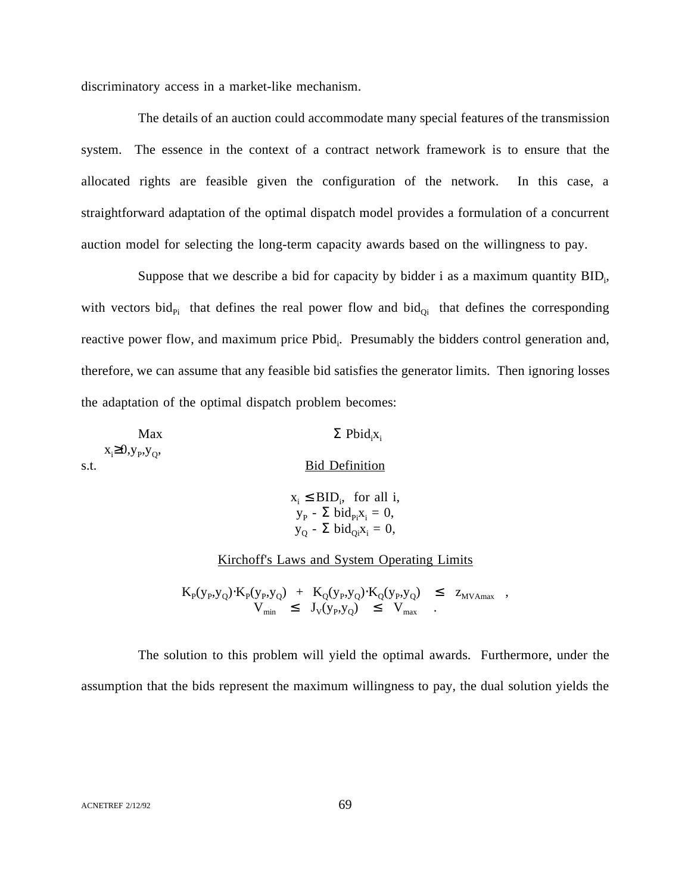discriminatory access in a market-like mechanism.

The details of an auction could accommodate many special features of the transmission system. The essence in the context of a contract network framework is to ensure that the allocated rights are feasible given the configuration of the network. In this case, a straightforward adaptation of the optimal dispatch model provides a formulation of a concurrent auction model for selecting the long-term capacity awards based on the willingness to pay.

Suppose that we describe a bid for capacity by bidder i as a maximum quantity $BID_i$, with vectors $bid_{Pi}$ that defines the real power flow and $bid_{Qi}$ that defines the corresponding reactive power flow, and maximum price $Pbid_i$. Presumably the bidders control generation and, therefore, we can assume that any feasible bid satisfies the generator limits. Then ignoring losses the adaptation of the optimal dispatch problem becomes:

$$\max_{x_i \geq 0, y_P, y_Q,} \quad \Sigma\, Pbid_i x_i$$

s.t.

Bid Definition

$$x_i \leq BID_i, \quad \text{for all } i,$$
$$y_P - \Sigma\, bid_{Pi} x_i = 0,$$
$$y_Q - \Sigma\, bid_{Qi} x_i = 0,$$

Kirchoff's Laws and System Operating Limits

$$K_P(y_P,y_Q) \cdot K_P(y_P,y_Q) \;+\; K_Q(y_P,y_Q) \cdot K_Q(y_P,y_Q) \;\leq\; z_{MVAmax} \;,$$
$$V_{min} \;\leq\; J_V(y_P,y_Q) \;\leq\; V_{max} \;.$$

The solution to this problem will yield the optimal awards. Furthermore, under the assumption that the bids represent the maximum willingness to pay, the dual solution yields the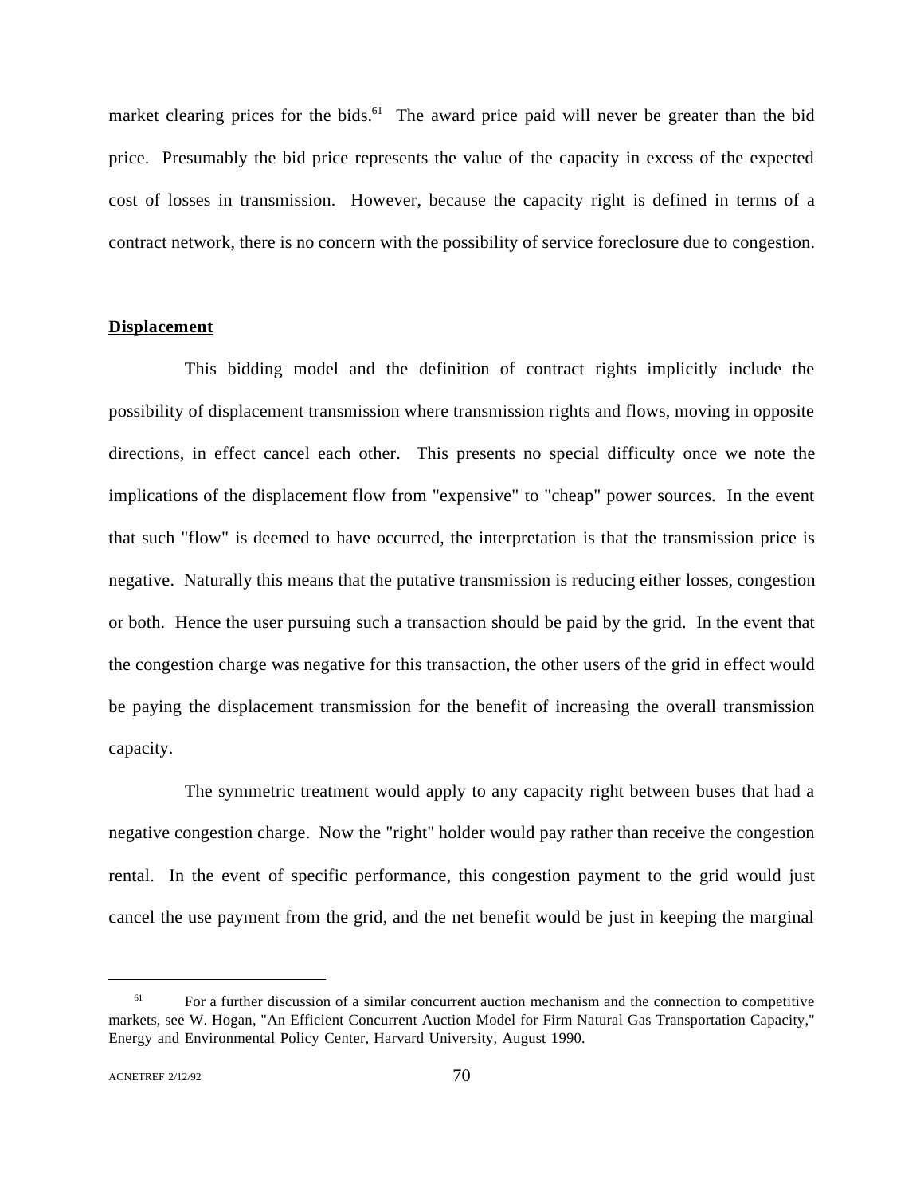market clearing prices for the bids.[61] The award price paid will never be greater than the bid price. Presumably the bid price represents the value of the capacity in excess of the expected cost of losses in transmission. However, because the capacity right is defined in terms of a contract network, there is no concern with the possibility of service foreclosure due to congestion.

**Displacement**

This bidding model and the definition of contract rights implicitly include the possibility of displacement transmission where transmission rights and flows, moving in opposite directions, in effect cancel each other. This presents no special difficulty once we note the implications of the displacement flow from "expensive" to "cheap" power sources. In the event that such "flow" is deemed to have occurred, the interpretation is that the transmission price is negative. Naturally this means that the putative transmission is reducing either losses, congestion or both. Hence the user pursuing such a transaction should be paid by the grid. In the event that the congestion charge was negative for this transaction, the other users of the grid in effect would be paying the displacement transmission for the benefit of increasing the overall transmission capacity.

The symmetric treatment would apply to any capacity right between buses that had a negative congestion charge. Now the "right" holder would pay rather than receive the congestion rental. In the event of specific performance, this congestion payment to the grid would just cancel the use payment from the grid, and the net benefit would be just in keeping the marginal

[61] For a further discussion of a similar concurrent auction mechanism and the connection to competitive markets, see W. Hogan, "An Efficient Concurrent Auction Model for Firm Natural Gas Transportation Capacity," Energy and Environmental Policy Center, Harvard University, August 1990.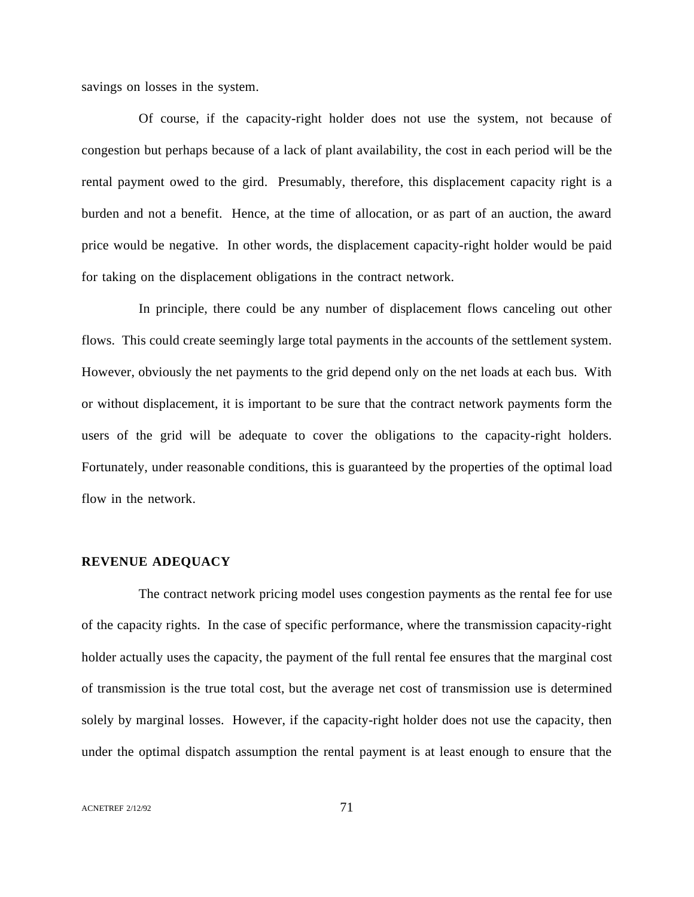savings on losses in the system.

Of course, if the capacity-right holder does not use the system, not because of congestion but perhaps because of a lack of plant availability, the cost in each period will be the rental payment owed to the gird. Presumably, therefore, this displacement capacity right is a burden and not a benefit. Hence, at the time of allocation, or as part of an auction, the award price would be negative. In other words, the displacement capacity-right holder would be paid for taking on the displacement obligations in the contract network.

In principle, there could be any number of displacement flows canceling out other flows. This could create seemingly large total payments in the accounts of the settlement system. However, obviously the net payments to the grid depend only on the net loads at each bus. With or without displacement, it is important to be sure that the contract network payments form the users of the grid will be adequate to cover the obligations to the capacity-right holders. Fortunately, under reasonable conditions, this is guaranteed by the properties of the optimal load flow in the network.

## REVENUE ADEQUACY

The contract network pricing model uses congestion payments as the rental fee for use of the capacity rights. In the case of specific performance, where the transmission capacity-right holder actually uses the capacity, the payment of the full rental fee ensures that the marginal cost of transmission is the true total cost, but the average net cost of transmission use is determined solely by marginal losses. However, if the capacity-right holder does not use the capacity, then under the optimal dispatch assumption the rental payment is at least enough to ensure that the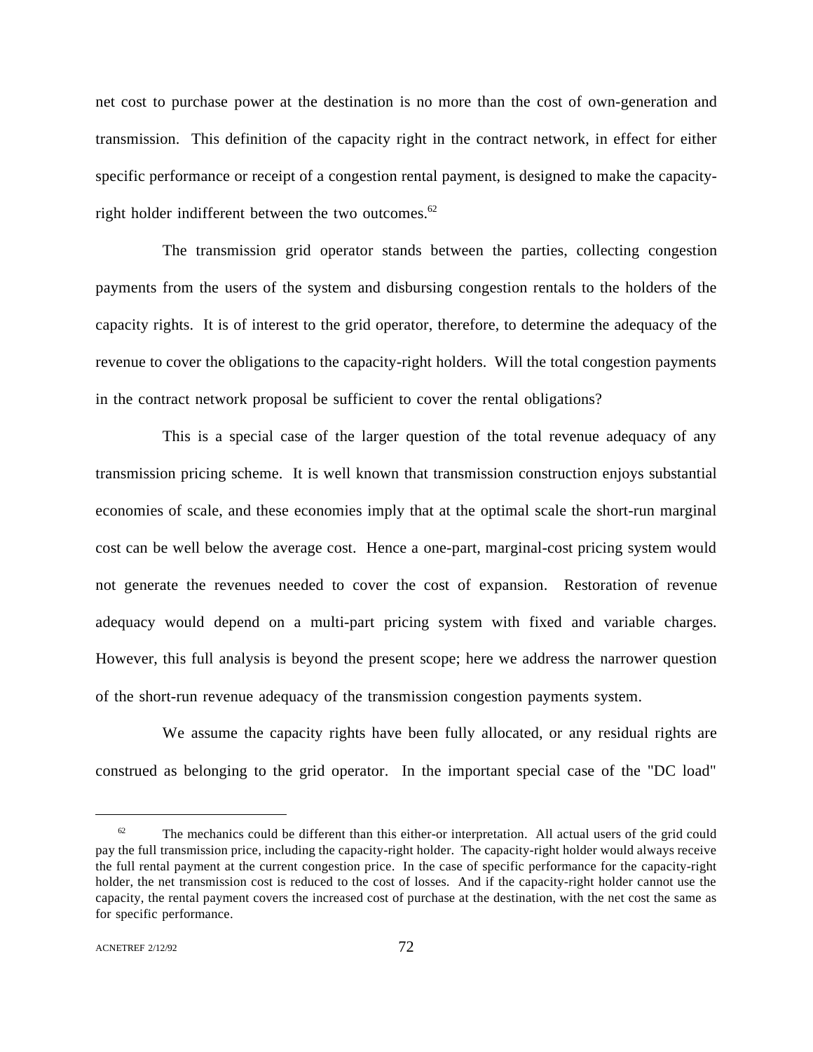net cost to purchase power at the destination is no more than the cost of own-generation and transmission. This definition of the capacity right in the contract network, in effect for either specific performance or receipt of a congestion rental payment, is designed to make the capacity-right holder indifferent between the two outcomes.[62]

The transmission grid operator stands between the parties, collecting congestion payments from the users of the system and disbursing congestion rentals to the holders of the capacity rights. It is of interest to the grid operator, therefore, to determine the adequacy of the revenue to cover the obligations to the capacity-right holders. Will the total congestion payments in the contract network proposal be sufficient to cover the rental obligations?

This is a special case of the larger question of the total revenue adequacy of any transmission pricing scheme. It is well known that transmission construction enjoys substantial economies of scale, and these economies imply that at the optimal scale the short-run marginal cost can be well below the average cost. Hence a one-part, marginal-cost pricing system would not generate the revenues needed to cover the cost of expansion. Restoration of revenue adequacy would depend on a multi-part pricing system with fixed and variable charges. However, this full analysis is beyond the present scope; here we address the narrower question of the short-run revenue adequacy of the transmission congestion payments system.

We assume the capacity rights have been fully allocated, or any residual rights are construed as belonging to the grid operator. In the important special case of the "DC load"

---

[62] The mechanics could be different than this either-or interpretation. All actual users of the grid could pay the full transmission price, including the capacity-right holder. The capacity-right holder would always receive the full rental payment at the current congestion price. In the case of specific performance for the capacity-right holder, the net transmission cost is reduced to the cost of losses. And if the capacity-right holder cannot use the capacity, the rental payment covers the increased cost of purchase at the destination, with the net cost the same as for specific performance.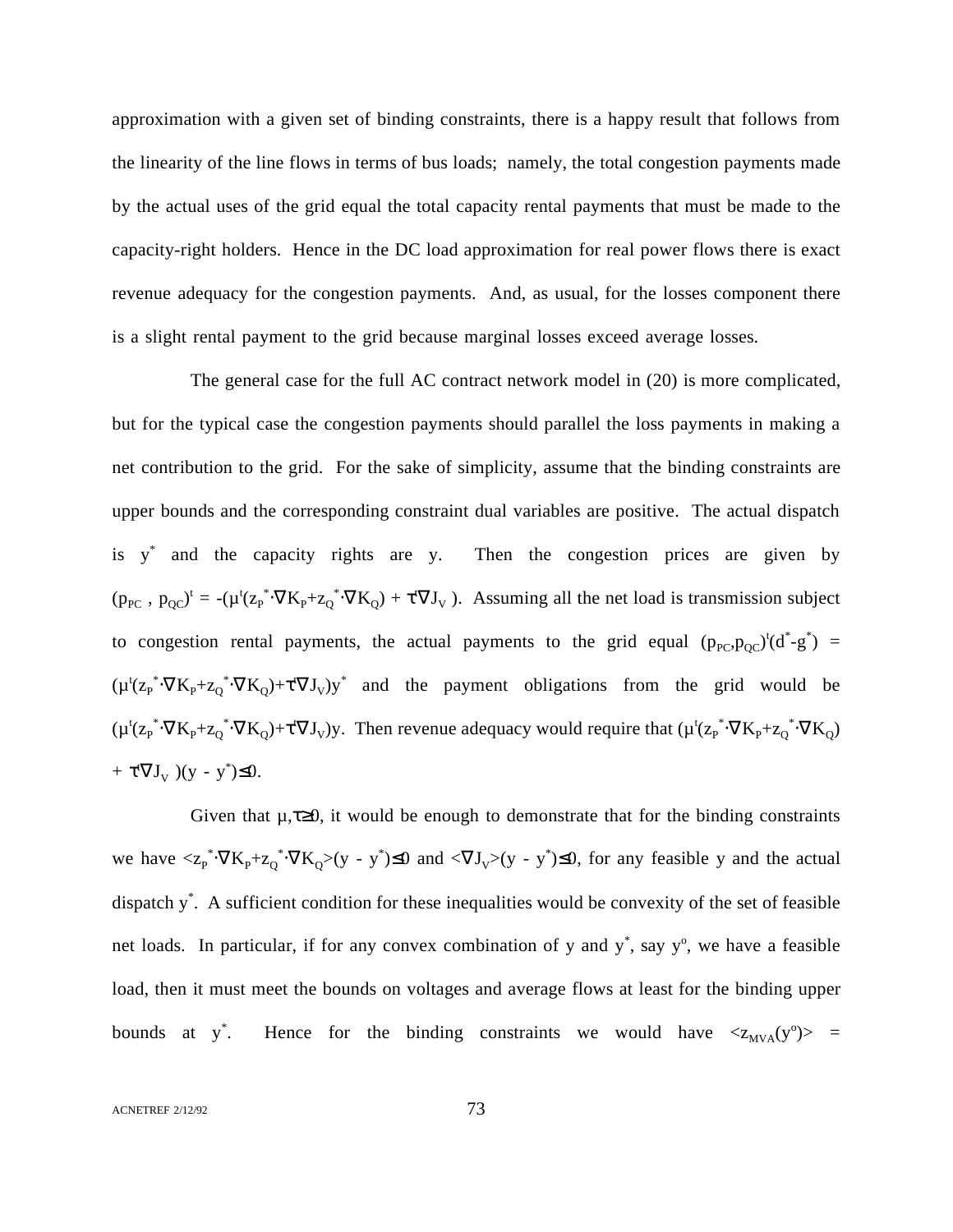approximation with a given set of binding constraints, there is a happy result that follows from the linearity of the line flows in terms of bus loads; namely, the total congestion payments made by the actual uses of the grid equal the total capacity rental payments that must be made to the capacity-right holders. Hence in the DC load approximation for real power flows there is exact revenue adequacy for the congestion payments. And, as usual, for the losses component there is a slight rental payment to the grid because marginal losses exceed average losses.

The general case for the full AC contract network model in (20) is more complicated, but for the typical case the congestion payments should parallel the loss payments in making a net contribution to the grid. For the sake of simplicity, assume that the binding constraints are upper bounds and the corresponding constraint dual variables are positive. The actual dispatch is $y^*$ and the capacity rights are $y$. Then the congestion prices are given by $(p_{PC}, p_{QC})^t = -(\mu^t(z_P^* \cdot \nabla K_P + z_Q^* \cdot \nabla K_Q) + \tau^t \nabla J_V)$. Assuming all the net load is transmission subject to congestion rental payments, the actual payments to the grid equal $(p_{PC}, p_{QC})^t(d^* - g^*) = (\mu^t(z_P^* \cdot \nabla K_P + z_Q^* \cdot \nabla K_Q) + \tau^t \nabla J_V)y^*$ and the payment obligations from the grid would be $(\mu^t(z_P^* \cdot \nabla K_P + z_Q^* \cdot \nabla K_Q) + \tau^t \nabla J_V)y$. Then revenue adequacy would require that $(\mu^t(z_P^* \cdot \nabla K_P + z_Q^* \cdot \nabla K_Q) + \tau^t \nabla J_V)(y - y^*) \leq 0$.

Given that $\mu, \tau \geq 0$, it would be enough to demonstrate that for the binding constraints we have $\langle z_P^* \cdot \nabla K_P + z_Q^* \cdot \nabla K_Q \rangle (y - y^*) \leq 0$ and $\langle \nabla J_V \rangle (y - y^*) \leq 0$, for any feasible $y$ and the actual dispatch $y^*$. A sufficient condition for these inequalities would be convexity of the set of feasible net loads. In particular, if for any convex combination of $y$ and $y^*$, say $y^o$, we have a feasible load, then it must meet the bounds on voltages and average flows at least for the binding upper bounds at $y^*$. Hence for the binding constraints we would have $\langle z_{MVA}(y^o) \rangle =$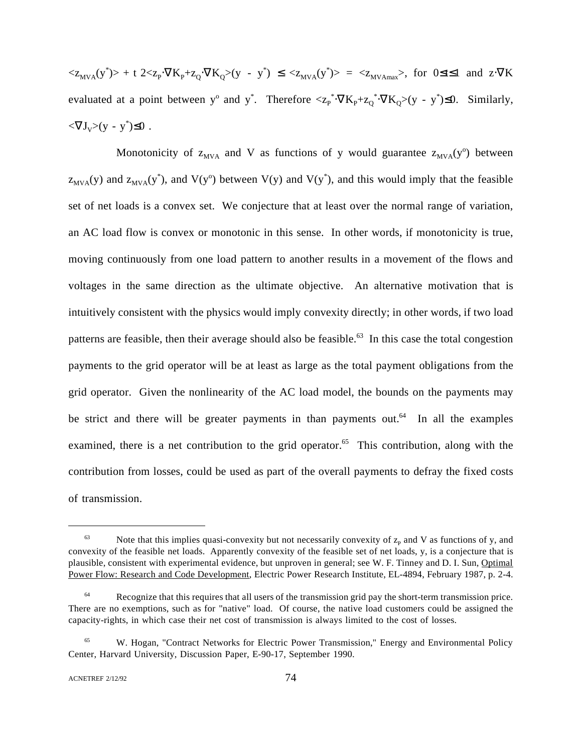$\langle z_{MVA}(y^*)\rangle + t\, 2\langle z_P \cdot \nabla K_P + z_Q \cdot \nabla K_Q\rangle(y - y^*) \leq \langle z_{MVA}(y^*)\rangle = \langle z_{MVAmax}\rangle$, for $0 \leq t \leq 1$ and $z \cdot \nabla K$ evaluated at a point between $y^o$ and $y^*$. Therefore $\langle z_P^* \cdot \nabla K_P + z_Q^* \cdot \nabla K_Q\rangle(y - y^*) \leq 0$. Similarly, $\langle \nabla J_V\rangle(y - y^*) \leq 0$ .

Monotonicity of $z_{MVA}$ and V as functions of y would guarantee $z_{MVA}(y^o)$ between $z_{MVA}(y)$ and $z_{MVA}(y^*)$, and $V(y^o)$ between $V(y)$ and $V(y^*)$, and this would imply that the feasible set of net loads is a convex set. We conjecture that at least over the normal range of variation, an AC load flow is convex or monotonic in this sense. In other words, if monotonicity is true, moving continuously from one load pattern to another results in a movement of the flows and voltages in the same direction as the ultimate objective. An alternative motivation that is intuitively consistent with the physics would imply convexity directly; in other words, if two load patterns are feasible, then their average should also be feasible.[63] In this case the total congestion payments to the grid operator will be at least as large as the total payment obligations from the grid operator. Given the nonlinearity of the AC load model, the bounds on the payments may be strict and there will be greater payments in than payments out.[64] In all the examples examined, there is a net contribution to the grid operator.[65] This contribution, along with the contribution from losses, could be used as part of the overall payments to defray the fixed costs of transmission.

---

[63] Note that this implies quasi-convexity but not necessarily convexity of $z_P$ and V as functions of y, and convexity of the feasible net loads. Apparently convexity of the feasible set of net loads, y, is a conjecture that is plausible, consistent with experimental evidence, but unproven in general; see W. F. Tinney and D. I. Sun, Optimal Power Flow: Research and Code Development, Electric Power Research Institute, EL-4894, February 1987, p. 2-4.

[64] Recognize that this requires that all users of the transmission grid pay the short-term transmission price. There are no exemptions, such as for "native" load. Of course, the native load customers could be assigned the capacity-rights, in which case their net cost of transmission is always limited to the cost of losses.

[65] W. Hogan, "Contract Networks for Electric Power Transmission," Energy and Environmental Policy Center, Harvard University, Discussion Paper, E-90-17, September 1990.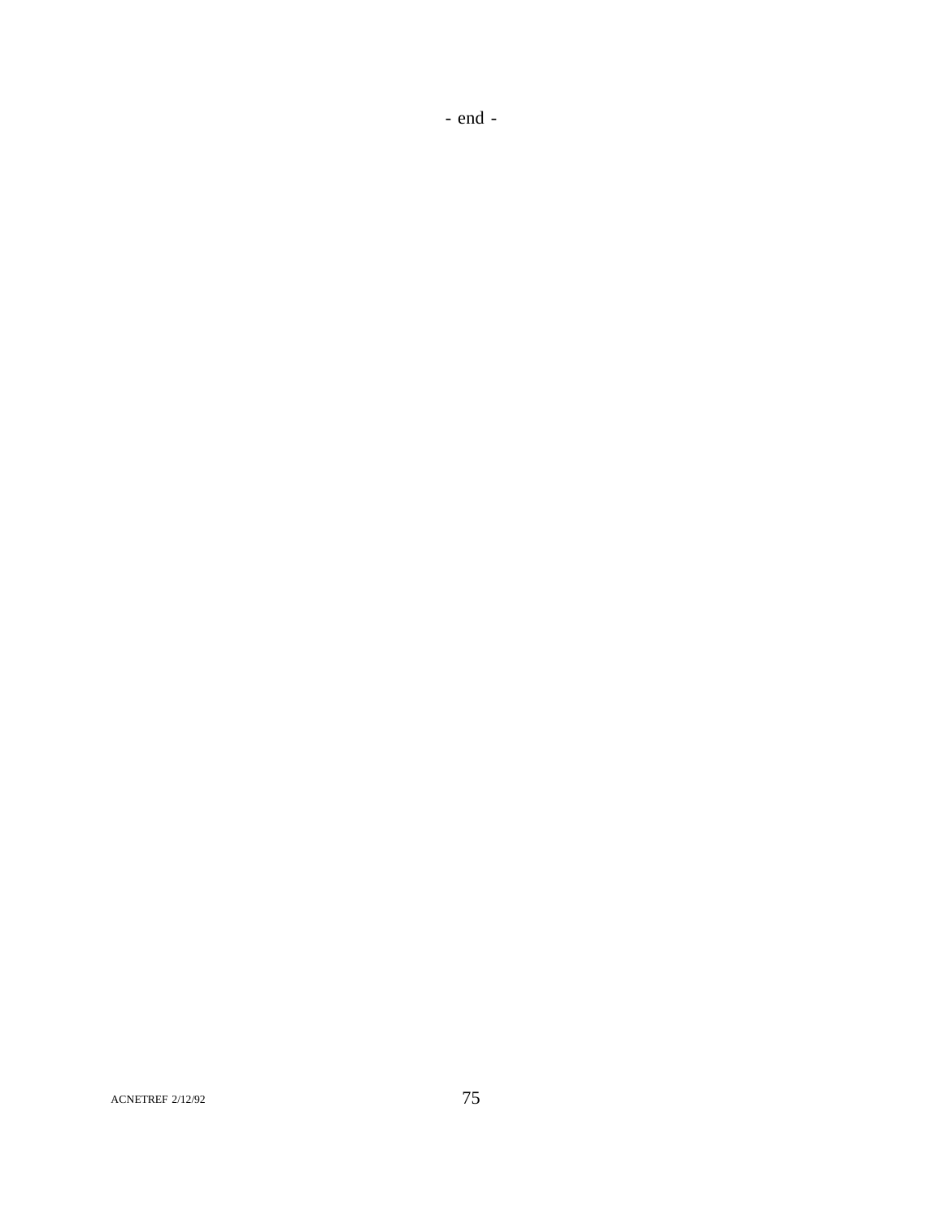- end -